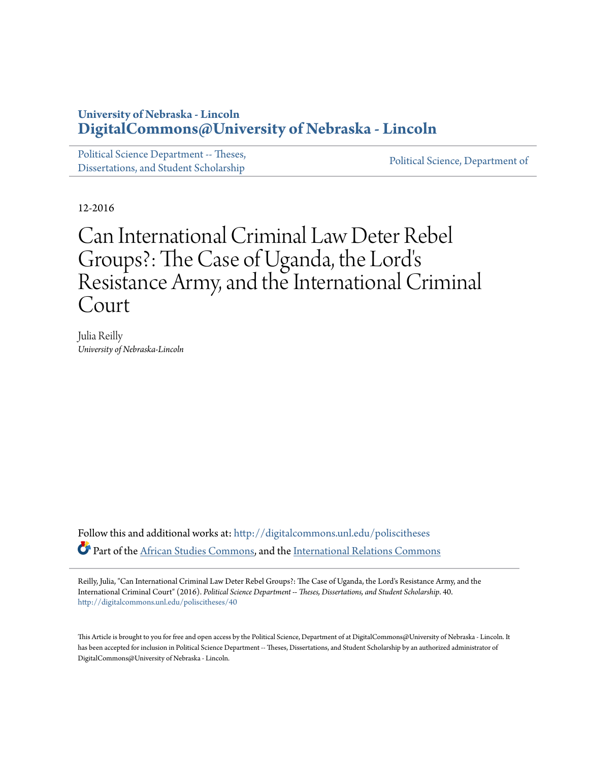University of Nebraska - Lincoln
**DigitalCommons@University of Nebraska - Lincoln**

Political Science Department -- Theses, Dissertations, and Student Scholarship

Political Science, Department of

12-2016

# Can International Criminal Law Deter Rebel Groups?: The Case of Uganda, the Lord's Resistance Army, and the International Criminal Court

Julia Reilly
*University of Nebraska-Lincoln*

Follow this and additional works at: http://digitalcommons.unl.edu/poliscitheses

Part of the African Studies Commons, and the International Relations Commons

Reilly, Julia, "Can International Criminal Law Deter Rebel Groups?: The Case of Uganda, the Lord's Resistance Army, and the International Criminal Court" (2016). *Political Science Department -- Theses, Dissertations, and Student Scholarship*. 40.
http://digitalcommons.unl.edu/poliscitheses/40

This Article is brought to you for free and open access by the Political Science, Department of at DigitalCommons@University of Nebraska - Lincoln. It has been accepted for inclusion in Political Science Department -- Theses, Dissertations, and Student Scholarship by an authorized administrator of DigitalCommons@University of Nebraska - Lincoln.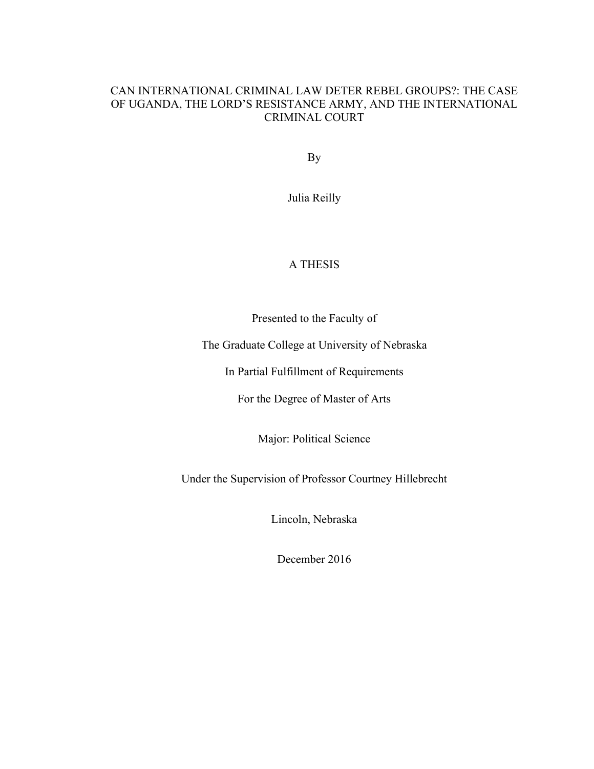# CAN INTERNATIONAL CRIMINAL LAW DETER REBEL GROUPS?: THE CASE OF UGANDA, THE LORD'S RESISTANCE ARMY, AND THE INTERNATIONAL CRIMINAL COURT

By

Julia Reilly

A THESIS

Presented to the Faculty of

The Graduate College at University of Nebraska

In Partial Fulfillment of Requirements

For the Degree of Master of Arts

Major: Political Science

Under the Supervision of Professor Courtney Hillebrecht

Lincoln, Nebraska

December 2016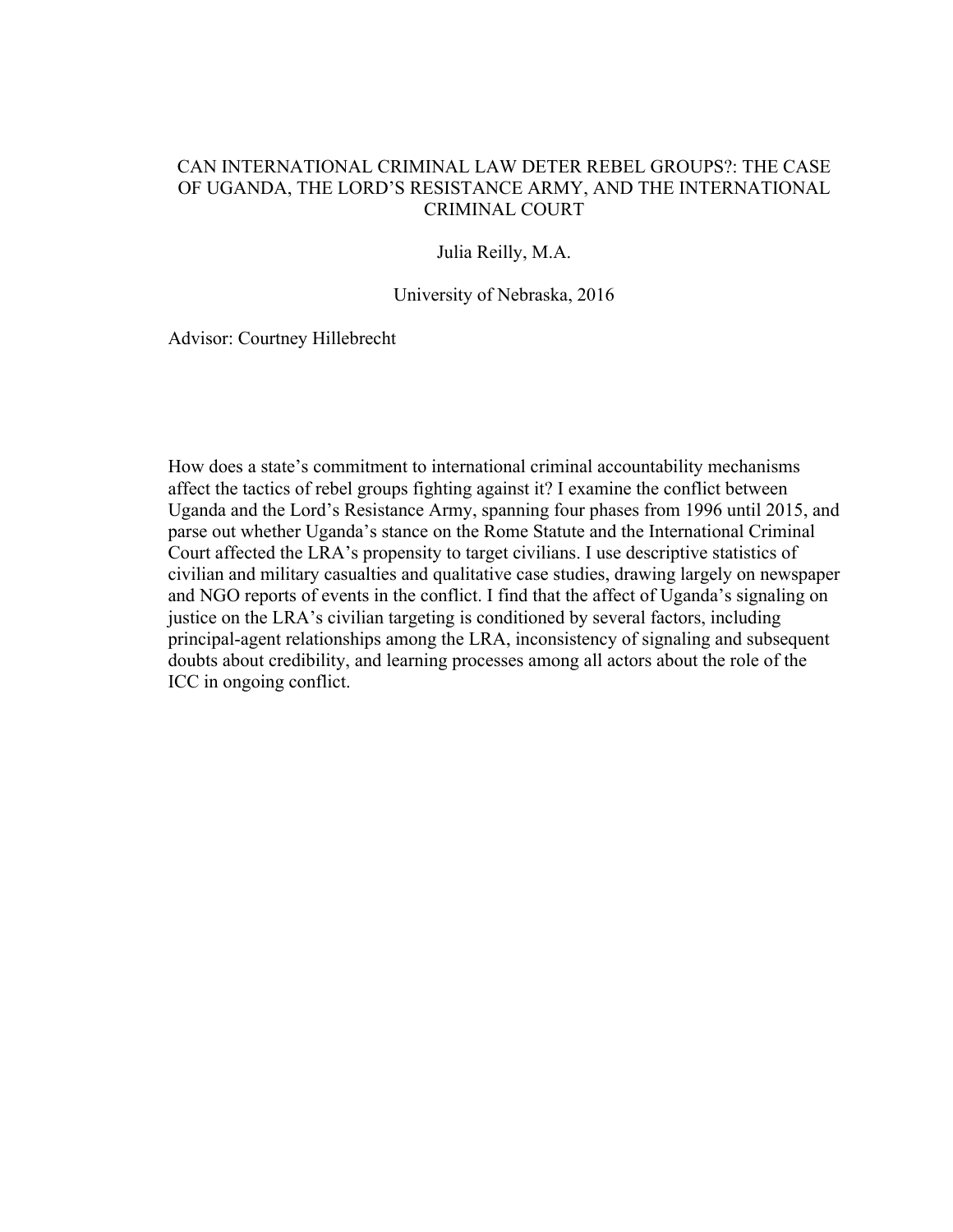# CAN INTERNATIONAL CRIMINAL LAW DETER REBEL GROUPS?: THE CASE OF UGANDA, THE LORD'S RESISTANCE ARMY, AND THE INTERNATIONAL CRIMINAL COURT

Julia Reilly, M.A.

University of Nebraska, 2016

Advisor: Courtney Hillebrecht

How does a state's commitment to international criminal accountability mechanisms affect the tactics of rebel groups fighting against it? I examine the conflict between Uganda and the Lord's Resistance Army, spanning four phases from 1996 until 2015, and parse out whether Uganda's stance on the Rome Statute and the International Criminal Court affected the LRA's propensity to target civilians. I use descriptive statistics of civilian and military casualties and qualitative case studies, drawing largely on newspaper and NGO reports of events in the conflict. I find that the affect of Uganda's signaling on justice on the LRA's civilian targeting is conditioned by several factors, including principal-agent relationships among the LRA, inconsistency of signaling and subsequent doubts about credibility, and learning processes among all actors about the role of the ICC in ongoing conflict.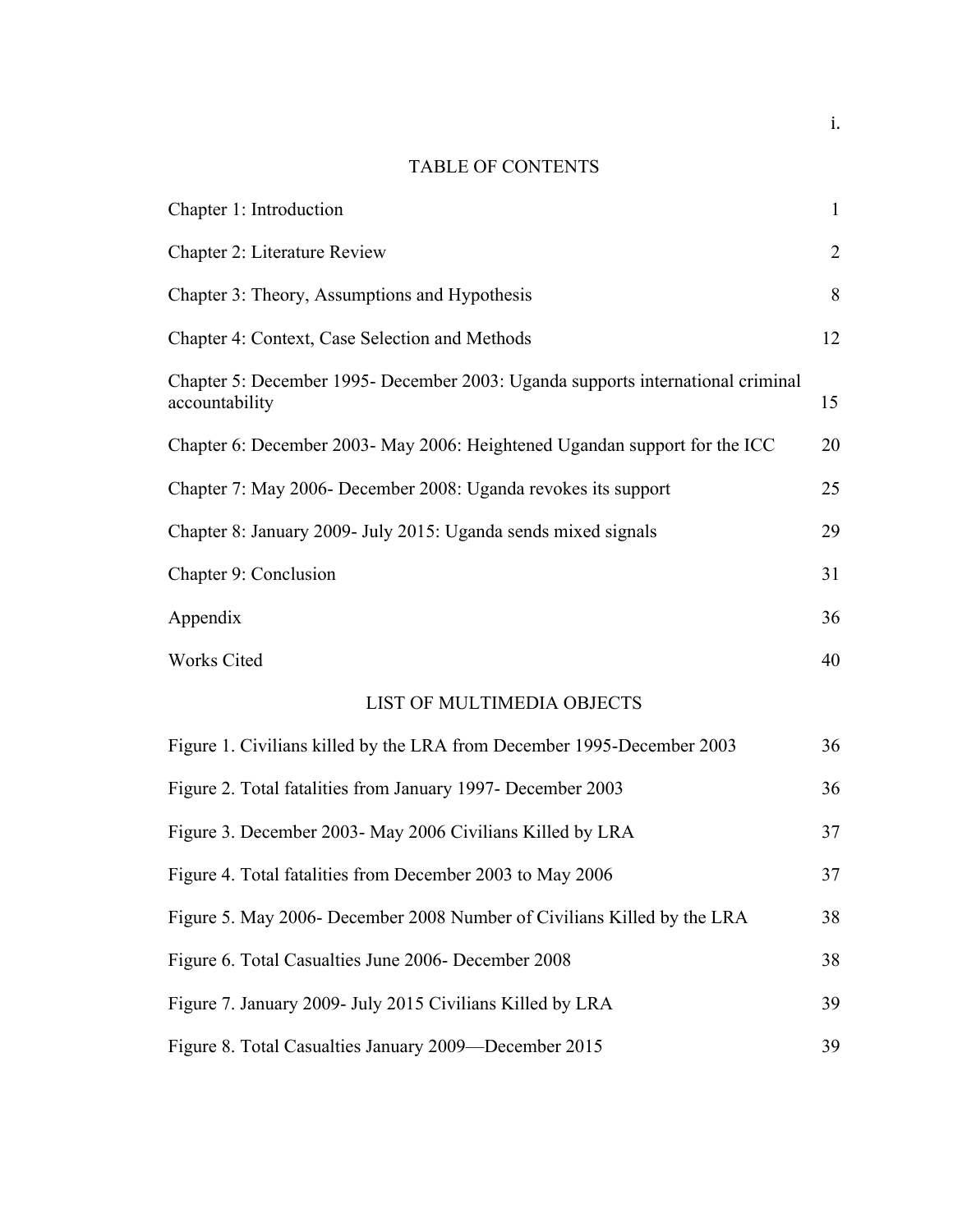## TABLE OF CONTENTS

| | |
|---|---|
| Chapter 1: Introduction | 1 |
| Chapter 2: Literature Review | 2 |
| Chapter 3: Theory, Assumptions and Hypothesis | 8 |
| Chapter 4: Context, Case Selection and Methods | 12 |
| Chapter 5: December 1995- December 2003: Uganda supports international criminal accountability | 15 |
| Chapter 6: December 2003- May 2006: Heightened Ugandan support for the ICC | 20 |
| Chapter 7: May 2006- December 2008: Uganda revokes its support | 25 |
| Chapter 8: January 2009- July 2015: Uganda sends mixed signals | 29 |
| Chapter 9: Conclusion | 31 |
| Appendix | 36 |
| Works Cited | 40 |

## LIST OF MULTIMEDIA OBJECTS

| | |
|---|---|
| Figure 1. Civilians killed by the LRA from December 1995-December 2003 | 36 |
| Figure 2. Total fatalities from January 1997- December 2003 | 36 |
| Figure 3. December 2003- May 2006 Civilians Killed by LRA | 37 |
| Figure 4. Total fatalities from December 2003 to May 2006 | 37 |
| Figure 5. May 2006- December 2008 Number of Civilians Killed by the LRA | 38 |
| Figure 6. Total Casualties June 2006- December 2008 | 38 |
| Figure 7. January 2009- July 2015 Civilians Killed by LRA | 39 |
| Figure 8. Total Casualties January 2009—December 2015 | 39 |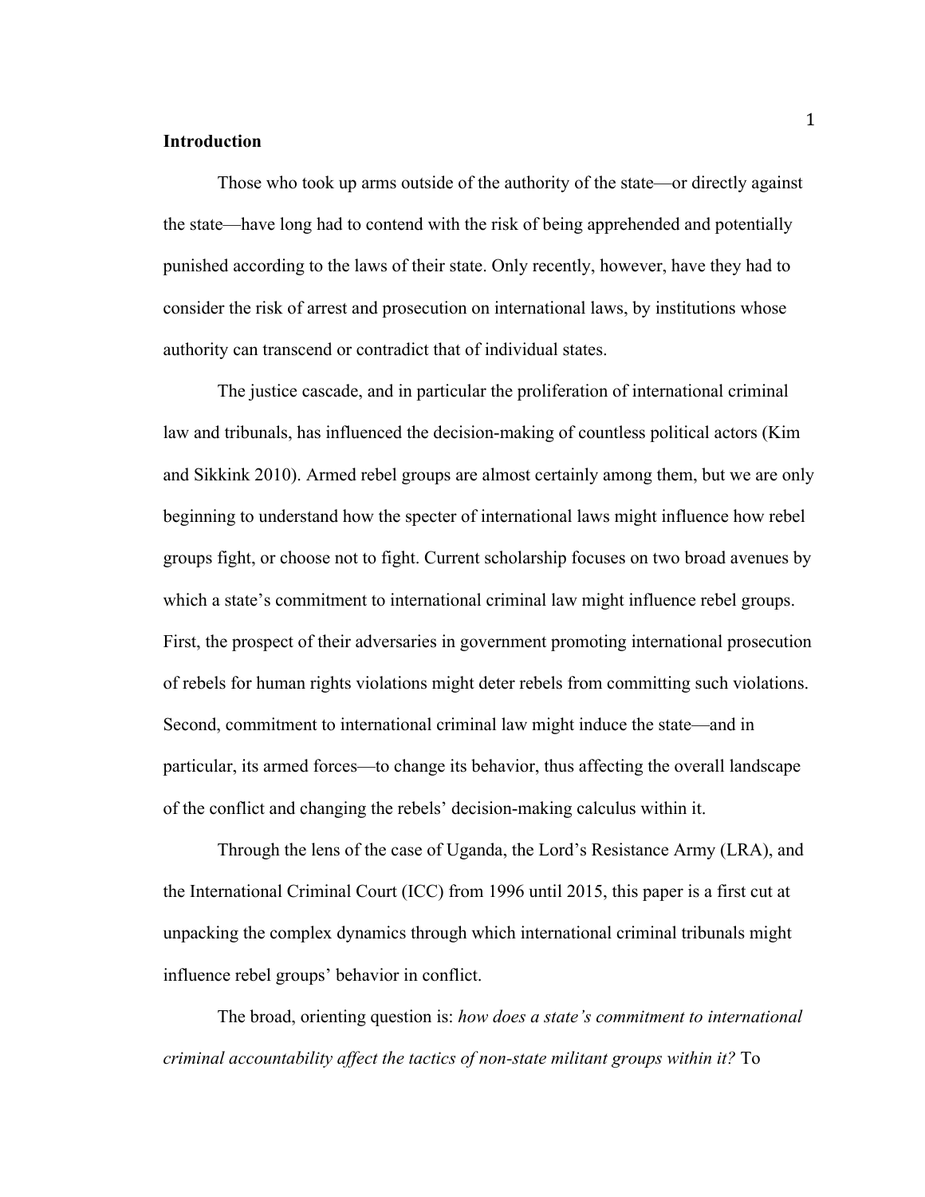**Introduction**

Those who took up arms outside of the authority of the state—or directly against the state—have long had to contend with the risk of being apprehended and potentially punished according to the laws of their state. Only recently, however, have they had to consider the risk of arrest and prosecution on international laws, by institutions whose authority can transcend or contradict that of individual states.

The justice cascade, and in particular the proliferation of international criminal law and tribunals, has influenced the decision-making of countless political actors (Kim and Sikkink 2010). Armed rebel groups are almost certainly among them, but we are only beginning to understand how the specter of international laws might influence how rebel groups fight, or choose not to fight. Current scholarship focuses on two broad avenues by which a state's commitment to international criminal law might influence rebel groups. First, the prospect of their adversaries in government promoting international prosecution of rebels for human rights violations might deter rebels from committing such violations. Second, commitment to international criminal law might induce the state—and in particular, its armed forces—to change its behavior, thus affecting the overall landscape of the conflict and changing the rebels' decision-making calculus within it.

Through the lens of the case of Uganda, the Lord's Resistance Army (LRA), and the International Criminal Court (ICC) from 1996 until 2015, this paper is a first cut at unpacking the complex dynamics through which international criminal tribunals might influence rebel groups' behavior in conflict.

The broad, orienting question is: *how does a state's commitment to international criminal accountability affect the tactics of non-state militant groups within it?* To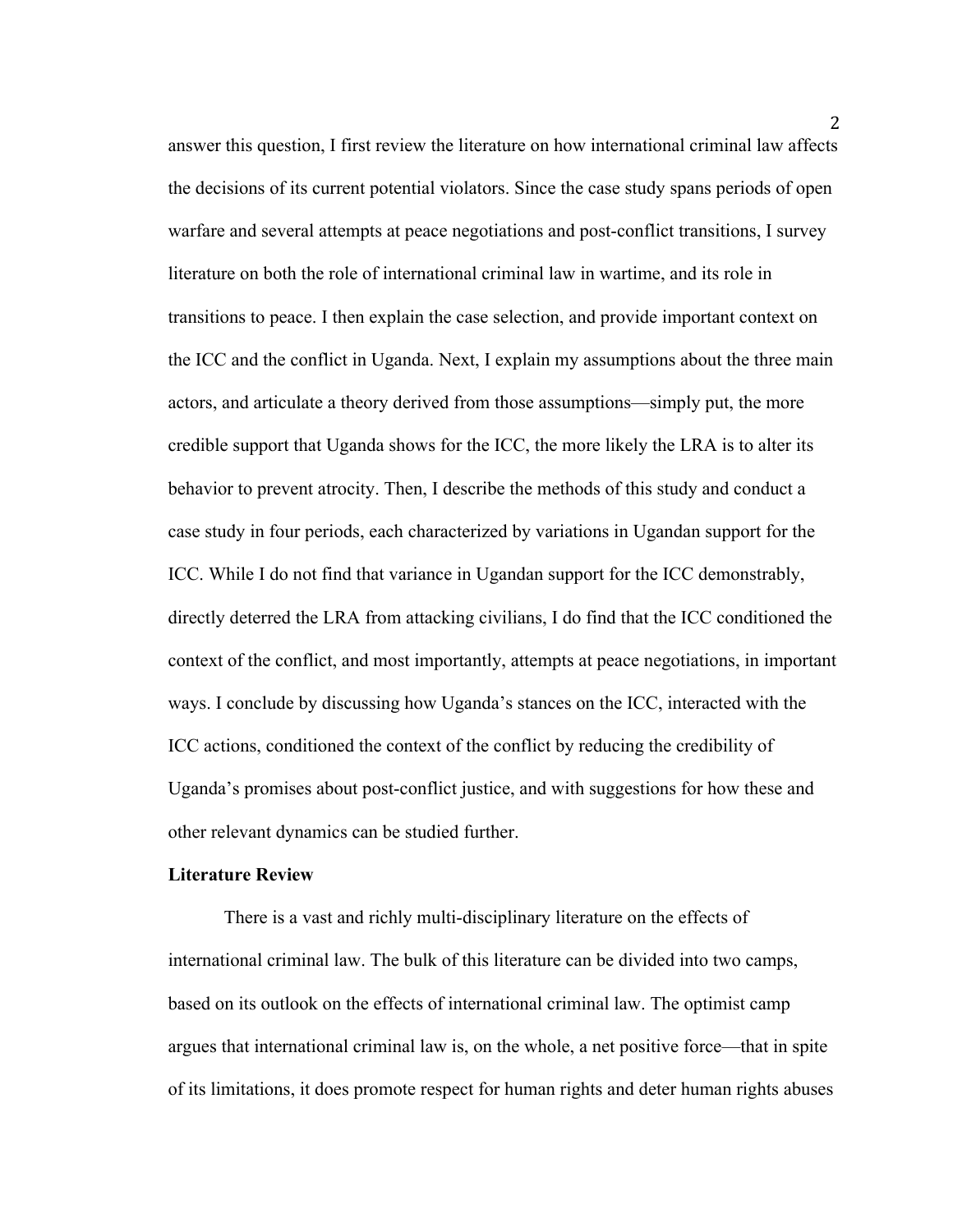answer this question, I first review the literature on how international criminal law affects the decisions of its current potential violators. Since the case study spans periods of open warfare and several attempts at peace negotiations and post-conflict transitions, I survey literature on both the role of international criminal law in wartime, and its role in transitions to peace. I then explain the case selection, and provide important context on the ICC and the conflict in Uganda. Next, I explain my assumptions about the three main actors, and articulate a theory derived from those assumptions—simply put, the more credible support that Uganda shows for the ICC, the more likely the LRA is to alter its behavior to prevent atrocity. Then, I describe the methods of this study and conduct a case study in four periods, each characterized by variations in Ugandan support for the ICC. While I do not find that variance in Ugandan support for the ICC demonstrably, directly deterred the LRA from attacking civilians, I do find that the ICC conditioned the context of the conflict, and most importantly, attempts at peace negotiations, in important ways. I conclude by discussing how Uganda's stances on the ICC, interacted with the ICC actions, conditioned the context of the conflict by reducing the credibility of Uganda's promises about post-conflict justice, and with suggestions for how these and other relevant dynamics can be studied further.

**Literature Review**

There is a vast and richly multi-disciplinary literature on the effects of international criminal law. The bulk of this literature can be divided into two camps, based on its outlook on the effects of international criminal law. The optimist camp argues that international criminal law is, on the whole, a net positive force—that in spite of its limitations, it does promote respect for human rights and deter human rights abuses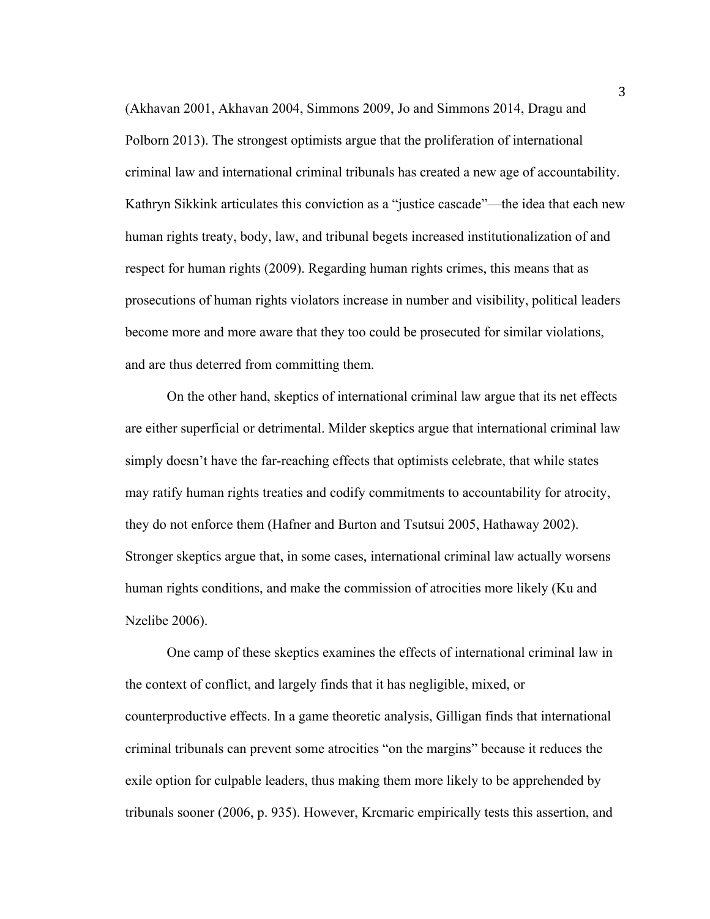(Akhavan 2001, Akhavan 2004, Simmons 2009, Jo and Simmons 2014, Dragu and Polborn 2013). The strongest optimists argue that the proliferation of international criminal law and international criminal tribunals has created a new age of accountability. Kathryn Sikkink articulates this conviction as a "justice cascade"—the idea that each new human rights treaty, body, law, and tribunal begets increased institutionalization of and respect for human rights (2009). Regarding human rights crimes, this means that as prosecutions of human rights violators increase in number and visibility, political leaders become more and more aware that they too could be prosecuted for similar violations, and are thus deterred from committing them.

On the other hand, skeptics of international criminal law argue that its net effects are either superficial or detrimental. Milder skeptics argue that international criminal law simply doesn't have the far-reaching effects that optimists celebrate, that while states may ratify human rights treaties and codify commitments to accountability for atrocity, they do not enforce them (Hafner and Burton and Tsutsui 2005, Hathaway 2002). Stronger skeptics argue that, in some cases, international criminal law actually worsens human rights conditions, and make the commission of atrocities more likely (Ku and Nzelibe 2006).

One camp of these skeptics examines the effects of international criminal law in the context of conflict, and largely finds that it has negligible, mixed, or counterproductive effects. In a game theoretic analysis, Gilligan finds that international criminal tribunals can prevent some atrocities "on the margins" because it reduces the exile option for culpable leaders, thus making them more likely to be apprehended by tribunals sooner (2006, p. 935). However, Krcmaric empirically tests this assertion, and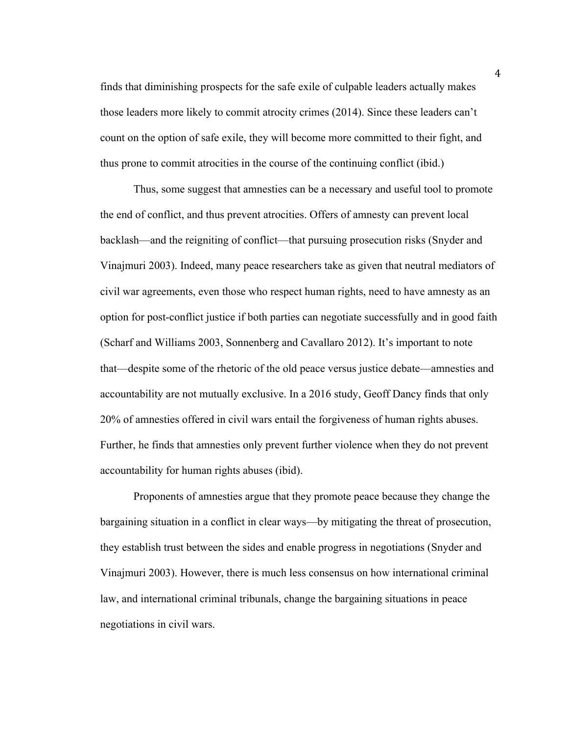finds that diminishing prospects for the safe exile of culpable leaders actually makes those leaders more likely to commit atrocity crimes (2014). Since these leaders can't count on the option of safe exile, they will become more committed to their fight, and thus prone to commit atrocities in the course of the continuing conflict (ibid.)

Thus, some suggest that amnesties can be a necessary and useful tool to promote the end of conflict, and thus prevent atrocities. Offers of amnesty can prevent local backlash—and the reigniting of conflict—that pursuing prosecution risks (Snyder and Vinajmuri 2003). Indeed, many peace researchers take as given that neutral mediators of civil war agreements, even those who respect human rights, need to have amnesty as an option for post-conflict justice if both parties can negotiate successfully and in good faith (Scharf and Williams 2003, Sonnenberg and Cavallaro 2012). It's important to note that—despite some of the rhetoric of the old peace versus justice debate—amnesties and accountability are not mutually exclusive. In a 2016 study, Geoff Dancy finds that only 20% of amnesties offered in civil wars entail the forgiveness of human rights abuses. Further, he finds that amnesties only prevent further violence when they do not prevent accountability for human rights abuses (ibid).

Proponents of amnesties argue that they promote peace because they change the bargaining situation in a conflict in clear ways—by mitigating the threat of prosecution, they establish trust between the sides and enable progress in negotiations (Snyder and Vinajmuri 2003). However, there is much less consensus on how international criminal law, and international criminal tribunals, change the bargaining situations in peace negotiations in civil wars.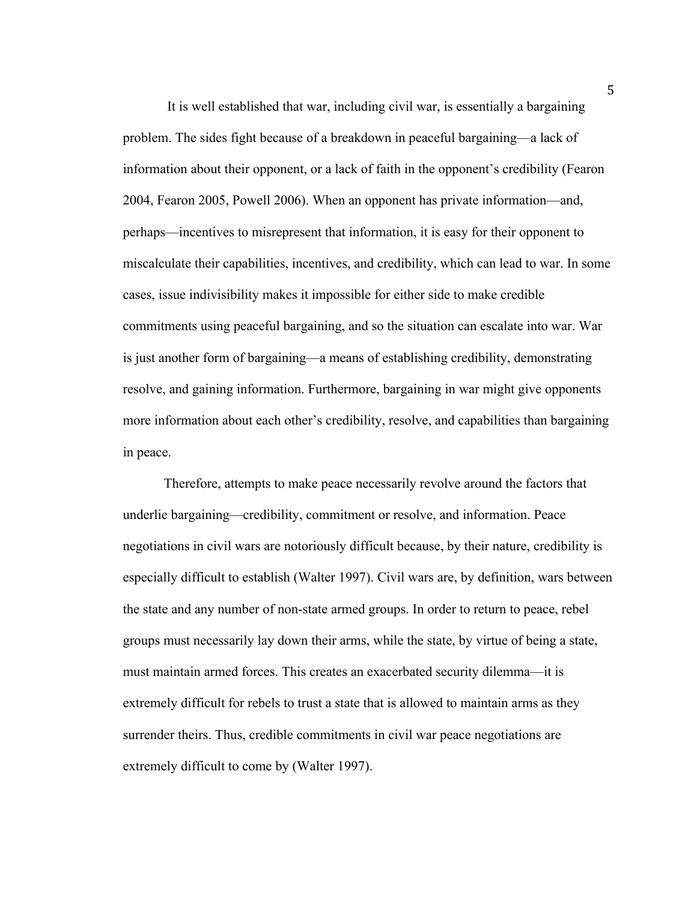It is well established that war, including civil war, is essentially a bargaining problem. The sides fight because of a breakdown in peaceful bargaining—a lack of information about their opponent, or a lack of faith in the opponent's credibility (Fearon 2004, Fearon 2005, Powell 2006). When an opponent has private information—and, perhaps—incentives to misrepresent that information, it is easy for their opponent to miscalculate their capabilities, incentives, and credibility, which can lead to war. In some cases, issue indivisibility makes it impossible for either side to make credible commitments using peaceful bargaining, and so the situation can escalate into war. War is just another form of bargaining—a means of establishing credibility, demonstrating resolve, and gaining information. Furthermore, bargaining in war might give opponents more information about each other's credibility, resolve, and capabilities than bargaining in peace.

Therefore, attempts to make peace necessarily revolve around the factors that underlie bargaining—credibility, commitment or resolve, and information. Peace negotiations in civil wars are notoriously difficult because, by their nature, credibility is especially difficult to establish (Walter 1997). Civil wars are, by definition, wars between the state and any number of non-state armed groups. In order to return to peace, rebel groups must necessarily lay down their arms, while the state, by virtue of being a state, must maintain armed forces. This creates an exacerbated security dilemma—it is extremely difficult for rebels to trust a state that is allowed to maintain arms as they surrender theirs. Thus, credible commitments in civil war peace negotiations are extremely difficult to come by (Walter 1997).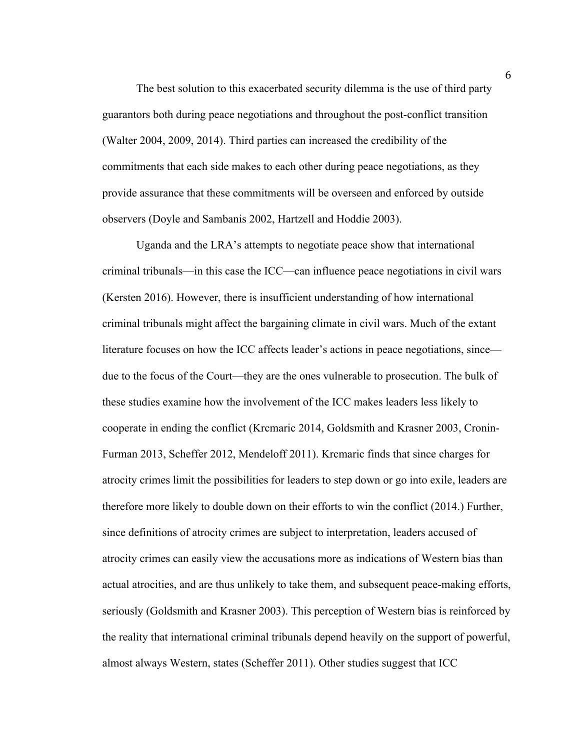The best solution to this exacerbated security dilemma is the use of third party guarantors both during peace negotiations and throughout the post-conflict transition (Walter 2004, 2009, 2014). Third parties can increased the credibility of the commitments that each side makes to each other during peace negotiations, as they provide assurance that these commitments will be overseen and enforced by outside observers (Doyle and Sambanis 2002, Hartzell and Hoddie 2003).

Uganda and the LRA's attempts to negotiate peace show that international criminal tribunals—in this case the ICC—can influence peace negotiations in civil wars (Kersten 2016). However, there is insufficient understanding of how international criminal tribunals might affect the bargaining climate in civil wars. Much of the extant literature focuses on how the ICC affects leader's actions in peace negotiations, since—due to the focus of the Court—they are the ones vulnerable to prosecution. The bulk of these studies examine how the involvement of the ICC makes leaders less likely to cooperate in ending the conflict (Krcmaric 2014, Goldsmith and Krasner 2003, Cronin-Furman 2013, Scheffer 2012, Mendeloff 2011). Krcmaric finds that since charges for atrocity crimes limit the possibilities for leaders to step down or go into exile, leaders are therefore more likely to double down on their efforts to win the conflict (2014.) Further, since definitions of atrocity crimes are subject to interpretation, leaders accused of atrocity crimes can easily view the accusations more as indications of Western bias than actual atrocities, and are thus unlikely to take them, and subsequent peace-making efforts, seriously (Goldsmith and Krasner 2003). This perception of Western bias is reinforced by the reality that international criminal tribunals depend heavily on the support of powerful, almost always Western, states (Scheffer 2011). Other studies suggest that ICC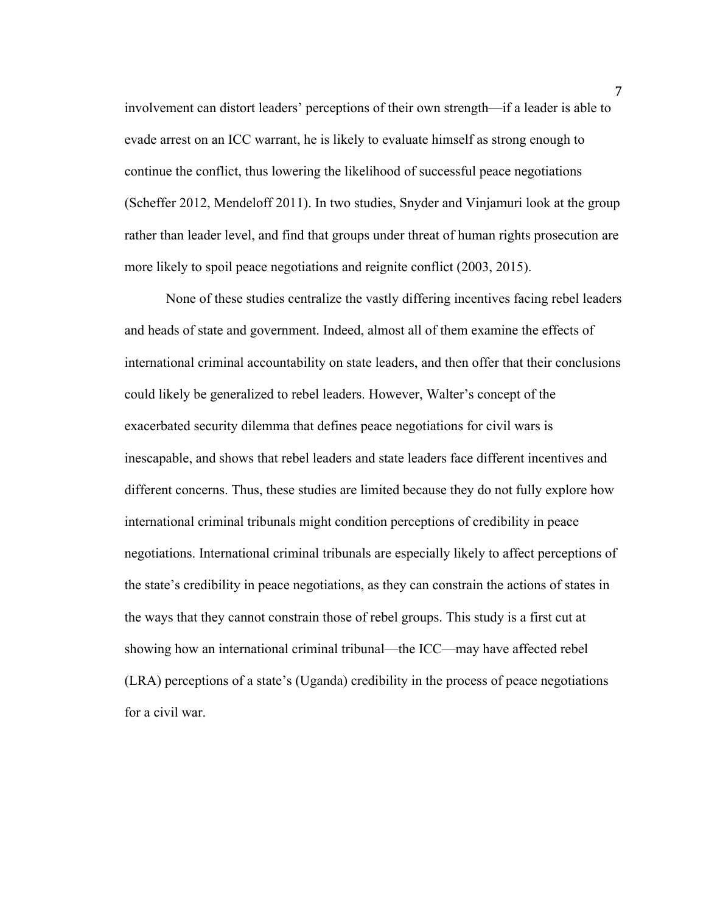involvement can distort leaders' perceptions of their own strength—if a leader is able to evade arrest on an ICC warrant, he is likely to evaluate himself as strong enough to continue the conflict, thus lowering the likelihood of successful peace negotiations (Scheffer 2012, Mendeloff 2011). In two studies, Snyder and Vinjamuri look at the group rather than leader level, and find that groups under threat of human rights prosecution are more likely to spoil peace negotiations and reignite conflict (2003, 2015).

None of these studies centralize the vastly differing incentives facing rebel leaders and heads of state and government. Indeed, almost all of them examine the effects of international criminal accountability on state leaders, and then offer that their conclusions could likely be generalized to rebel leaders. However, Walter's concept of the exacerbated security dilemma that defines peace negotiations for civil wars is inescapable, and shows that rebel leaders and state leaders face different incentives and different concerns. Thus, these studies are limited because they do not fully explore how international criminal tribunals might condition perceptions of credibility in peace negotiations. International criminal tribunals are especially likely to affect perceptions of the state's credibility in peace negotiations, as they can constrain the actions of states in the ways that they cannot constrain those of rebel groups. This study is a first cut at showing how an international criminal tribunal—the ICC—may have affected rebel (LRA) perceptions of a state's (Uganda) credibility in the process of peace negotiations for a civil war.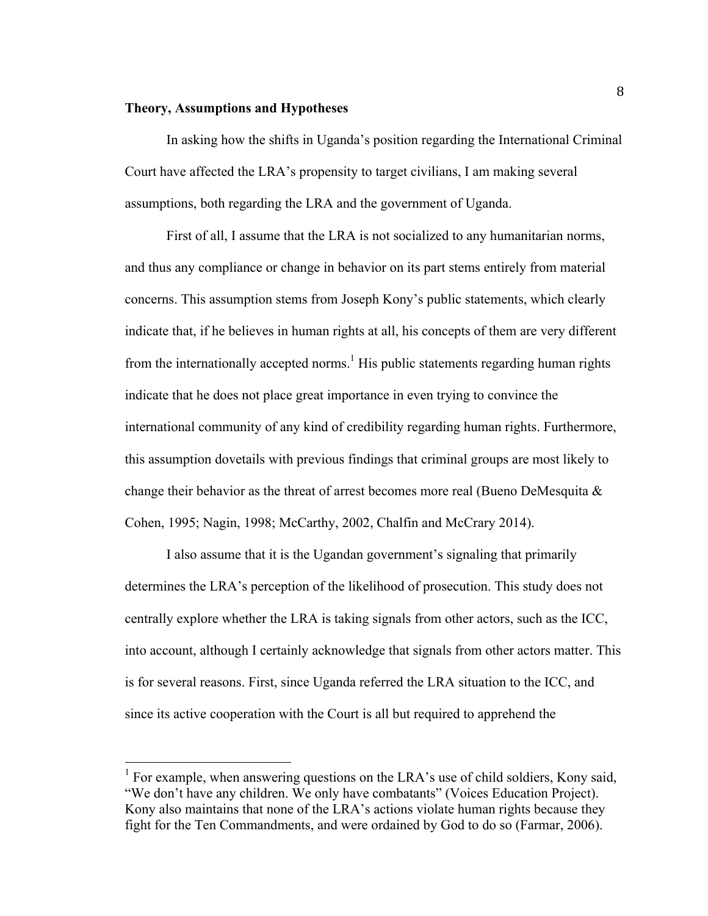**Theory, Assumptions and Hypotheses**

In asking how the shifts in Uganda's position regarding the International Criminal Court have affected the LRA's propensity to target civilians, I am making several assumptions, both regarding the LRA and the government of Uganda.

First of all, I assume that the LRA is not socialized to any humanitarian norms, and thus any compliance or change in behavior on its part stems entirely from material concerns. This assumption stems from Joseph Kony's public statements, which clearly indicate that, if he believes in human rights at all, his concepts of them are very different from the internationally accepted norms.[1] His public statements regarding human rights indicate that he does not place great importance in even trying to convince the international community of any kind of credibility regarding human rights. Furthermore, this assumption dovetails with previous findings that criminal groups are most likely to change their behavior as the threat of arrest becomes more real (Bueno DeMesquita & Cohen, 1995; Nagin, 1998; McCarthy, 2002, Chalfin and McCrary 2014).

I also assume that it is the Ugandan government's signaling that primarily determines the LRA's perception of the likelihood of prosecution. This study does not centrally explore whether the LRA is taking signals from other actors, such as the ICC, into account, although I certainly acknowledge that signals from other actors matter. This is for several reasons. First, since Uganda referred the LRA situation to the ICC, and since its active cooperation with the Court is all but required to apprehend the

---

[1] For example, when answering questions on the LRA's use of child soldiers, Kony said, "We don't have any children. We only have combatants" (Voices Education Project). Kony also maintains that none of the LRA's actions violate human rights because they fight for the Ten Commandments, and were ordained by God to do so (Farmar, 2006).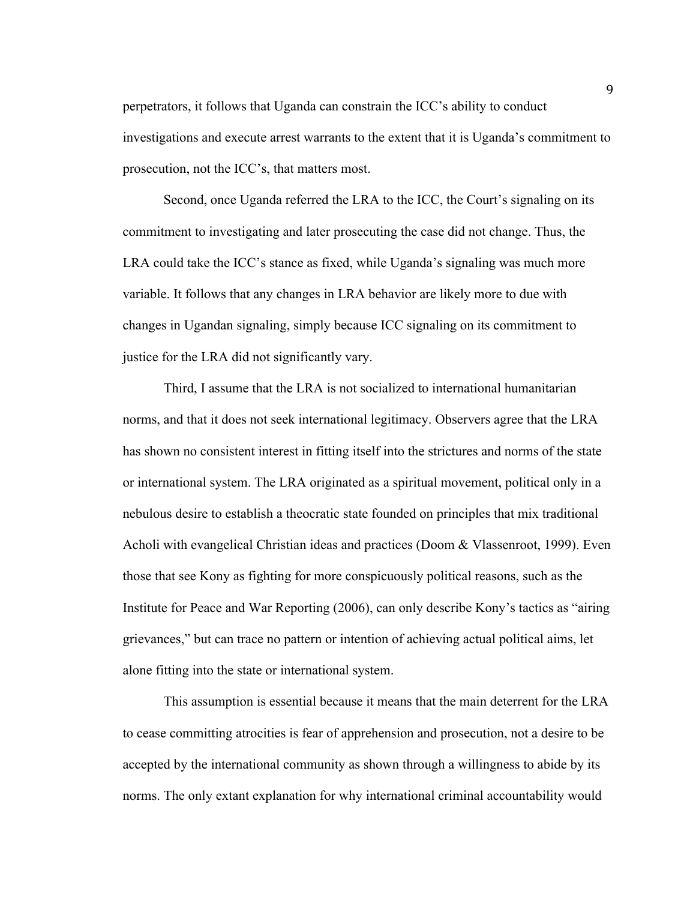perpetrators, it follows that Uganda can constrain the ICC's ability to conduct investigations and execute arrest warrants to the extent that it is Uganda's commitment to prosecution, not the ICC's, that matters most.

Second, once Uganda referred the LRA to the ICC, the Court's signaling on its commitment to investigating and later prosecuting the case did not change. Thus, the LRA could take the ICC's stance as fixed, while Uganda's signaling was much more variable. It follows that any changes in LRA behavior are likely more to due with changes in Ugandan signaling, simply because ICC signaling on its commitment to justice for the LRA did not significantly vary.

Third, I assume that the LRA is not socialized to international humanitarian norms, and that it does not seek international legitimacy. Observers agree that the LRA has shown no consistent interest in fitting itself into the strictures and norms of the state or international system. The LRA originated as a spiritual movement, political only in a nebulous desire to establish a theocratic state founded on principles that mix traditional Acholi with evangelical Christian ideas and practices (Doom & Vlassenroot, 1999). Even those that see Kony as fighting for more conspicuously political reasons, such as the Institute for Peace and War Reporting (2006), can only describe Kony's tactics as "airing grievances," but can trace no pattern or intention of achieving actual political aims, let alone fitting into the state or international system.

This assumption is essential because it means that the main deterrent for the LRA to cease committing atrocities is fear of apprehension and prosecution, not a desire to be accepted by the international community as shown through a willingness to abide by its norms. The only extant explanation for why international criminal accountability would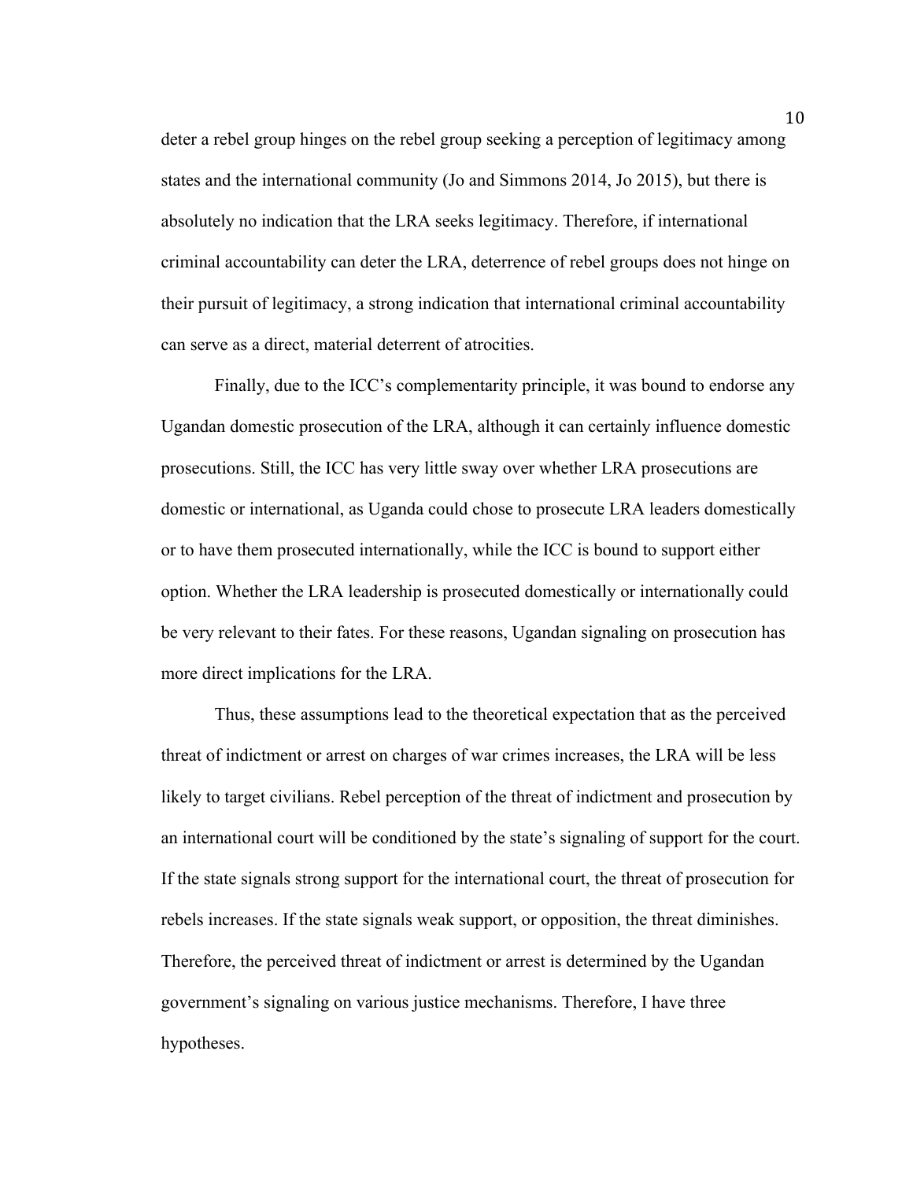deter a rebel group hinges on the rebel group seeking a perception of legitimacy among states and the international community (Jo and Simmons 2014, Jo 2015), but there is absolutely no indication that the LRA seeks legitimacy. Therefore, if international criminal accountability can deter the LRA, deterrence of rebel groups does not hinge on their pursuit of legitimacy, a strong indication that international criminal accountability can serve as a direct, material deterrent of atrocities.

Finally, due to the ICC's complementarity principle, it was bound to endorse any Ugandan domestic prosecution of the LRA, although it can certainly influence domestic prosecutions. Still, the ICC has very little sway over whether LRA prosecutions are domestic or international, as Uganda could chose to prosecute LRA leaders domestically or to have them prosecuted internationally, while the ICC is bound to support either option. Whether the LRA leadership is prosecuted domestically or internationally could be very relevant to their fates. For these reasons, Ugandan signaling on prosecution has more direct implications for the LRA.

Thus, these assumptions lead to the theoretical expectation that as the perceived threat of indictment or arrest on charges of war crimes increases, the LRA will be less likely to target civilians. Rebel perception of the threat of indictment and prosecution by an international court will be conditioned by the state's signaling of support for the court. If the state signals strong support for the international court, the threat of prosecution for rebels increases. If the state signals weak support, or opposition, the threat diminishes. Therefore, the perceived threat of indictment or arrest is determined by the Ugandan government's signaling on various justice mechanisms. Therefore, I have three hypotheses.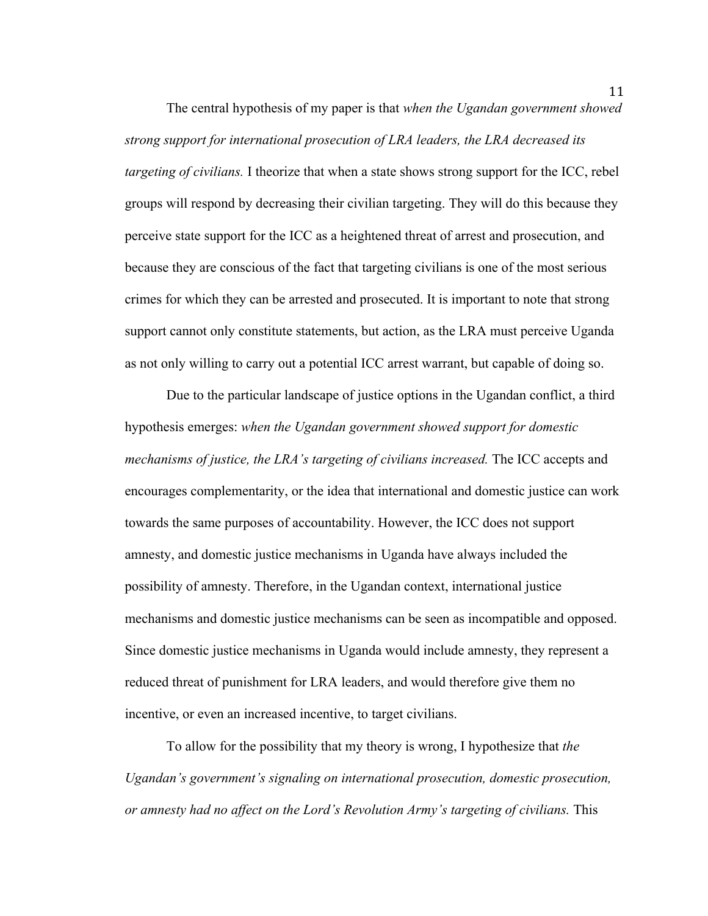The central hypothesis of my paper is that *when the Ugandan government showed strong support for international prosecution of LRA leaders, the LRA decreased its targeting of civilians.* I theorize that when a state shows strong support for the ICC, rebel groups will respond by decreasing their civilian targeting. They will do this because they perceive state support for the ICC as a heightened threat of arrest and prosecution, and because they are conscious of the fact that targeting civilians is one of the most serious crimes for which they can be arrested and prosecuted. It is important to note that strong support cannot only constitute statements, but action, as the LRA must perceive Uganda as not only willing to carry out a potential ICC arrest warrant, but capable of doing so.

Due to the particular landscape of justice options in the Ugandan conflict, a third hypothesis emerges: *when the Ugandan government showed support for domestic mechanisms of justice, the LRA's targeting of civilians increased.* The ICC accepts and encourages complementarity, or the idea that international and domestic justice can work towards the same purposes of accountability. However, the ICC does not support amnesty, and domestic justice mechanisms in Uganda have always included the possibility of amnesty. Therefore, in the Ugandan context, international justice mechanisms and domestic justice mechanisms can be seen as incompatible and opposed. Since domestic justice mechanisms in Uganda would include amnesty, they represent a reduced threat of punishment for LRA leaders, and would therefore give them no incentive, or even an increased incentive, to target civilians.

To allow for the possibility that my theory is wrong, I hypothesize that *the Ugandan's government's signaling on international prosecution, domestic prosecution, or amnesty had no affect on the Lord's Revolution Army's targeting of civilians.* This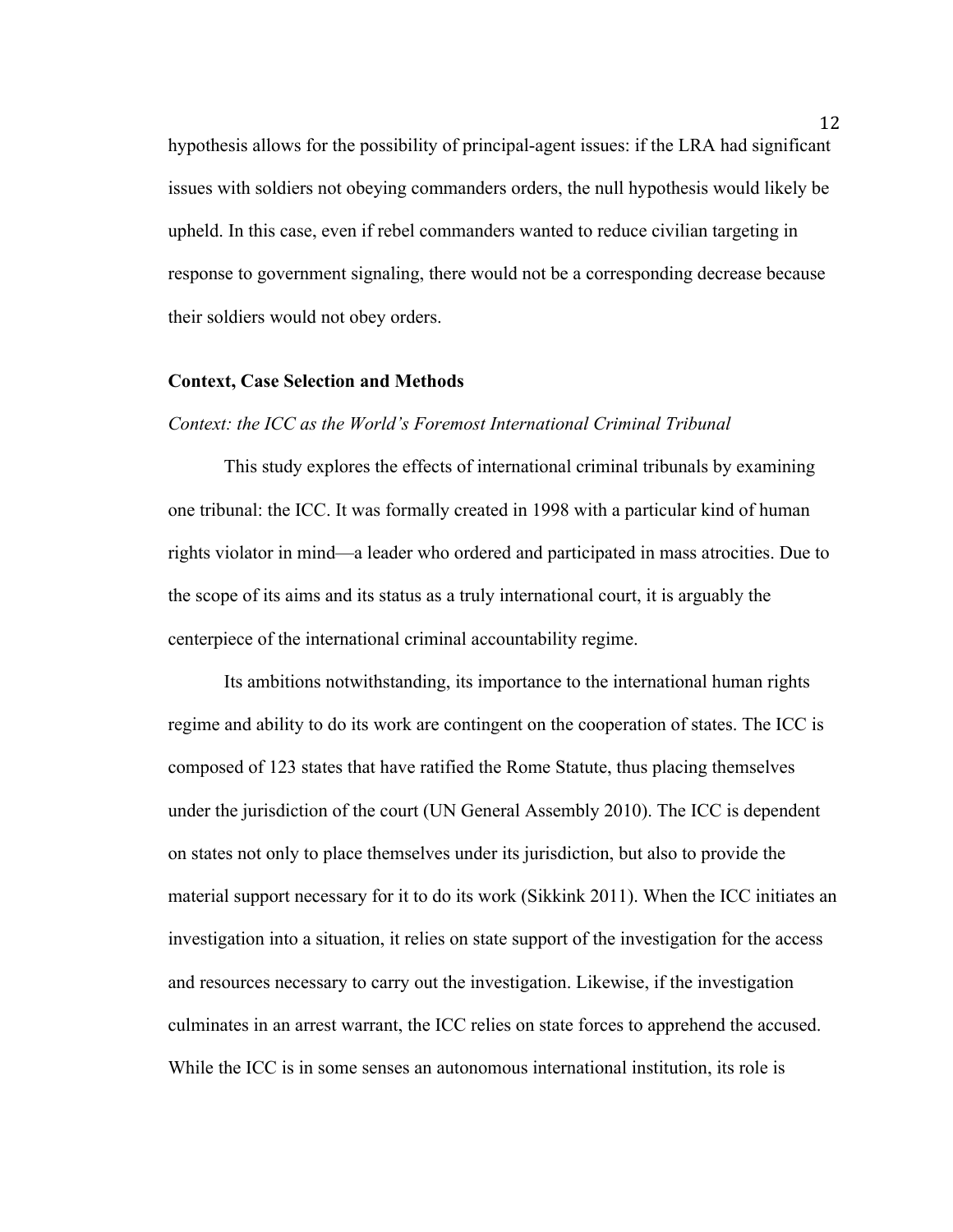hypothesis allows for the possibility of principal-agent issues: if the LRA had significant issues with soldiers not obeying commanders orders, the null hypothesis would likely be upheld. In this case, even if rebel commanders wanted to reduce civilian targeting in response to government signaling, there would not be a corresponding decrease because their soldiers would not obey orders.

## Context, Case Selection and Methods

### *Context: the ICC as the World's Foremost International Criminal Tribunal*

This study explores the effects of international criminal tribunals by examining one tribunal: the ICC. It was formally created in 1998 with a particular kind of human rights violator in mind—a leader who ordered and participated in mass atrocities. Due to the scope of its aims and its status as a truly international court, it is arguably the centerpiece of the international criminal accountability regime.

Its ambitions notwithstanding, its importance to the international human rights regime and ability to do its work are contingent on the cooperation of states. The ICC is composed of 123 states that have ratified the Rome Statute, thus placing themselves under the jurisdiction of the court (UN General Assembly 2010). The ICC is dependent on states not only to place themselves under its jurisdiction, but also to provide the material support necessary for it to do its work (Sikkink 2011). When the ICC initiates an investigation into a situation, it relies on state support of the investigation for the access and resources necessary to carry out the investigation. Likewise, if the investigation culminates in an arrest warrant, the ICC relies on state forces to apprehend the accused. While the ICC is in some senses an autonomous international institution, its role is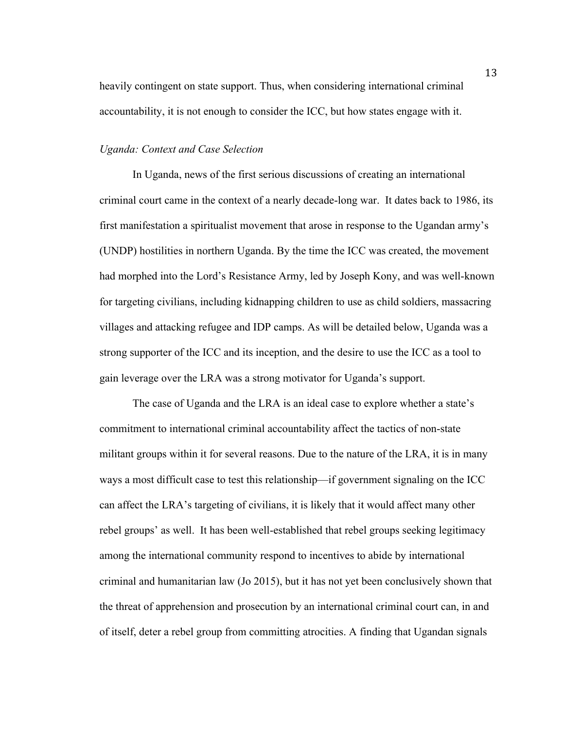heavily contingent on state support. Thus, when considering international criminal accountability, it is not enough to consider the ICC, but how states engage with it.

*Uganda: Context and Case Selection*

In Uganda, news of the first serious discussions of creating an international criminal court came in the context of a nearly decade-long war. It dates back to 1986, its first manifestation a spiritualist movement that arose in response to the Ugandan army's (UNDP) hostilities in northern Uganda. By the time the ICC was created, the movement had morphed into the Lord's Resistance Army, led by Joseph Kony, and was well-known for targeting civilians, including kidnapping children to use as child soldiers, massacring villages and attacking refugee and IDP camps. As will be detailed below, Uganda was a strong supporter of the ICC and its inception, and the desire to use the ICC as a tool to gain leverage over the LRA was a strong motivator for Uganda's support.

The case of Uganda and the LRA is an ideal case to explore whether a state's commitment to international criminal accountability affect the tactics of non-state militant groups within it for several reasons. Due to the nature of the LRA, it is in many ways a most difficult case to test this relationship—if government signaling on the ICC can affect the LRA's targeting of civilians, it is likely that it would affect many other rebel groups' as well. It has been well-established that rebel groups seeking legitimacy among the international community respond to incentives to abide by international criminal and humanitarian law (Jo 2015), but it has not yet been conclusively shown that the threat of apprehension and prosecution by an international criminal court can, in and of itself, deter a rebel group from committing atrocities. A finding that Ugandan signals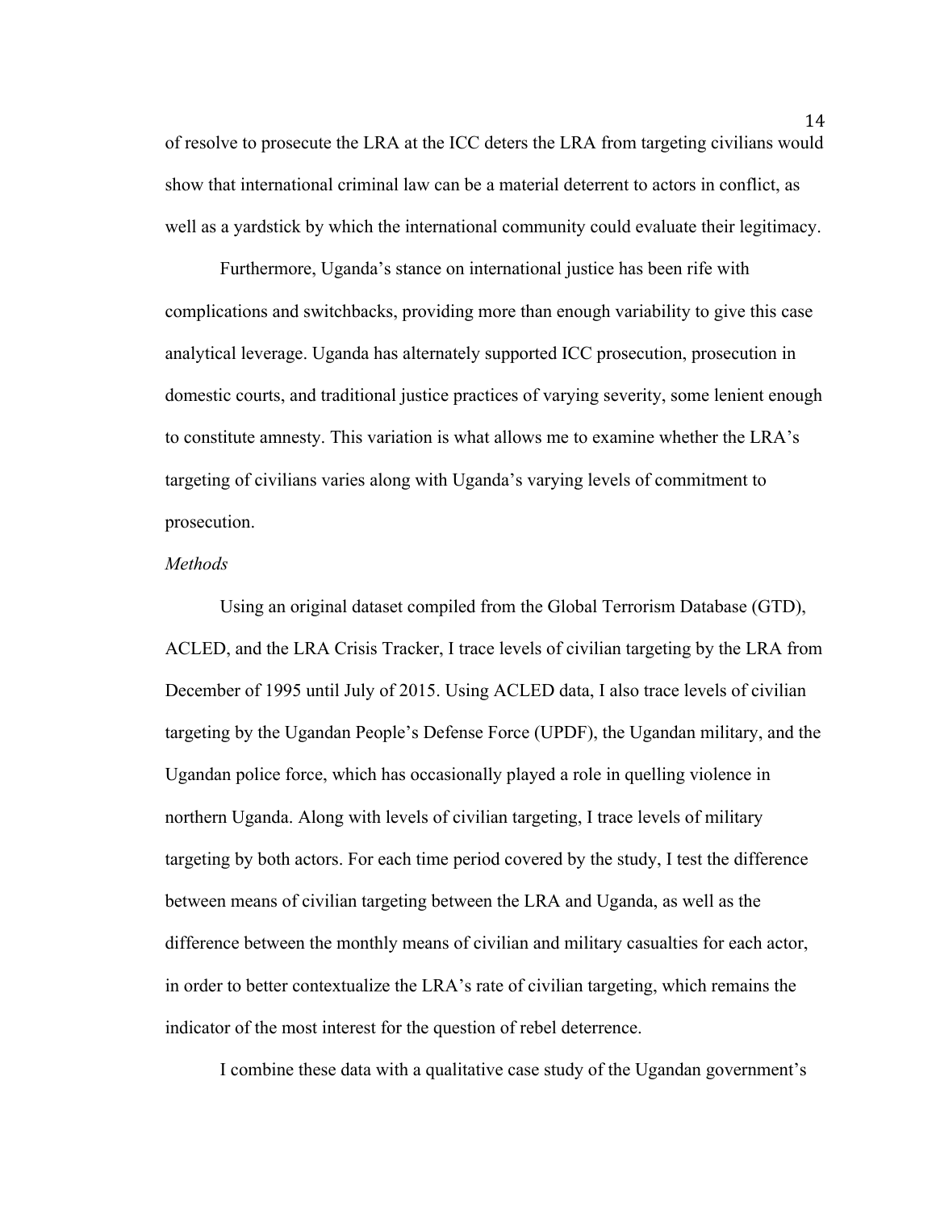of resolve to prosecute the LRA at the ICC deters the LRA from targeting civilians would show that international criminal law can be a material deterrent to actors in conflict, as well as a yardstick by which the international community could evaluate their legitimacy.

Furthermore, Uganda's stance on international justice has been rife with complications and switchbacks, providing more than enough variability to give this case analytical leverage. Uganda has alternately supported ICC prosecution, prosecution in domestic courts, and traditional justice practices of varying severity, some lenient enough to constitute amnesty. This variation is what allows me to examine whether the LRA's targeting of civilians varies along with Uganda's varying levels of commitment to prosecution.

*Methods*

Using an original dataset compiled from the Global Terrorism Database (GTD), ACLED, and the LRA Crisis Tracker, I trace levels of civilian targeting by the LRA from December of 1995 until July of 2015. Using ACLED data, I also trace levels of civilian targeting by the Ugandan People's Defense Force (UPDF), the Ugandan military, and the Ugandan police force, which has occasionally played a role in quelling violence in northern Uganda. Along with levels of civilian targeting, I trace levels of military targeting by both actors. For each time period covered by the study, I test the difference between means of civilian targeting between the LRA and Uganda, as well as the difference between the monthly means of civilian and military casualties for each actor, in order to better contextualize the LRA's rate of civilian targeting, which remains the indicator of the most interest for the question of rebel deterrence.

I combine these data with a qualitative case study of the Ugandan government's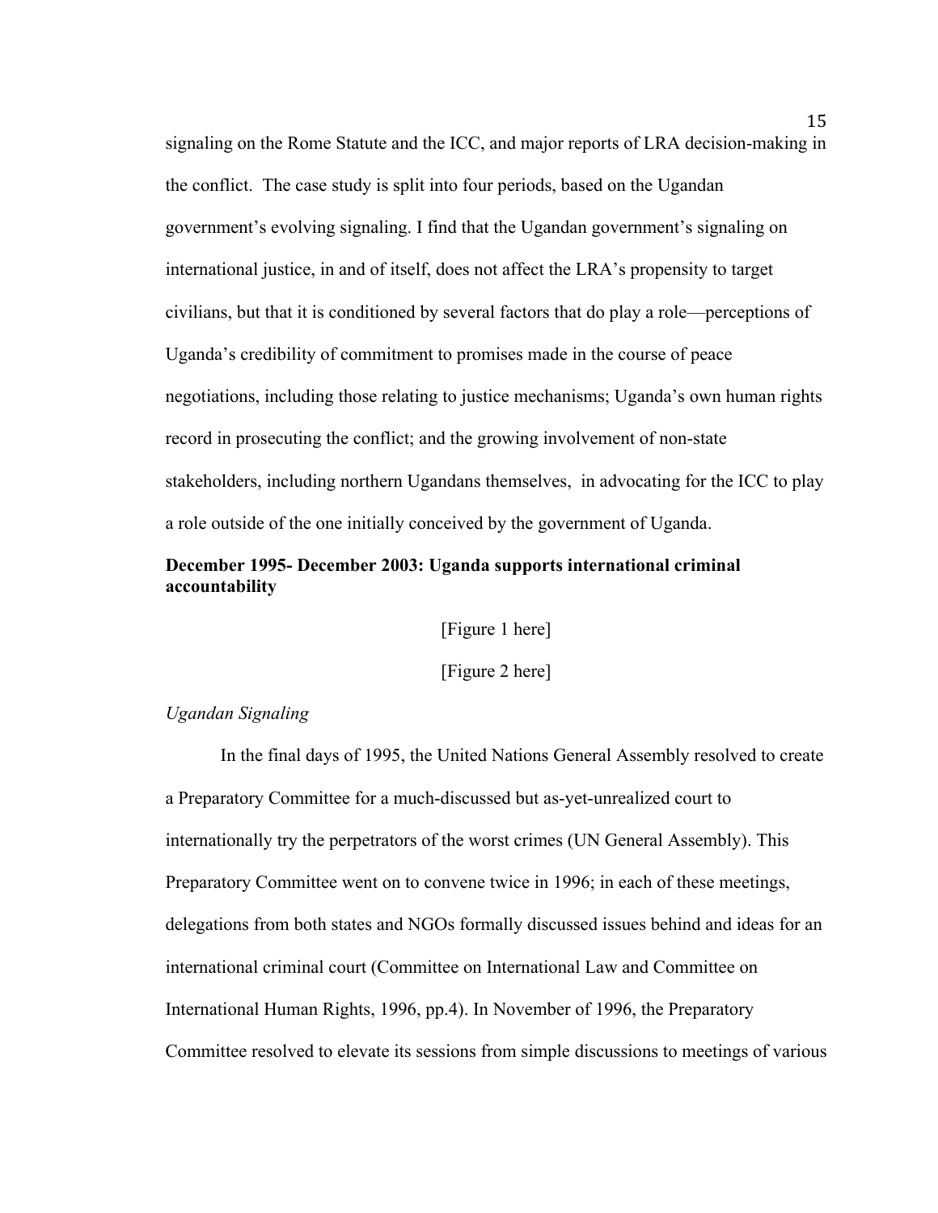signaling on the Rome Statute and the ICC, and major reports of LRA decision-making in the conflict. The case study is split into four periods, based on the Ugandan government's evolving signaling. I find that the Ugandan government's signaling on international justice, in and of itself, does not affect the LRA's propensity to target civilians, but that it is conditioned by several factors that do play a role—perceptions of Uganda's credibility of commitment to promises made in the course of peace negotiations, including those relating to justice mechanisms; Uganda's own human rights record in prosecuting the conflict; and the growing involvement of non-state stakeholders, including northern Ugandans themselves, in advocating for the ICC to play a role outside of the one initially conceived by the government of Uganda.

## December 1995- December 2003: Uganda supports international criminal accountability

[Figure 1 here]

[Figure 2 here]

*Ugandan Signaling*

In the final days of 1995, the United Nations General Assembly resolved to create a Preparatory Committee for a much-discussed but as-yet-unrealized court to internationally try the perpetrators of the worst crimes (UN General Assembly). This Preparatory Committee went on to convene twice in 1996; in each of these meetings, delegations from both states and NGOs formally discussed issues behind and ideas for an international criminal court (Committee on International Law and Committee on International Human Rights, 1996, pp.4). In November of 1996, the Preparatory Committee resolved to elevate its sessions from simple discussions to meetings of various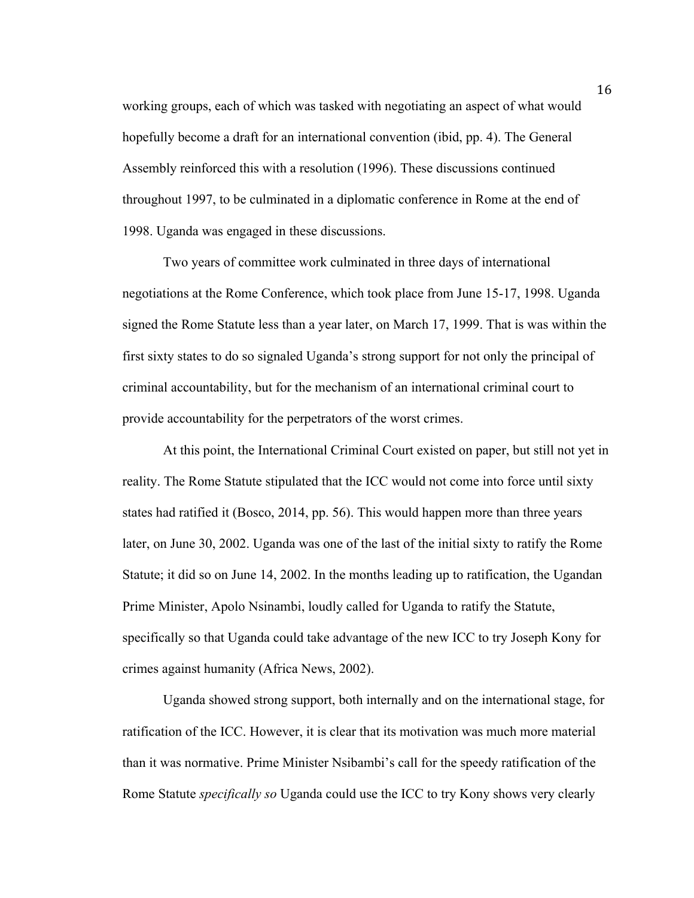working groups, each of which was tasked with negotiating an aspect of what would hopefully become a draft for an international convention (ibid, pp. 4). The General Assembly reinforced this with a resolution (1996). These discussions continued throughout 1997, to be culminated in a diplomatic conference in Rome at the end of 1998. Uganda was engaged in these discussions.

Two years of committee work culminated in three days of international negotiations at the Rome Conference, which took place from June 15-17, 1998. Uganda signed the Rome Statute less than a year later, on March 17, 1999. That is was within the first sixty states to do so signaled Uganda's strong support for not only the principal of criminal accountability, but for the mechanism of an international criminal court to provide accountability for the perpetrators of the worst crimes.

At this point, the International Criminal Court existed on paper, but still not yet in reality. The Rome Statute stipulated that the ICC would not come into force until sixty states had ratified it (Bosco, 2014, pp. 56). This would happen more than three years later, on June 30, 2002. Uganda was one of the last of the initial sixty to ratify the Rome Statute; it did so on June 14, 2002. In the months leading up to ratification, the Ugandan Prime Minister, Apolo Nsinambi, loudly called for Uganda to ratify the Statute, specifically so that Uganda could take advantage of the new ICC to try Joseph Kony for crimes against humanity (Africa News, 2002).

Uganda showed strong support, both internally and on the international stage, for ratification of the ICC. However, it is clear that its motivation was much more material than it was normative. Prime Minister Nsibambi's call for the speedy ratification of the Rome Statute *specifically so* Uganda could use the ICC to try Kony shows very clearly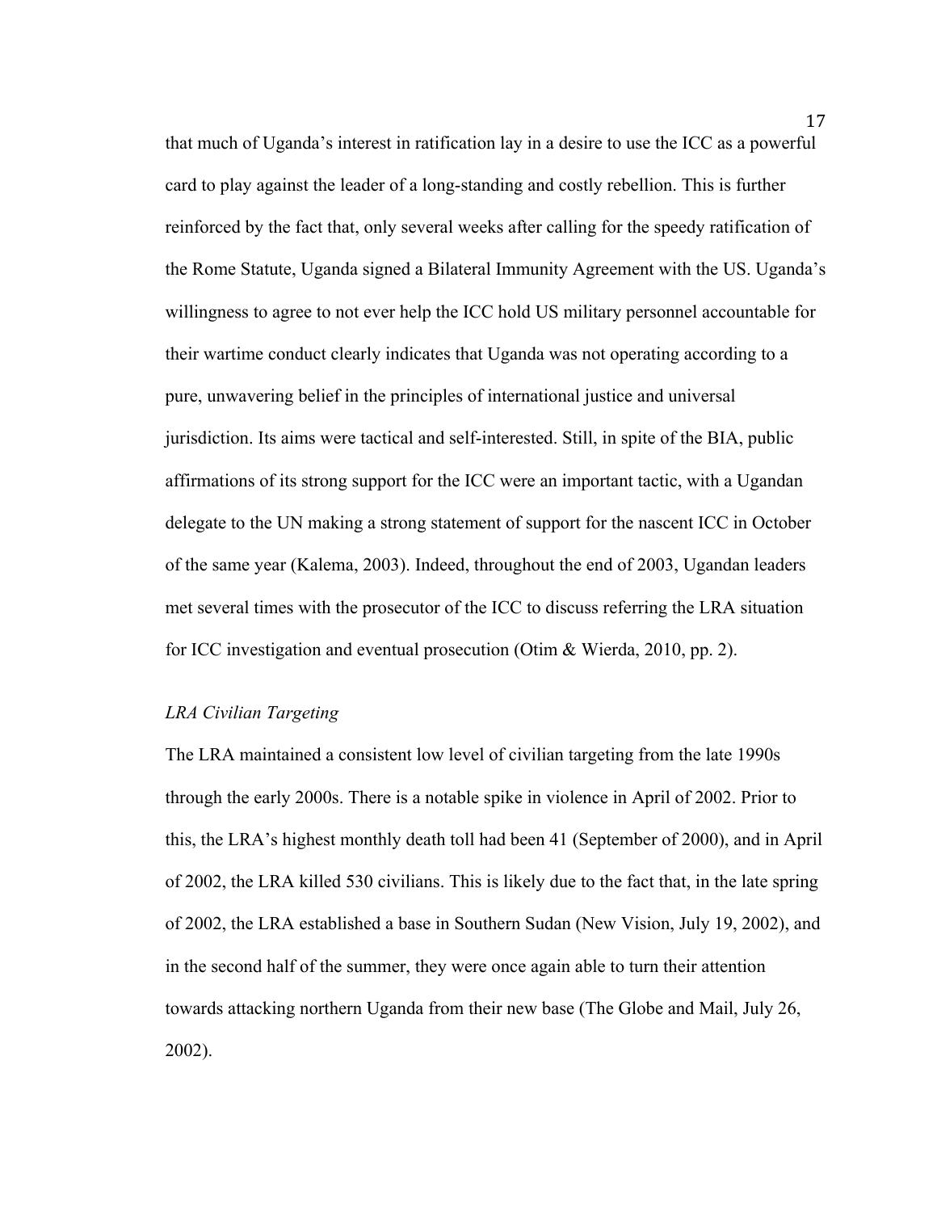that much of Uganda's interest in ratification lay in a desire to use the ICC as a powerful card to play against the leader of a long-standing and costly rebellion. This is further reinforced by the fact that, only several weeks after calling for the speedy ratification of the Rome Statute, Uganda signed a Bilateral Immunity Agreement with the US. Uganda's willingness to agree to not ever help the ICC hold US military personnel accountable for their wartime conduct clearly indicates that Uganda was not operating according to a pure, unwavering belief in the principles of international justice and universal jurisdiction. Its aims were tactical and self-interested. Still, in spite of the BIA, public affirmations of its strong support for the ICC were an important tactic, with a Ugandan delegate to the UN making a strong statement of support for the nascent ICC in October of the same year (Kalema, 2003). Indeed, throughout the end of 2003, Ugandan leaders met several times with the prosecutor of the ICC to discuss referring the LRA situation for ICC investigation and eventual prosecution (Otim & Wierda, 2010, pp. 2).

*LRA Civilian Targeting*

The LRA maintained a consistent low level of civilian targeting from the late 1990s through the early 2000s. There is a notable spike in violence in April of 2002. Prior to this, the LRA's highest monthly death toll had been 41 (September of 2000), and in April of 2002, the LRA killed 530 civilians. This is likely due to the fact that, in the late spring of 2002, the LRA established a base in Southern Sudan (New Vision, July 19, 2002), and in the second half of the summer, they were once again able to turn their attention towards attacking northern Uganda from their new base (The Globe and Mail, July 26, 2002).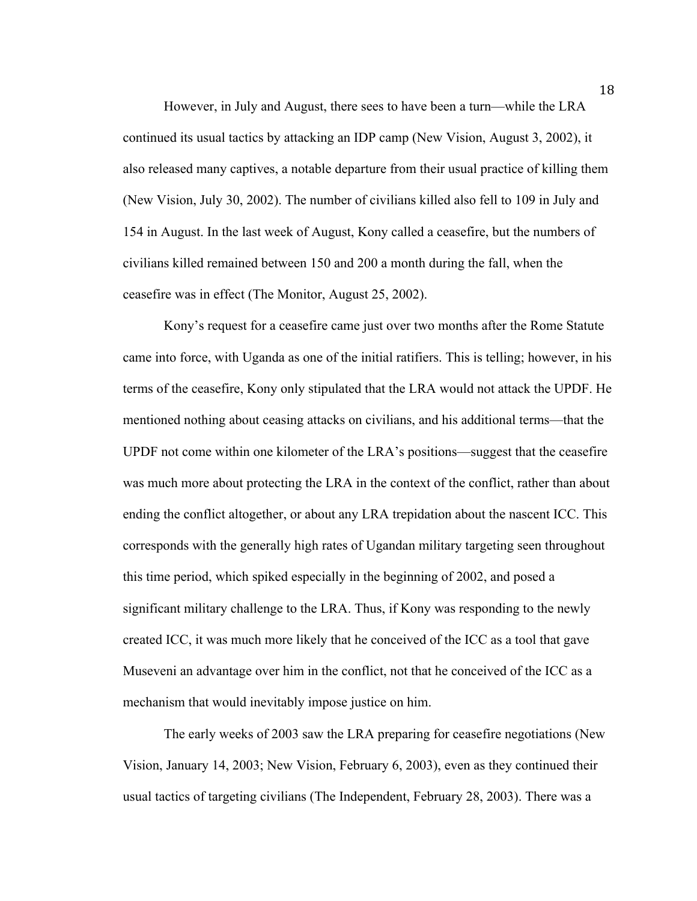However, in July and August, there sees to have been a turn—while the LRA continued its usual tactics by attacking an IDP camp (New Vision, August 3, 2002), it also released many captives, a notable departure from their usual practice of killing them (New Vision, July 30, 2002). The number of civilians killed also fell to 109 in July and 154 in August. In the last week of August, Kony called a ceasefire, but the numbers of civilians killed remained between 150 and 200 a month during the fall, when the ceasefire was in effect (The Monitor, August 25, 2002).

Kony's request for a ceasefire came just over two months after the Rome Statute came into force, with Uganda as one of the initial ratifiers. This is telling; however, in his terms of the ceasefire, Kony only stipulated that the LRA would not attack the UPDF. He mentioned nothing about ceasing attacks on civilians, and his additional terms—that the UPDF not come within one kilometer of the LRA's positions—suggest that the ceasefire was much more about protecting the LRA in the context of the conflict, rather than about ending the conflict altogether, or about any LRA trepidation about the nascent ICC. This corresponds with the generally high rates of Ugandan military targeting seen throughout this time period, which spiked especially in the beginning of 2002, and posed a significant military challenge to the LRA. Thus, if Kony was responding to the newly created ICC, it was much more likely that he conceived of the ICC as a tool that gave Museveni an advantage over him in the conflict, not that he conceived of the ICC as a mechanism that would inevitably impose justice on him.

The early weeks of 2003 saw the LRA preparing for ceasefire negotiations (New Vision, January 14, 2003; New Vision, February 6, 2003), even as they continued their usual tactics of targeting civilians (The Independent, February 28, 2003). There was a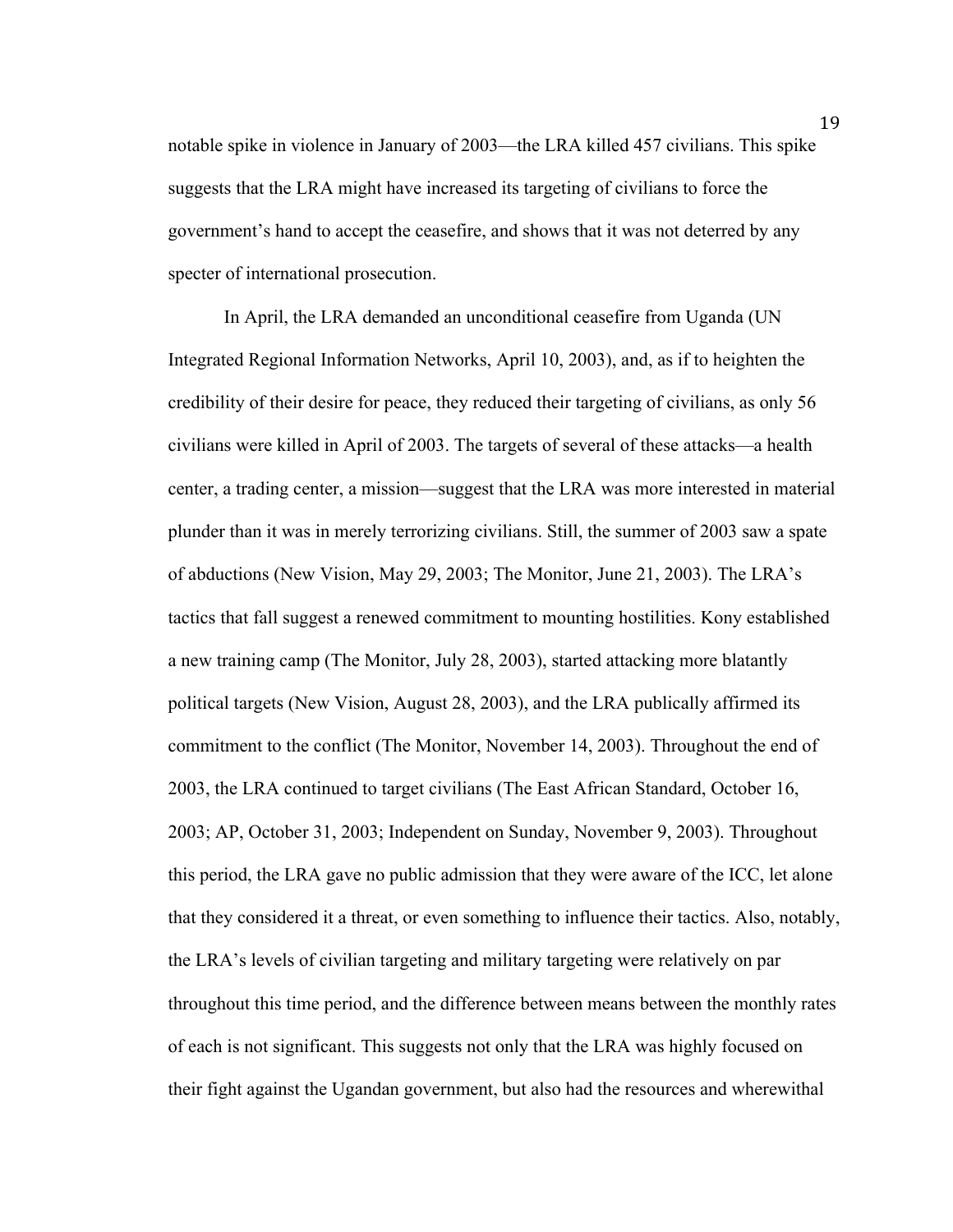notable spike in violence in January of 2003—the LRA killed 457 civilians. This spike suggests that the LRA might have increased its targeting of civilians to force the government's hand to accept the ceasefire, and shows that it was not deterred by any specter of international prosecution.

In April, the LRA demanded an unconditional ceasefire from Uganda (UN Integrated Regional Information Networks, April 10, 2003), and, as if to heighten the credibility of their desire for peace, they reduced their targeting of civilians, as only 56 civilians were killed in April of 2003. The targets of several of these attacks—a health center, a trading center, a mission—suggest that the LRA was more interested in material plunder than it was in merely terrorizing civilians. Still, the summer of 2003 saw a spate of abductions (New Vision, May 29, 2003; The Monitor, June 21, 2003). The LRA's tactics that fall suggest a renewed commitment to mounting hostilities. Kony established a new training camp (The Monitor, July 28, 2003), started attacking more blatantly political targets (New Vision, August 28, 2003), and the LRA publically affirmed its commitment to the conflict (The Monitor, November 14, 2003). Throughout the end of 2003, the LRA continued to target civilians (The East African Standard, October 16, 2003; AP, October 31, 2003; Independent on Sunday, November 9, 2003). Throughout this period, the LRA gave no public admission that they were aware of the ICC, let alone that they considered it a threat, or even something to influence their tactics. Also, notably, the LRA's levels of civilian targeting and military targeting were relatively on par throughout this time period, and the difference between means between the monthly rates of each is not significant. This suggests not only that the LRA was highly focused on their fight against the Ugandan government, but also had the resources and wherewithal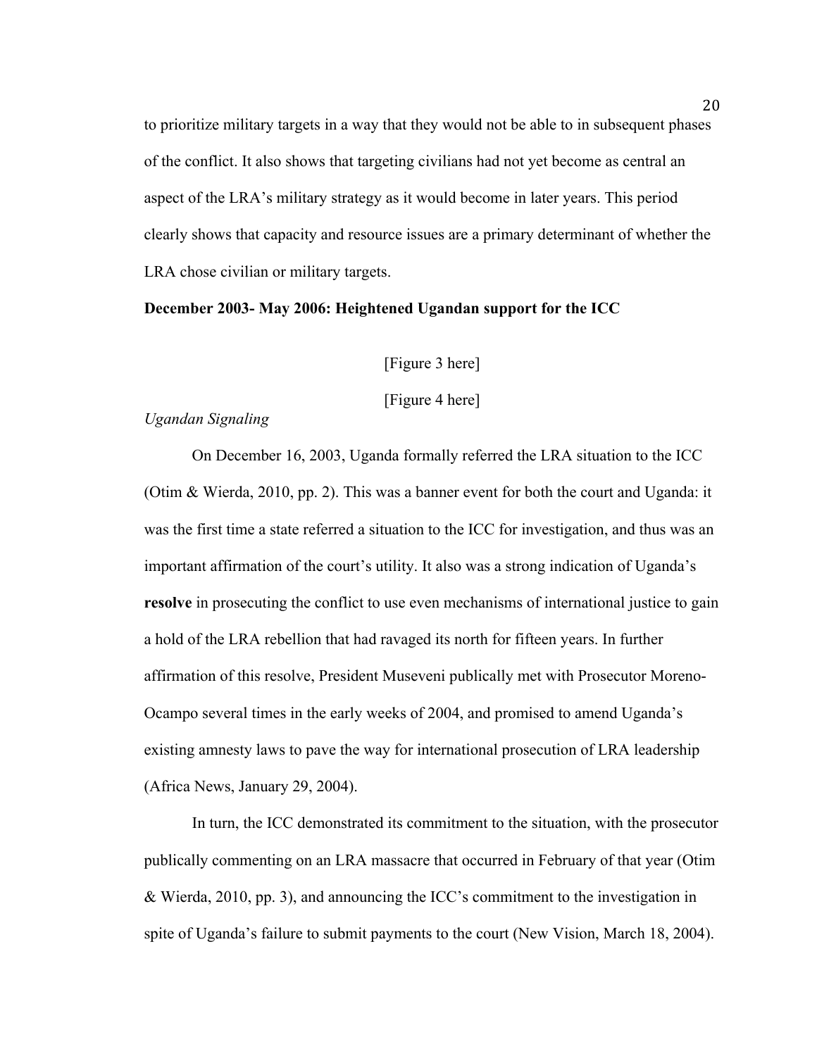to prioritize military targets in a way that they would not be able to in subsequent phases of the conflict. It also shows that targeting civilians had not yet become as central an aspect of the LRA's military strategy as it would become in later years. This period clearly shows that capacity and resource issues are a primary determinant of whether the LRA chose civilian or military targets.

**December 2003- May 2006: Heightened Ugandan support for the ICC**

[Figure 3 here]

[Figure 4 here]

*Ugandan Signaling*

On December 16, 2003, Uganda formally referred the LRA situation to the ICC (Otim & Wierda, 2010, pp. 2). This was a banner event for both the court and Uganda: it was the first time a state referred a situation to the ICC for investigation, and thus was an important affirmation of the court's utility. It also was a strong indication of Uganda's **resolve** in prosecuting the conflict to use even mechanisms of international justice to gain a hold of the LRA rebellion that had ravaged its north for fifteen years. In further affirmation of this resolve, President Museveni publically met with Prosecutor Moreno-Ocampo several times in the early weeks of 2004, and promised to amend Uganda's existing amnesty laws to pave the way for international prosecution of LRA leadership (Africa News, January 29, 2004).

In turn, the ICC demonstrated its commitment to the situation, with the prosecutor publically commenting on an LRA massacre that occurred in February of that year (Otim & Wierda, 2010, pp. 3), and announcing the ICC's commitment to the investigation in spite of Uganda's failure to submit payments to the court (New Vision, March 18, 2004).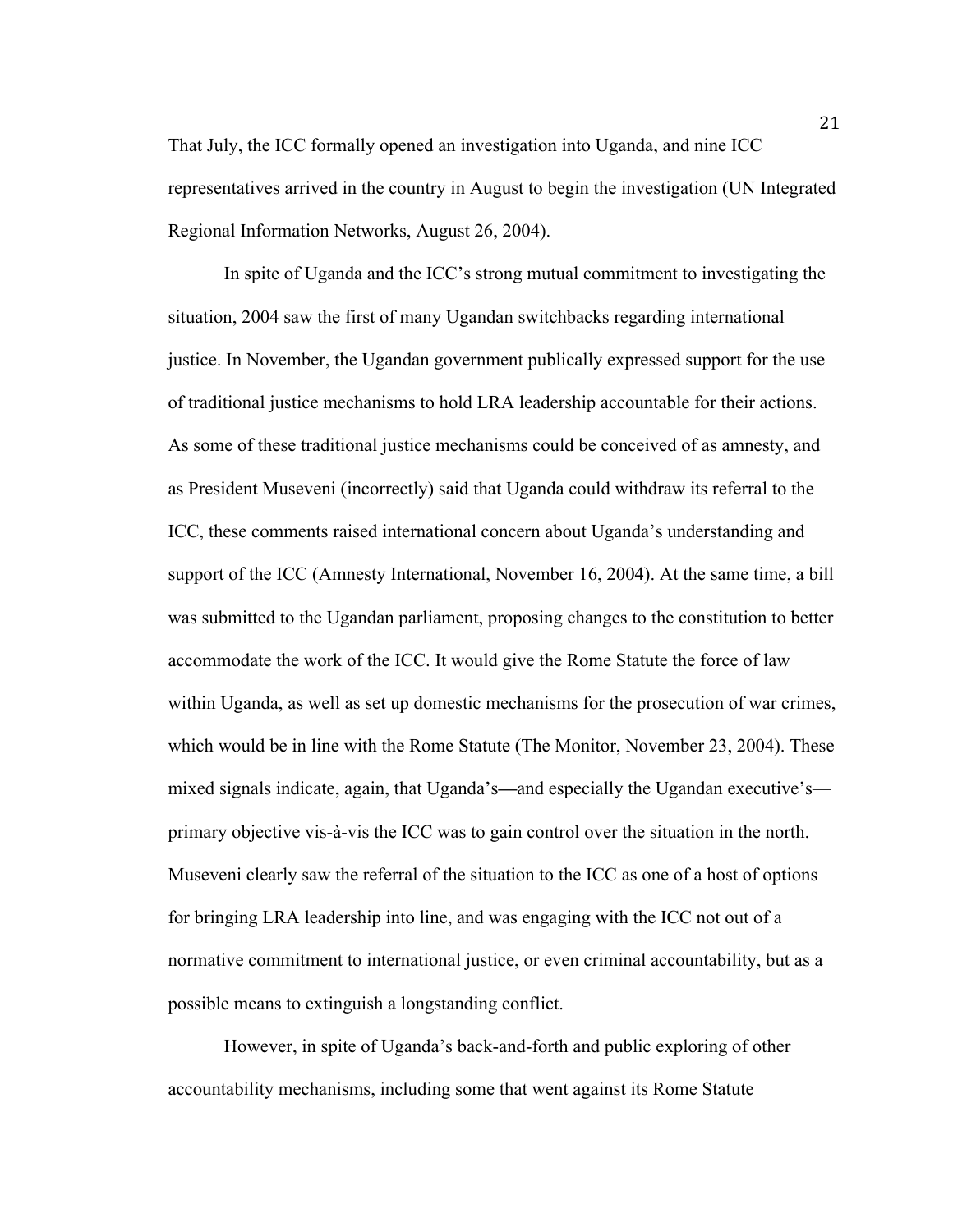That July, the ICC formally opened an investigation into Uganda, and nine ICC representatives arrived in the country in August to begin the investigation (UN Integrated Regional Information Networks, August 26, 2004).

In spite of Uganda and the ICC's strong mutual commitment to investigating the situation, 2004 saw the first of many Ugandan switchbacks regarding international justice. In November, the Ugandan government publically expressed support for the use of traditional justice mechanisms to hold LRA leadership accountable for their actions. As some of these traditional justice mechanisms could be conceived of as amnesty, and as President Museveni (incorrectly) said that Uganda could withdraw its referral to the ICC, these comments raised international concern about Uganda's understanding and support of the ICC (Amnesty International, November 16, 2004). At the same time, a bill was submitted to the Ugandan parliament, proposing changes to the constitution to better accommodate the work of the ICC. It would give the Rome Statute the force of law within Uganda, as well as set up domestic mechanisms for the prosecution of war crimes, which would be in line with the Rome Statute (The Monitor, November 23, 2004). These mixed signals indicate, again, that Uganda's—and especially the Ugandan executive's—primary objective vis-à-vis the ICC was to gain control over the situation in the north. Museveni clearly saw the referral of the situation to the ICC as one of a host of options for bringing LRA leadership into line, and was engaging with the ICC not out of a normative commitment to international justice, or even criminal accountability, but as a possible means to extinguish a longstanding conflict.

However, in spite of Uganda's back-and-forth and public exploring of other accountability mechanisms, including some that went against its Rome Statute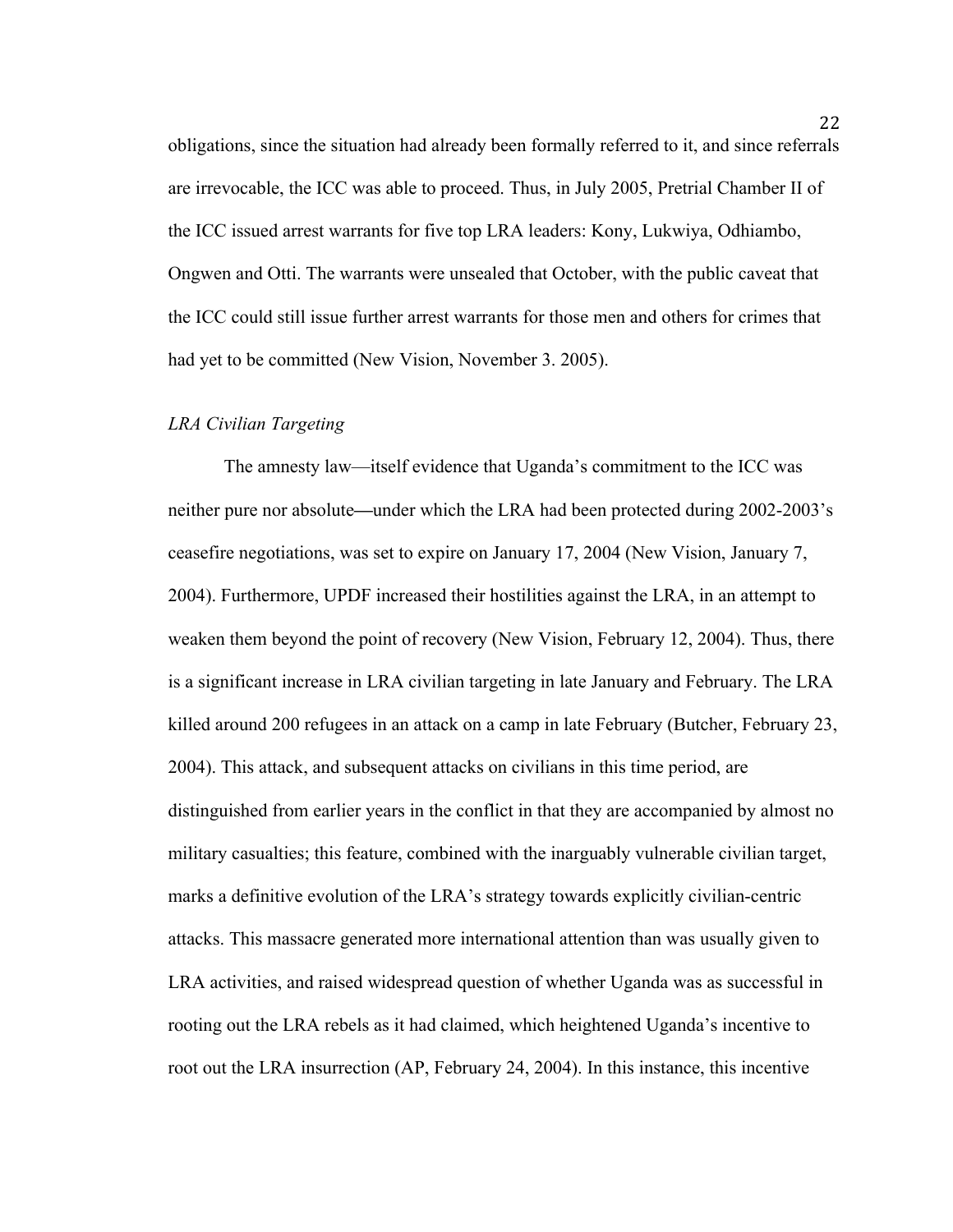obligations, since the situation had already been formally referred to it, and since referrals are irrevocable, the ICC was able to proceed. Thus, in July 2005, Pretrial Chamber II of the ICC issued arrest warrants for five top LRA leaders: Kony, Lukwiya, Odhiambo, Ongwen and Otti. The warrants were unsealed that October, with the public caveat that the ICC could still issue further arrest warrants for those men and others for crimes that had yet to be committed (New Vision, November 3. 2005).

*LRA Civilian Targeting*

The amnesty law—itself evidence that Uganda's commitment to the ICC was neither pure nor absolute—under which the LRA had been protected during 2002-2003's ceasefire negotiations, was set to expire on January 17, 2004 (New Vision, January 7, 2004). Furthermore, UPDF increased their hostilities against the LRA, in an attempt to weaken them beyond the point of recovery (New Vision, February 12, 2004). Thus, there is a significant increase in LRA civilian targeting in late January and February. The LRA killed around 200 refugees in an attack on a camp in late February (Butcher, February 23, 2004). This attack, and subsequent attacks on civilians in this time period, are distinguished from earlier years in the conflict in that they are accompanied by almost no military casualties; this feature, combined with the inarguably vulnerable civilian target, marks a definitive evolution of the LRA's strategy towards explicitly civilian-centric attacks. This massacre generated more international attention than was usually given to LRA activities, and raised widespread question of whether Uganda was as successful in rooting out the LRA rebels as it had claimed, which heightened Uganda's incentive to root out the LRA insurrection (AP, February 24, 2004). In this instance, this incentive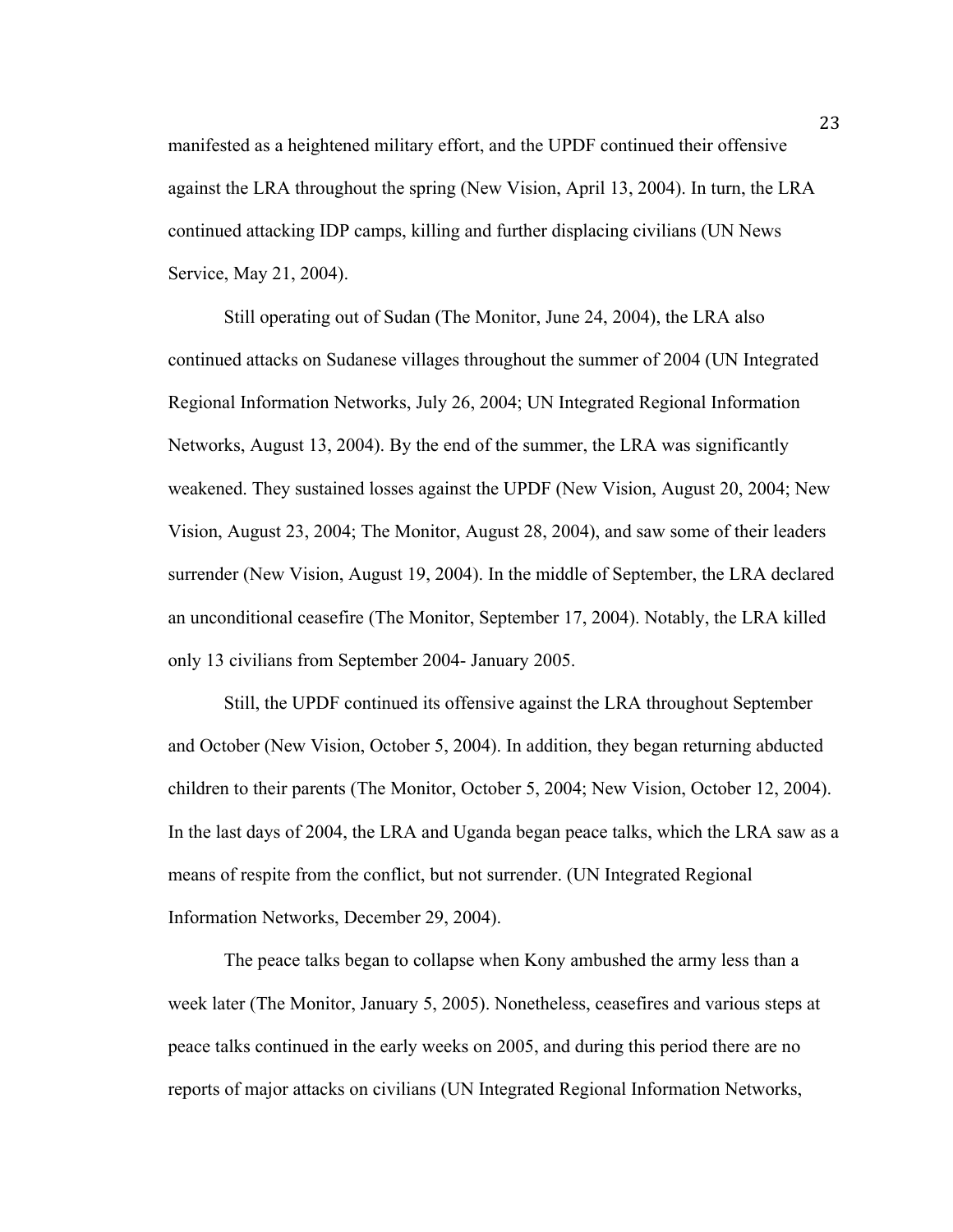manifested as a heightened military effort, and the UPDF continued their offensive against the LRA throughout the spring (New Vision, April 13, 2004). In turn, the LRA continued attacking IDP camps, killing and further displacing civilians (UN News Service, May 21, 2004).

Still operating out of Sudan (The Monitor, June 24, 2004), the LRA also continued attacks on Sudanese villages throughout the summer of 2004 (UN Integrated Regional Information Networks, July 26, 2004; UN Integrated Regional Information Networks, August 13, 2004). By the end of the summer, the LRA was significantly weakened. They sustained losses against the UPDF (New Vision, August 20, 2004; New Vision, August 23, 2004; The Monitor, August 28, 2004), and saw some of their leaders surrender (New Vision, August 19, 2004). In the middle of September, the LRA declared an unconditional ceasefire (The Monitor, September 17, 2004). Notably, the LRA killed only 13 civilians from September 2004- January 2005.

Still, the UPDF continued its offensive against the LRA throughout September and October (New Vision, October 5, 2004). In addition, they began returning abducted children to their parents (The Monitor, October 5, 2004; New Vision, October 12, 2004). In the last days of 2004, the LRA and Uganda began peace talks, which the LRA saw as a means of respite from the conflict, but not surrender. (UN Integrated Regional Information Networks, December 29, 2004).

The peace talks began to collapse when Kony ambushed the army less than a week later (The Monitor, January 5, 2005). Nonetheless, ceasefires and various steps at peace talks continued in the early weeks on 2005, and during this period there are no reports of major attacks on civilians (UN Integrated Regional Information Networks,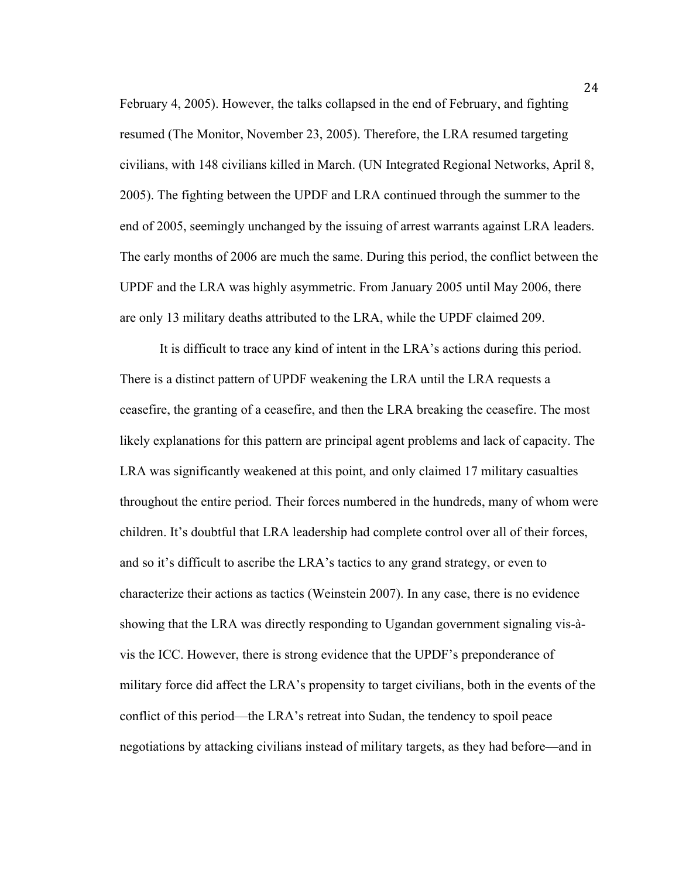February 4, 2005). However, the talks collapsed in the end of February, and fighting resumed (The Monitor, November 23, 2005). Therefore, the LRA resumed targeting civilians, with 148 civilians killed in March. (UN Integrated Regional Networks, April 8, 2005). The fighting between the UPDF and LRA continued through the summer to the end of 2005, seemingly unchanged by the issuing of arrest warrants against LRA leaders. The early months of 2006 are much the same. During this period, the conflict between the UPDF and the LRA was highly asymmetric. From January 2005 until May 2006, there are only 13 military deaths attributed to the LRA, while the UPDF claimed 209.

It is difficult to trace any kind of intent in the LRA's actions during this period. There is a distinct pattern of UPDF weakening the LRA until the LRA requests a ceasefire, the granting of a ceasefire, and then the LRA breaking the ceasefire. The most likely explanations for this pattern are principal agent problems and lack of capacity. The LRA was significantly weakened at this point, and only claimed 17 military casualties throughout the entire period. Their forces numbered in the hundreds, many of whom were children. It's doubtful that LRA leadership had complete control over all of their forces, and so it's difficult to ascribe the LRA's tactics to any grand strategy, or even to characterize their actions as tactics (Weinstein 2007). In any case, there is no evidence showing that the LRA was directly responding to Ugandan government signaling vis-à-vis the ICC. However, there is strong evidence that the UPDF's preponderance of military force did affect the LRA's propensity to target civilians, both in the events of the conflict of this period—the LRA's retreat into Sudan, the tendency to spoil peace negotiations by attacking civilians instead of military targets, as they had before—and in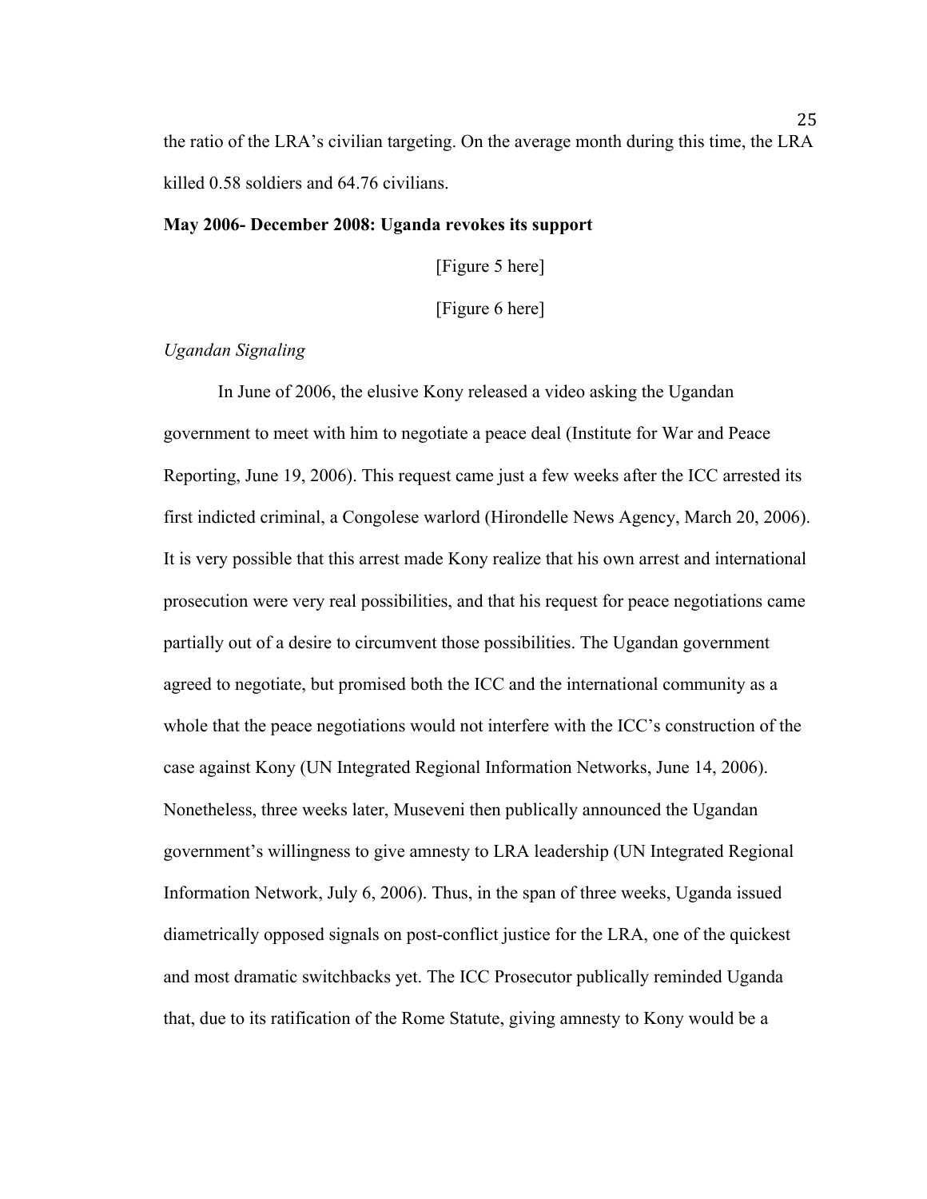the ratio of the LRA's civilian targeting. On the average month during this time, the LRA killed 0.58 soldiers and 64.76 civilians.

**May 2006- December 2008: Uganda revokes its support**

[Figure 5 here]

[Figure 6 here]

*Ugandan Signaling*

In June of 2006, the elusive Kony released a video asking the Ugandan government to meet with him to negotiate a peace deal (Institute for War and Peace Reporting, June 19, 2006). This request came just a few weeks after the ICC arrested its first indicted criminal, a Congolese warlord (Hirondelle News Agency, March 20, 2006). It is very possible that this arrest made Kony realize that his own arrest and international prosecution were very real possibilities, and that his request for peace negotiations came partially out of a desire to circumvent those possibilities. The Ugandan government agreed to negotiate, but promised both the ICC and the international community as a whole that the peace negotiations would not interfere with the ICC's construction of the case against Kony (UN Integrated Regional Information Networks, June 14, 2006). Nonetheless, three weeks later, Museveni then publically announced the Ugandan government's willingness to give amnesty to LRA leadership (UN Integrated Regional Information Network, July 6, 2006). Thus, in the span of three weeks, Uganda issued diametrically opposed signals on post-conflict justice for the LRA, one of the quickest and most dramatic switchbacks yet. The ICC Prosecutor publically reminded Uganda that, due to its ratification of the Rome Statute, giving amnesty to Kony would be a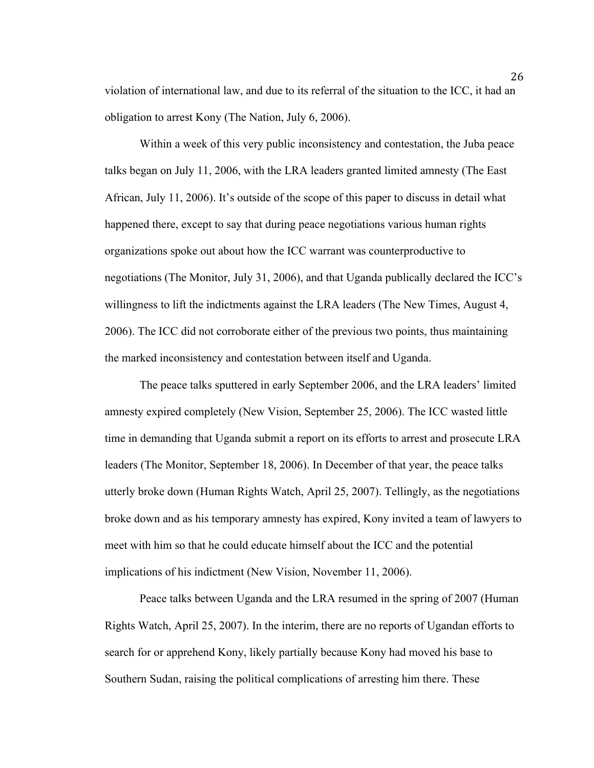violation of international law, and due to its referral of the situation to the ICC, it had an obligation to arrest Kony (The Nation, July 6, 2006).

Within a week of this very public inconsistency and contestation, the Juba peace talks began on July 11, 2006, with the LRA leaders granted limited amnesty (The East African, July 11, 2006). It's outside of the scope of this paper to discuss in detail what happened there, except to say that during peace negotiations various human rights organizations spoke out about how the ICC warrant was counterproductive to negotiations (The Monitor, July 31, 2006), and that Uganda publically declared the ICC's willingness to lift the indictments against the LRA leaders (The New Times, August 4, 2006). The ICC did not corroborate either of the previous two points, thus maintaining the marked inconsistency and contestation between itself and Uganda.

The peace talks sputtered in early September 2006, and the LRA leaders' limited amnesty expired completely (New Vision, September 25, 2006). The ICC wasted little time in demanding that Uganda submit a report on its efforts to arrest and prosecute LRA leaders (The Monitor, September 18, 2006). In December of that year, the peace talks utterly broke down (Human Rights Watch, April 25, 2007). Tellingly, as the negotiations broke down and as his temporary amnesty has expired, Kony invited a team of lawyers to meet with him so that he could educate himself about the ICC and the potential implications of his indictment (New Vision, November 11, 2006).

Peace talks between Uganda and the LRA resumed in the spring of 2007 (Human Rights Watch, April 25, 2007). In the interim, there are no reports of Ugandan efforts to search for or apprehend Kony, likely partially because Kony had moved his base to Southern Sudan, raising the political complications of arresting him there. These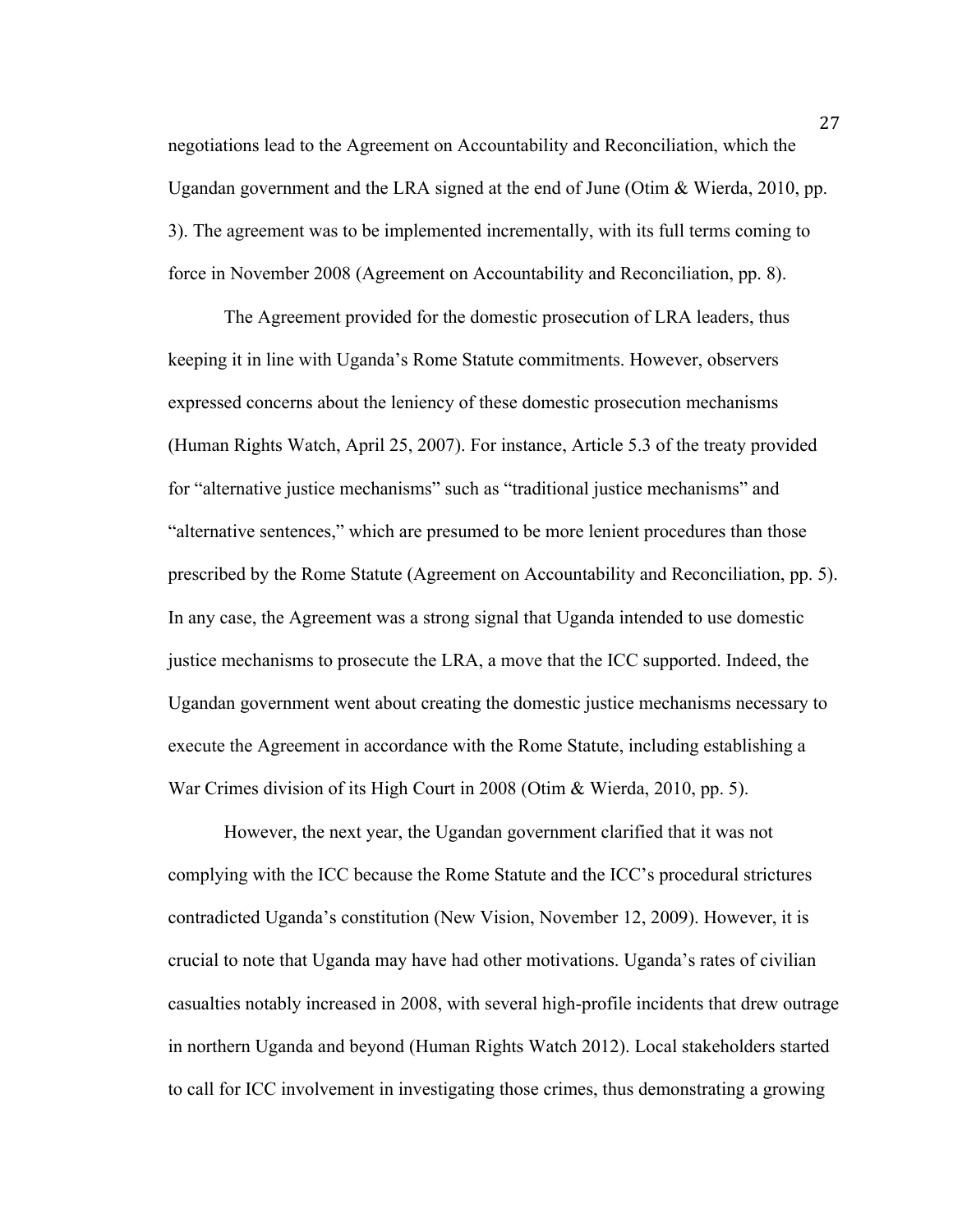negotiations lead to the Agreement on Accountability and Reconciliation, which the Ugandan government and the LRA signed at the end of June (Otim & Wierda, 2010, pp. 3). The agreement was to be implemented incrementally, with its full terms coming to force in November 2008 (Agreement on Accountability and Reconciliation, pp. 8).

The Agreement provided for the domestic prosecution of LRA leaders, thus keeping it in line with Uganda's Rome Statute commitments. However, observers expressed concerns about the leniency of these domestic prosecution mechanisms (Human Rights Watch, April 25, 2007). For instance, Article 5.3 of the treaty provided for "alternative justice mechanisms" such as "traditional justice mechanisms" and "alternative sentences," which are presumed to be more lenient procedures than those prescribed by the Rome Statute (Agreement on Accountability and Reconciliation, pp. 5). In any case, the Agreement was a strong signal that Uganda intended to use domestic justice mechanisms to prosecute the LRA, a move that the ICC supported. Indeed, the Ugandan government went about creating the domestic justice mechanisms necessary to execute the Agreement in accordance with the Rome Statute, including establishing a War Crimes division of its High Court in 2008 (Otim & Wierda, 2010, pp. 5).

However, the next year, the Ugandan government clarified that it was not complying with the ICC because the Rome Statute and the ICC's procedural strictures contradicted Uganda's constitution (New Vision, November 12, 2009). However, it is crucial to note that Uganda may have had other motivations. Uganda's rates of civilian casualties notably increased in 2008, with several high-profile incidents that drew outrage in northern Uganda and beyond (Human Rights Watch 2012). Local stakeholders started to call for ICC involvement in investigating those crimes, thus demonstrating a growing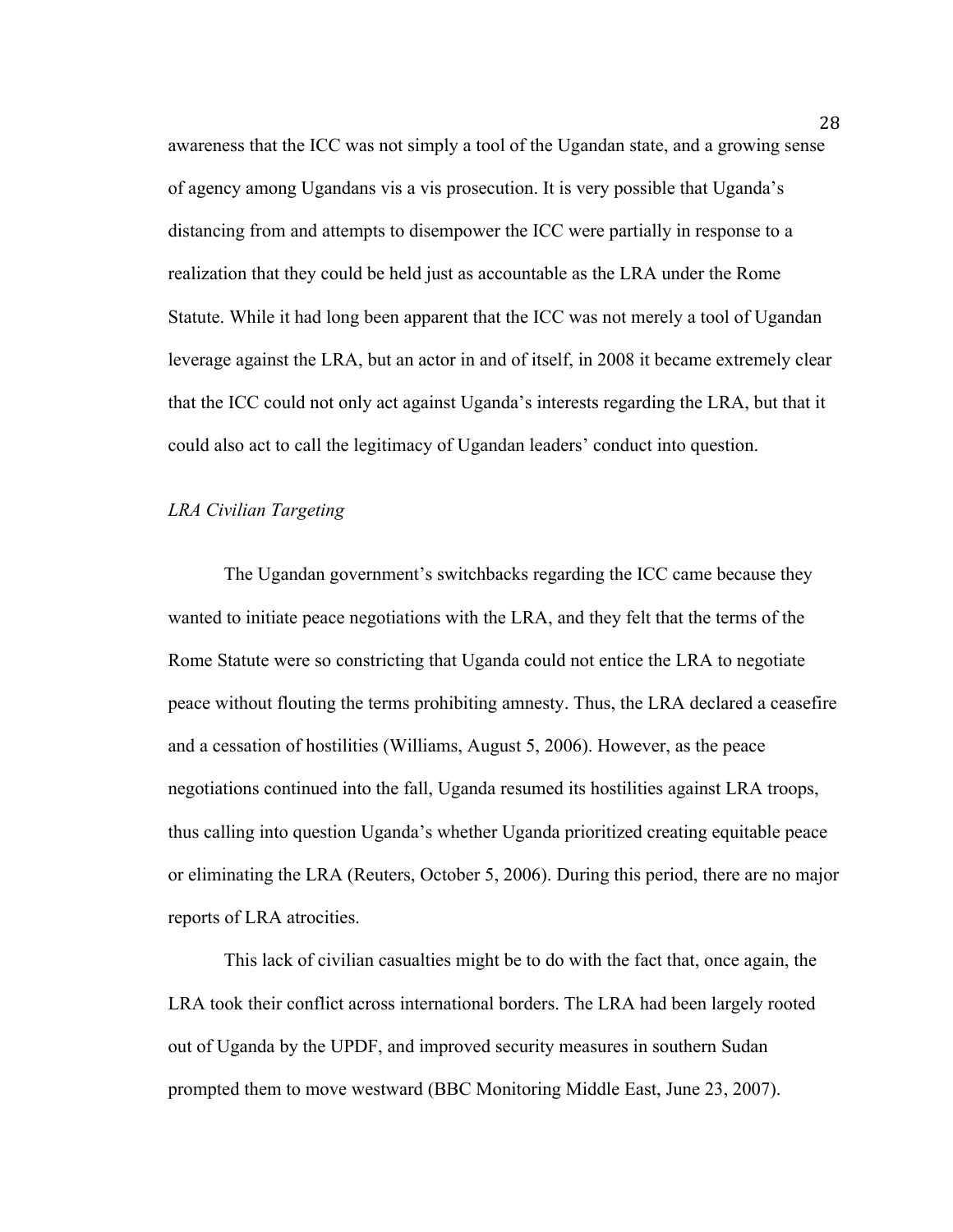awareness that the ICC was not simply a tool of the Ugandan state, and a growing sense of agency among Ugandans vis a vis prosecution. It is very possible that Uganda's distancing from and attempts to disempower the ICC were partially in response to a realization that they could be held just as accountable as the LRA under the Rome Statute. While it had long been apparent that the ICC was not merely a tool of Ugandan leverage against the LRA, but an actor in and of itself, in 2008 it became extremely clear that the ICC could not only act against Uganda's interests regarding the LRA, but that it could also act to call the legitimacy of Ugandan leaders' conduct into question.

*LRA Civilian Targeting*

The Ugandan government's switchbacks regarding the ICC came because they wanted to initiate peace negotiations with the LRA, and they felt that the terms of the Rome Statute were so constricting that Uganda could not entice the LRA to negotiate peace without flouting the terms prohibiting amnesty. Thus, the LRA declared a ceasefire and a cessation of hostilities (Williams, August 5, 2006). However, as the peace negotiations continued into the fall, Uganda resumed its hostilities against LRA troops, thus calling into question Uganda's whether Uganda prioritized creating equitable peace or eliminating the LRA (Reuters, October 5, 2006). During this period, there are no major reports of LRA atrocities.

This lack of civilian casualties might be to do with the fact that, once again, the LRA took their conflict across international borders. The LRA had been largely rooted out of Uganda by the UPDF, and improved security measures in southern Sudan prompted them to move westward (BBC Monitoring Middle East, June 23, 2007).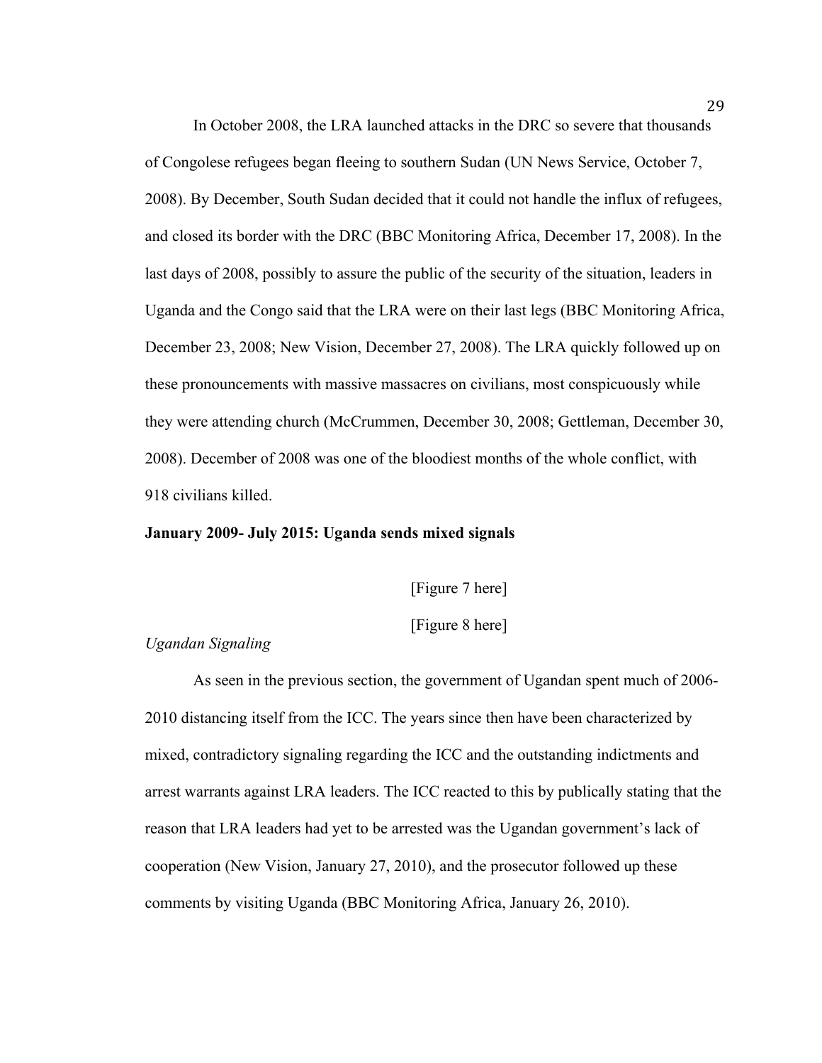In October 2008, the LRA launched attacks in the DRC so severe that thousands of Congolese refugees began fleeing to southern Sudan (UN News Service, October 7, 2008). By December, South Sudan decided that it could not handle the influx of refugees, and closed its border with the DRC (BBC Monitoring Africa, December 17, 2008). In the last days of 2008, possibly to assure the public of the security of the situation, leaders in Uganda and the Congo said that the LRA were on their last legs (BBC Monitoring Africa, December 23, 2008; New Vision, December 27, 2008). The LRA quickly followed up on these pronouncements with massive massacres on civilians, most conspicuously while they were attending church (McCrummen, December 30, 2008; Gettleman, December 30, 2008). December of 2008 was one of the bloodiest months of the whole conflict, with 918 civilians killed.

**January 2009- July 2015: Uganda sends mixed signals**

[Figure 7 here]

[Figure 8 here]

*Ugandan Signaling*

As seen in the previous section, the government of Ugandan spent much of 2006-2010 distancing itself from the ICC. The years since then have been characterized by mixed, contradictory signaling regarding the ICC and the outstanding indictments and arrest warrants against LRA leaders. The ICC reacted to this by publically stating that the reason that LRA leaders had yet to be arrested was the Ugandan government's lack of cooperation (New Vision, January 27, 2010), and the prosecutor followed up these comments by visiting Uganda (BBC Monitoring Africa, January 26, 2010).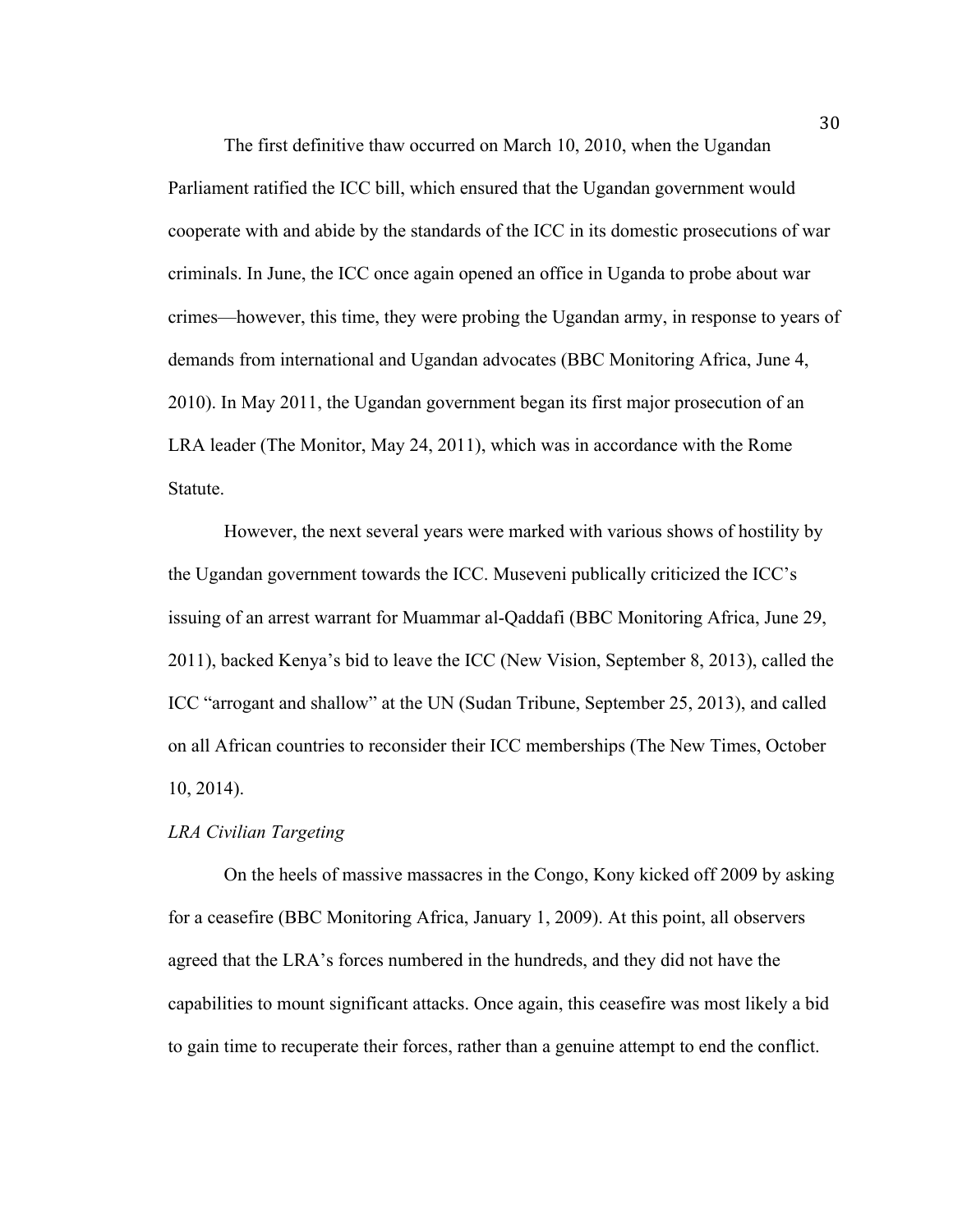The first definitive thaw occurred on March 10, 2010, when the Ugandan Parliament ratified the ICC bill, which ensured that the Ugandan government would cooperate with and abide by the standards of the ICC in its domestic prosecutions of war criminals. In June, the ICC once again opened an office in Uganda to probe about war crimes—however, this time, they were probing the Ugandan army, in response to years of demands from international and Ugandan advocates (BBC Monitoring Africa, June 4, 2010). In May 2011, the Ugandan government began its first major prosecution of an LRA leader (The Monitor, May 24, 2011), which was in accordance with the Rome Statute.

However, the next several years were marked with various shows of hostility by the Ugandan government towards the ICC. Museveni publically criticized the ICC's issuing of an arrest warrant for Muammar al-Qaddafi (BBC Monitoring Africa, June 29, 2011), backed Kenya's bid to leave the ICC (New Vision, September 8, 2013), called the ICC "arrogant and shallow" at the UN (Sudan Tribune, September 25, 2013), and called on all African countries to reconsider their ICC memberships (The New Times, October 10, 2014).

*LRA Civilian Targeting*

On the heels of massive massacres in the Congo, Kony kicked off 2009 by asking for a ceasefire (BBC Monitoring Africa, January 1, 2009). At this point, all observers agreed that the LRA's forces numbered in the hundreds, and they did not have the capabilities to mount significant attacks. Once again, this ceasefire was most likely a bid to gain time to recuperate their forces, rather than a genuine attempt to end the conflict.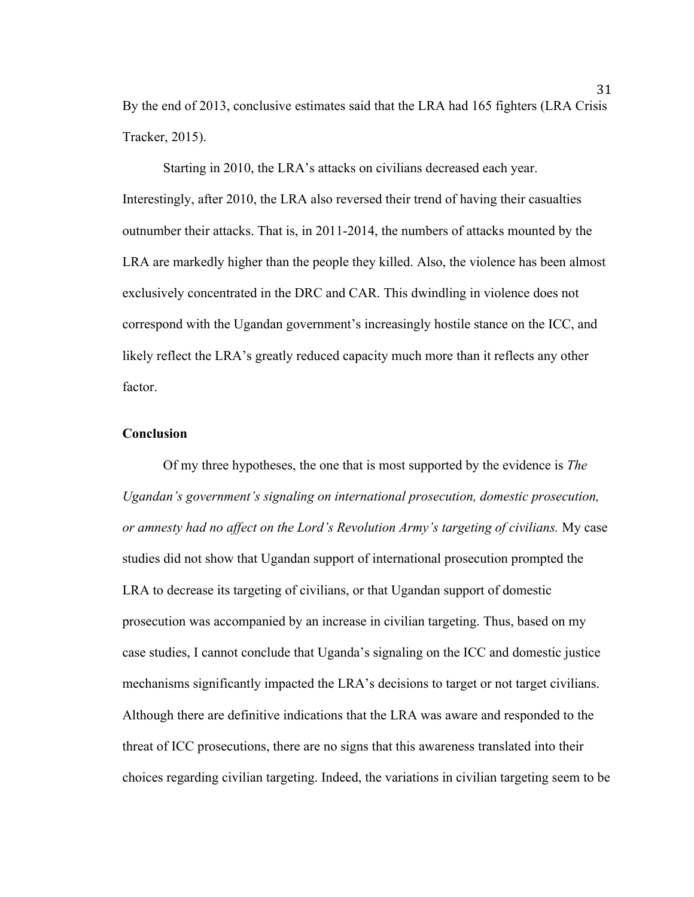By the end of 2013, conclusive estimates said that the LRA had 165 fighters (LRA Crisis Tracker, 2015).

Starting in 2010, the LRA's attacks on civilians decreased each year. Interestingly, after 2010, the LRA also reversed their trend of having their casualties outnumber their attacks. That is, in 2011-2014, the numbers of attacks mounted by the LRA are markedly higher than the people they killed. Also, the violence has been almost exclusively concentrated in the DRC and CAR. This dwindling in violence does not correspond with the Ugandan government's increasingly hostile stance on the ICC, and likely reflect the LRA's greatly reduced capacity much more than it reflects any other factor.

**Conclusion**

Of my three hypotheses, the one that is most supported by the evidence is *The Ugandan's government's signaling on international prosecution, domestic prosecution, or amnesty had no affect on the Lord's Revolution Army's targeting of civilians.* My case studies did not show that Ugandan support of international prosecution prompted the LRA to decrease its targeting of civilians, or that Ugandan support of domestic prosecution was accompanied by an increase in civilian targeting. Thus, based on my case studies, I cannot conclude that Uganda's signaling on the ICC and domestic justice mechanisms significantly impacted the LRA's decisions to target or not target civilians. Although there are definitive indications that the LRA was aware and responded to the threat of ICC prosecutions, there are no signs that this awareness translated into their choices regarding civilian targeting. Indeed, the variations in civilian targeting seem to be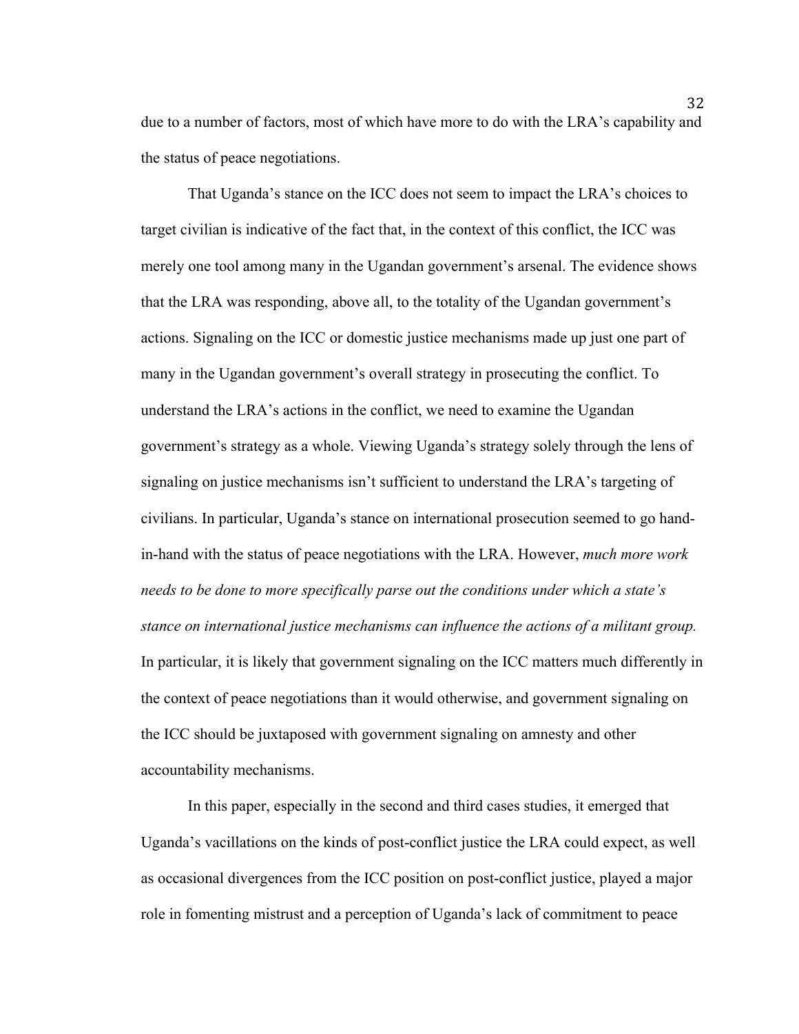due to a number of factors, most of which have more to do with the LRA's capability and the status of peace negotiations.

That Uganda's stance on the ICC does not seem to impact the LRA's choices to target civilian is indicative of the fact that, in the context of this conflict, the ICC was merely one tool among many in the Ugandan government's arsenal. The evidence shows that the LRA was responding, above all, to the totality of the Ugandan government's actions. Signaling on the ICC or domestic justice mechanisms made up just one part of many in the Ugandan government's overall strategy in prosecuting the conflict. To understand the LRA's actions in the conflict, we need to examine the Ugandan government's strategy as a whole. Viewing Uganda's strategy solely through the lens of signaling on justice mechanisms isn't sufficient to understand the LRA's targeting of civilians. In particular, Uganda's stance on international prosecution seemed to go hand-in-hand with the status of peace negotiations with the LRA. However, *much more work needs to be done to more specifically parse out the conditions under which a state's stance on international justice mechanisms can influence the actions of a militant group.* In particular, it is likely that government signaling on the ICC matters much differently in the context of peace negotiations than it would otherwise, and government signaling on the ICC should be juxtaposed with government signaling on amnesty and other accountability mechanisms.

In this paper, especially in the second and third cases studies, it emerged that Uganda's vacillations on the kinds of post-conflict justice the LRA could expect, as well as occasional divergences from the ICC position on post-conflict justice, played a major role in fomenting mistrust and a perception of Uganda's lack of commitment to peace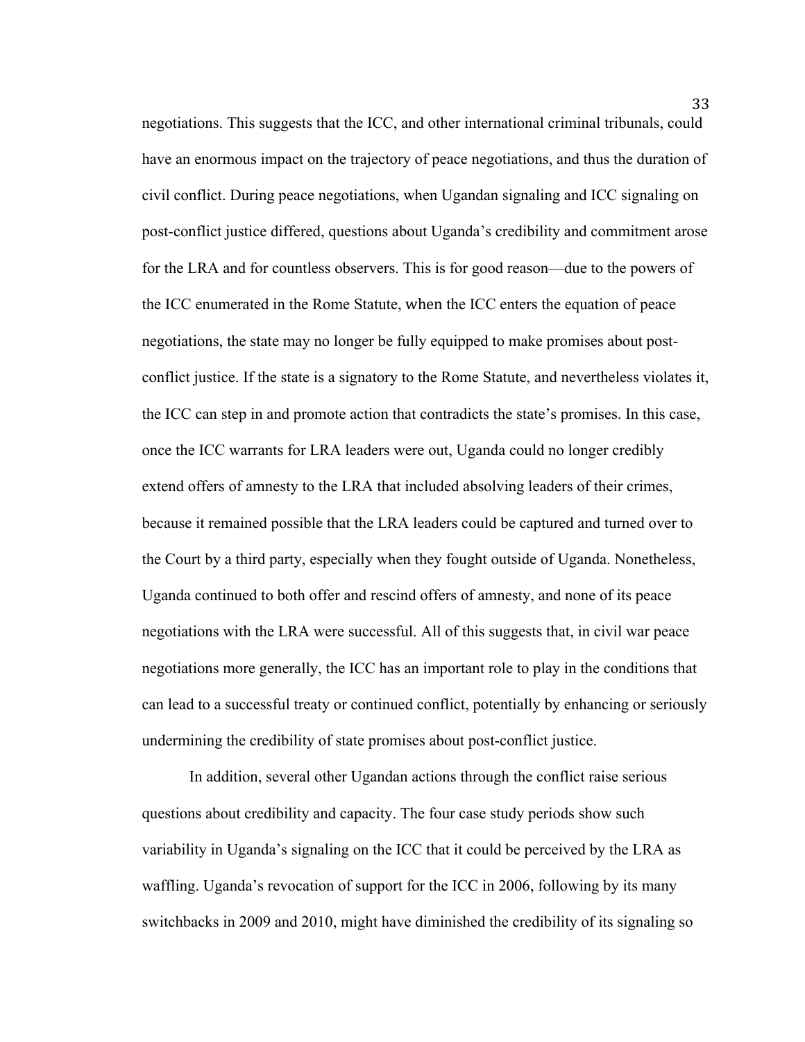negotiations. This suggests that the ICC, and other international criminal tribunals, could have an enormous impact on the trajectory of peace negotiations, and thus the duration of civil conflict. During peace negotiations, when Ugandan signaling and ICC signaling on post-conflict justice differed, questions about Uganda's credibility and commitment arose for the LRA and for countless observers. This is for good reason—due to the powers of the ICC enumerated in the Rome Statute, when the ICC enters the equation of peace negotiations, the state may no longer be fully equipped to make promises about post-conflict justice. If the state is a signatory to the Rome Statute, and nevertheless violates it, the ICC can step in and promote action that contradicts the state's promises. In this case, once the ICC warrants for LRA leaders were out, Uganda could no longer credibly extend offers of amnesty to the LRA that included absolving leaders of their crimes, because it remained possible that the LRA leaders could be captured and turned over to the Court by a third party, especially when they fought outside of Uganda. Nonetheless, Uganda continued to both offer and rescind offers of amnesty, and none of its peace negotiations with the LRA were successful. All of this suggests that, in civil war peace negotiations more generally, the ICC has an important role to play in the conditions that can lead to a successful treaty or continued conflict, potentially by enhancing or seriously undermining the credibility of state promises about post-conflict justice.

In addition, several other Ugandan actions through the conflict raise serious questions about credibility and capacity. The four case study periods show such variability in Uganda's signaling on the ICC that it could be perceived by the LRA as waffling. Uganda's revocation of support for the ICC in 2006, following by its many switchbacks in 2009 and 2010, might have diminished the credibility of its signaling so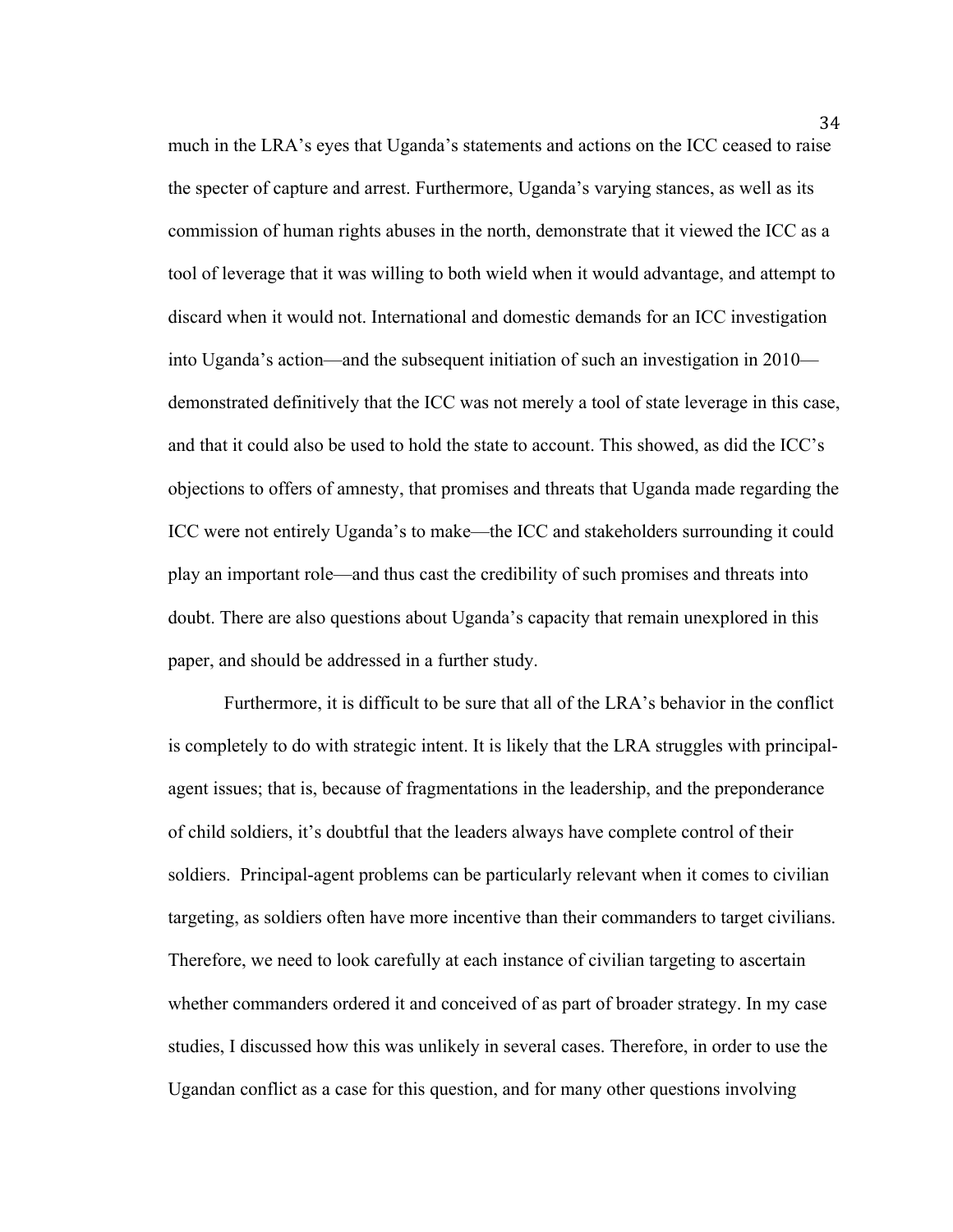much in the LRA's eyes that Uganda's statements and actions on the ICC ceased to raise the specter of capture and arrest. Furthermore, Uganda's varying stances, as well as its commission of human rights abuses in the north, demonstrate that it viewed the ICC as a tool of leverage that it was willing to both wield when it would advantage, and attempt to discard when it would not. International and domestic demands for an ICC investigation into Uganda's action—and the subsequent initiation of such an investigation in 2010—demonstrated definitively that the ICC was not merely a tool of state leverage in this case, and that it could also be used to hold the state to account. This showed, as did the ICC's objections to offers of amnesty, that promises and threats that Uganda made regarding the ICC were not entirely Uganda's to make—the ICC and stakeholders surrounding it could play an important role—and thus cast the credibility of such promises and threats into doubt. There are also questions about Uganda's capacity that remain unexplored in this paper, and should be addressed in a further study.

Furthermore, it is difficult to be sure that all of the LRA's behavior in the conflict is completely to do with strategic intent. It is likely that the LRA struggles with principal-agent issues; that is, because of fragmentations in the leadership, and the preponderance of child soldiers, it's doubtful that the leaders always have complete control of their soldiers. Principal-agent problems can be particularly relevant when it comes to civilian targeting, as soldiers often have more incentive than their commanders to target civilians. Therefore, we need to look carefully at each instance of civilian targeting to ascertain whether commanders ordered it and conceived of as part of broader strategy. In my case studies, I discussed how this was unlikely in several cases. Therefore, in order to use the Ugandan conflict as a case for this question, and for many other questions involving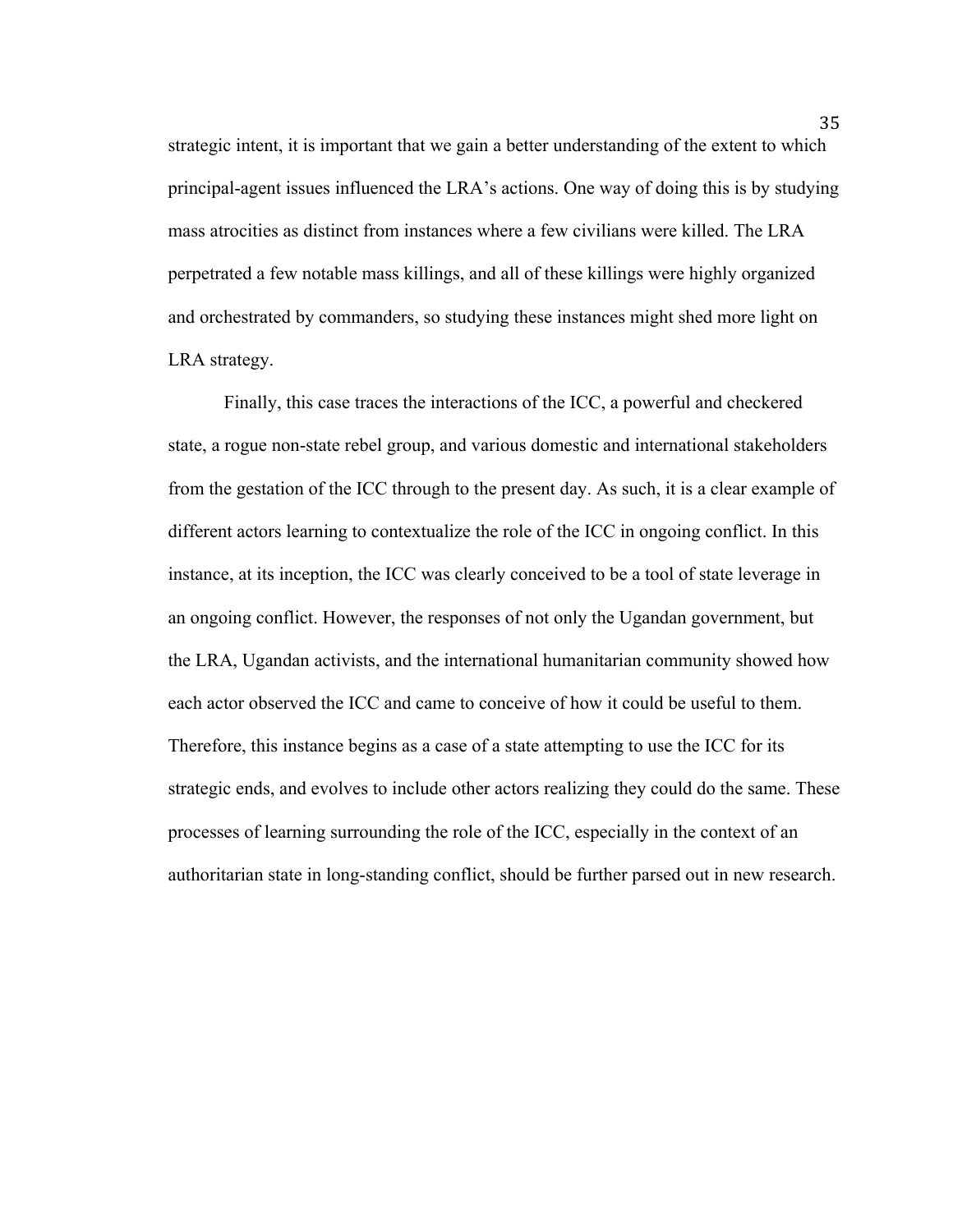strategic intent, it is important that we gain a better understanding of the extent to which principal-agent issues influenced the LRA's actions. One way of doing this is by studying mass atrocities as distinct from instances where a few civilians were killed. The LRA perpetrated a few notable mass killings, and all of these killings were highly organized and orchestrated by commanders, so studying these instances might shed more light on LRA strategy.

Finally, this case traces the interactions of the ICC, a powerful and checkered state, a rogue non-state rebel group, and various domestic and international stakeholders from the gestation of the ICC through to the present day. As such, it is a clear example of different actors learning to contextualize the role of the ICC in ongoing conflict. In this instance, at its inception, the ICC was clearly conceived to be a tool of state leverage in an ongoing conflict. However, the responses of not only the Ugandan government, but the LRA, Ugandan activists, and the international humanitarian community showed how each actor observed the ICC and came to conceive of how it could be useful to them. Therefore, this instance begins as a case of a state attempting to use the ICC for its strategic ends, and evolves to include other actors realizing they could do the same. These processes of learning surrounding the role of the ICC, especially in the context of an authoritarian state in long-standing conflict, should be further parsed out in new research.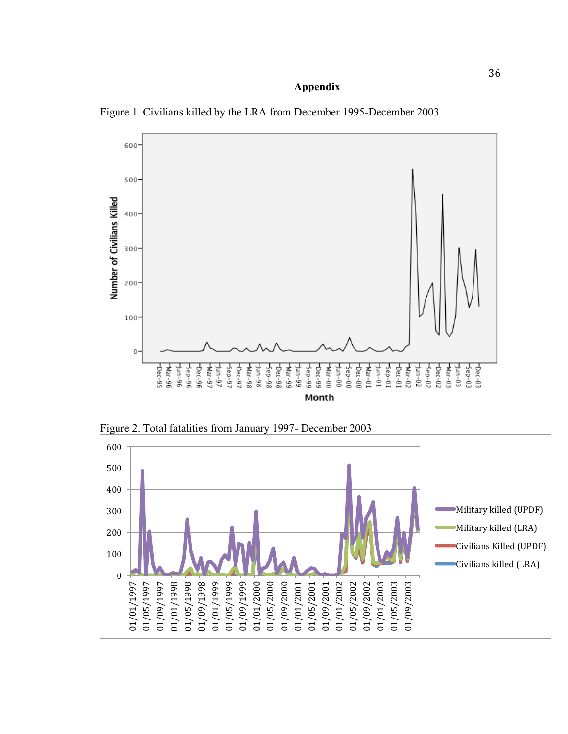## Appendix

Figure 1. Civilians killed by the LRA from December 1995-December 2003

Figure 2. Total fatalities from January 1997- December 2003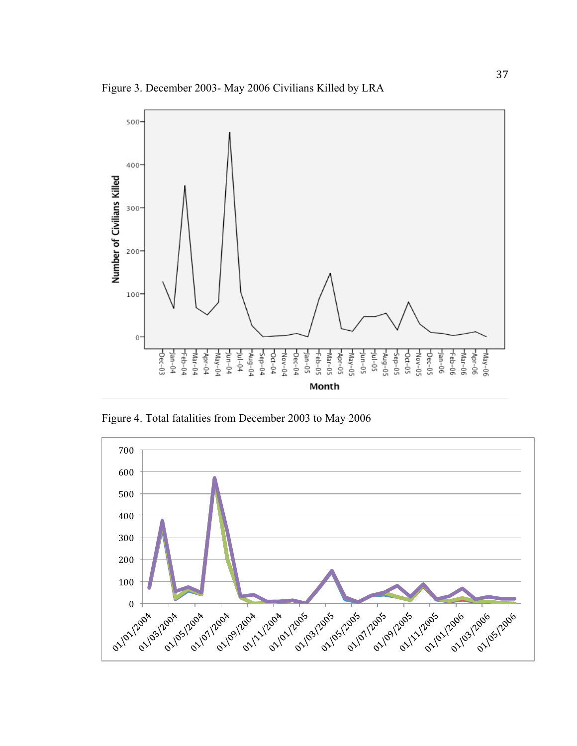Figure 3. December 2003- May 2006 Civilians Killed by LRA

Figure 4. Total fatalities from December 2003 to May 2006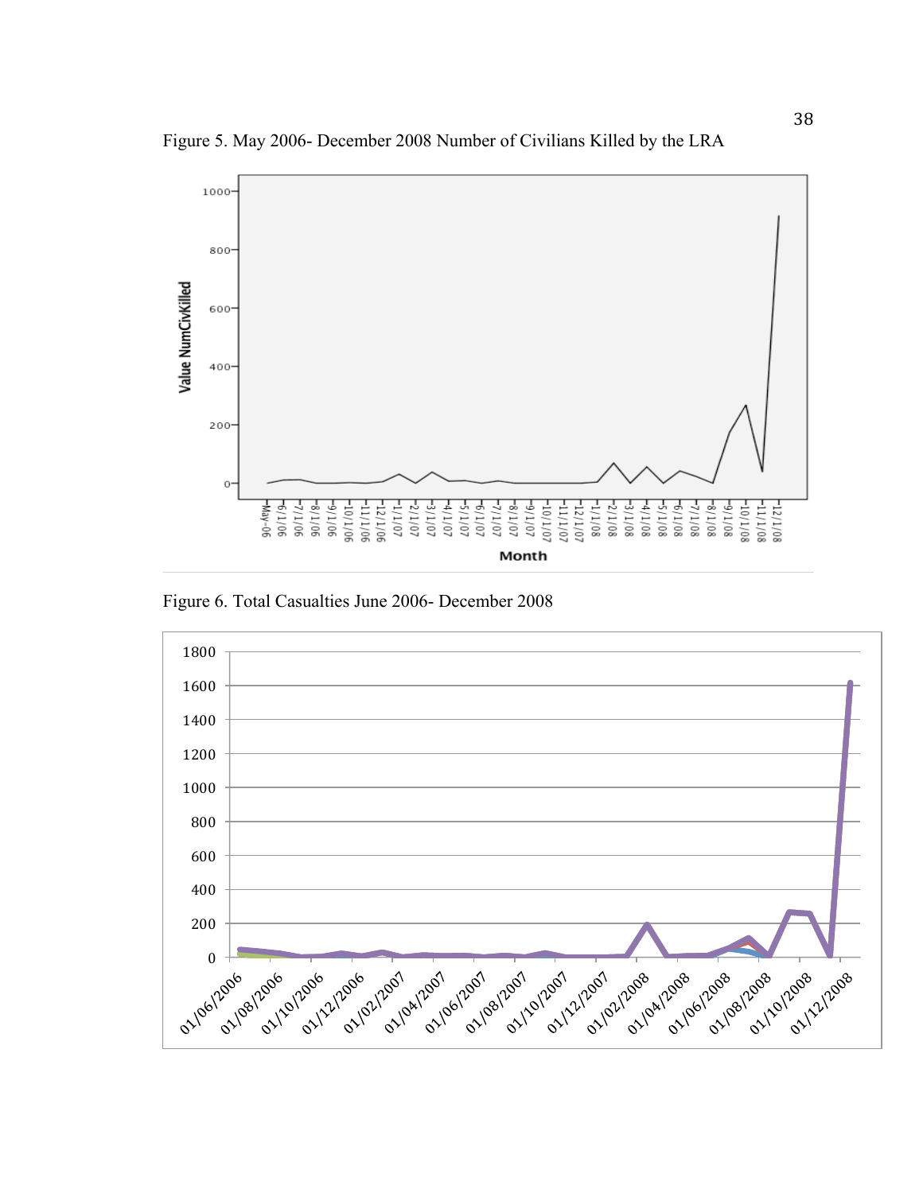Figure 5. May 2006- December 2008 Number of Civilians Killed by the LRA

Figure 6. Total Casualties June 2006- December 2008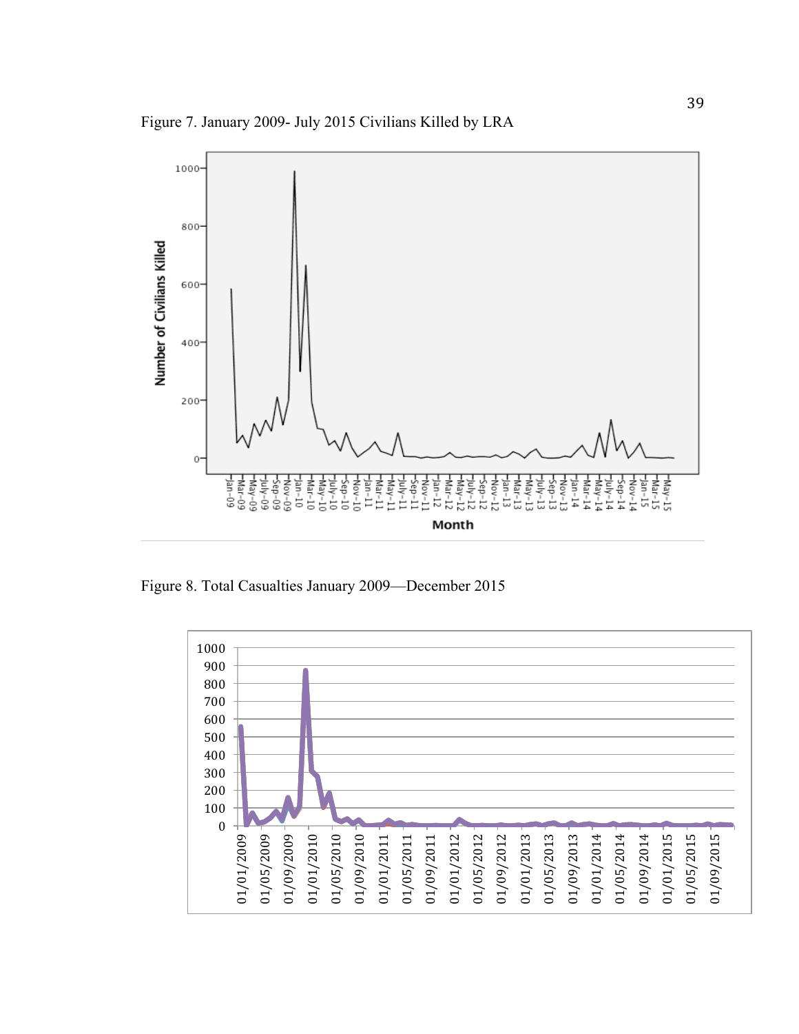Figure 7. January 2009- July 2015 Civilians Killed by LRA

Figure 8. Total Casualties January 2009—December 2015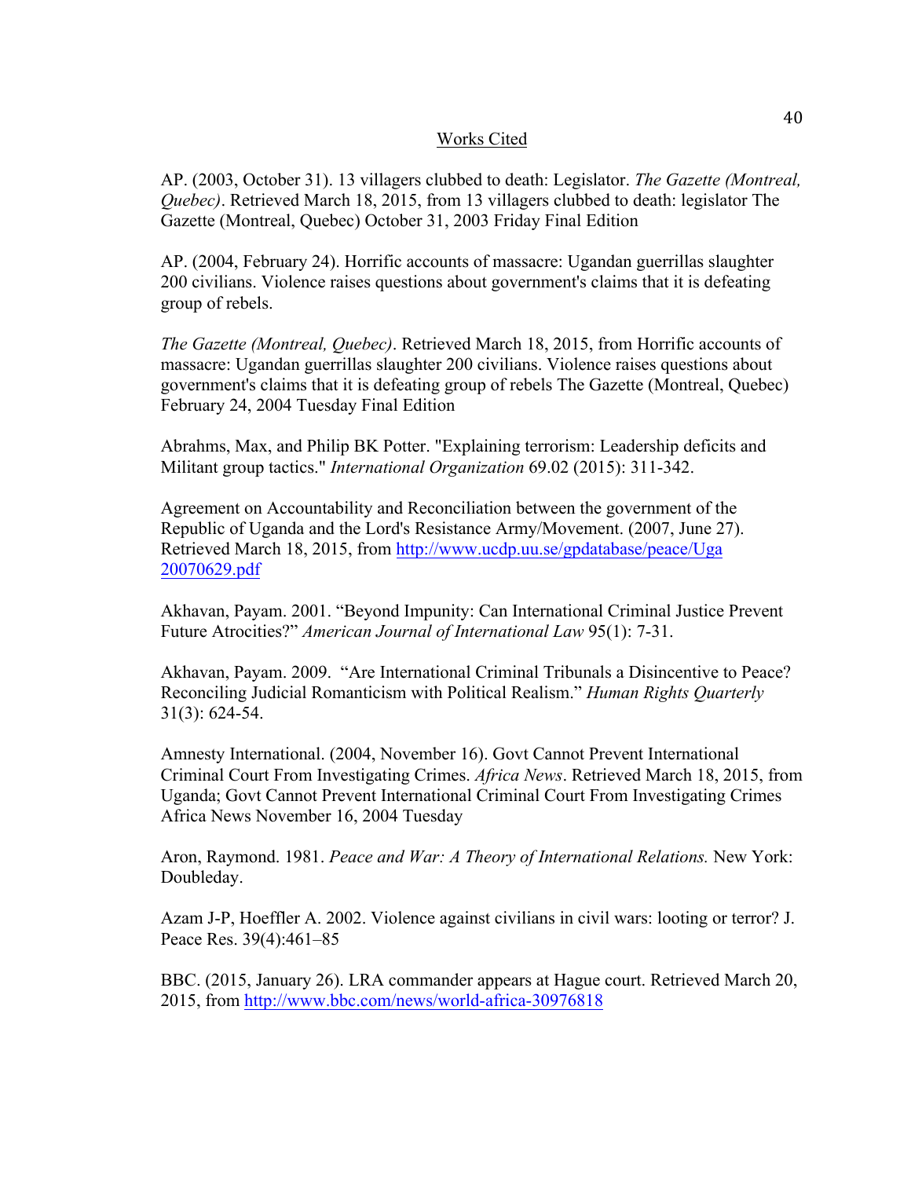## Works Cited

AP. (2003, October 31). 13 villagers clubbed to death: Legislator. *The Gazette (Montreal, Quebec)*. Retrieved March 18, 2015, from 13 villagers clubbed to death: legislator The Gazette (Montreal, Quebec) October 31, 2003 Friday Final Edition

AP. (2004, February 24). Horrific accounts of massacre: Ugandan guerrillas slaughter 200 civilians. Violence raises questions about government's claims that it is defeating group of rebels.

*The Gazette (Montreal, Quebec)*. Retrieved March 18, 2015, from Horrific accounts of massacre: Ugandan guerrillas slaughter 200 civilians. Violence raises questions about government's claims that it is defeating group of rebels The Gazette (Montreal, Quebec) February 24, 2004 Tuesday Final Edition

Abrahms, Max, and Philip BK Potter. "Explaining terrorism: Leadership deficits and Militant group tactics." *International Organization* 69.02 (2015): 311-342.

Agreement on Accountability and Reconciliation between the government of the Republic of Uganda and the Lord's Resistance Army/Movement. (2007, June 27). Retrieved March 18, 2015, from http://www.ucdp.uu.se/gpdatabase/peace/Uga 20070629.pdf

Akhavan, Payam. 2001. "Beyond Impunity: Can International Criminal Justice Prevent Future Atrocities?" *American Journal of International Law* 95(1): 7-31.

Akhavan, Payam. 2009. "Are International Criminal Tribunals a Disincentive to Peace? Reconciling Judicial Romanticism with Political Realism." *Human Rights Quarterly* 31(3): 624-54.

Amnesty International. (2004, November 16). Govt Cannot Prevent International Criminal Court From Investigating Crimes. *Africa News*. Retrieved March 18, 2015, from Uganda; Govt Cannot Prevent International Criminal Court From Investigating Crimes Africa News November 16, 2004 Tuesday

Aron, Raymond. 1981. *Peace and War: A Theory of International Relations.* New York: Doubleday.

Azam J-P, Hoeffler A. 2002. Violence against civilians in civil wars: looting or terror? J. Peace Res. 39(4):461–85

BBC. (2015, January 26). LRA commander appears at Hague court. Retrieved March 20, 2015, from http://www.bbc.com/news/world-africa-30976818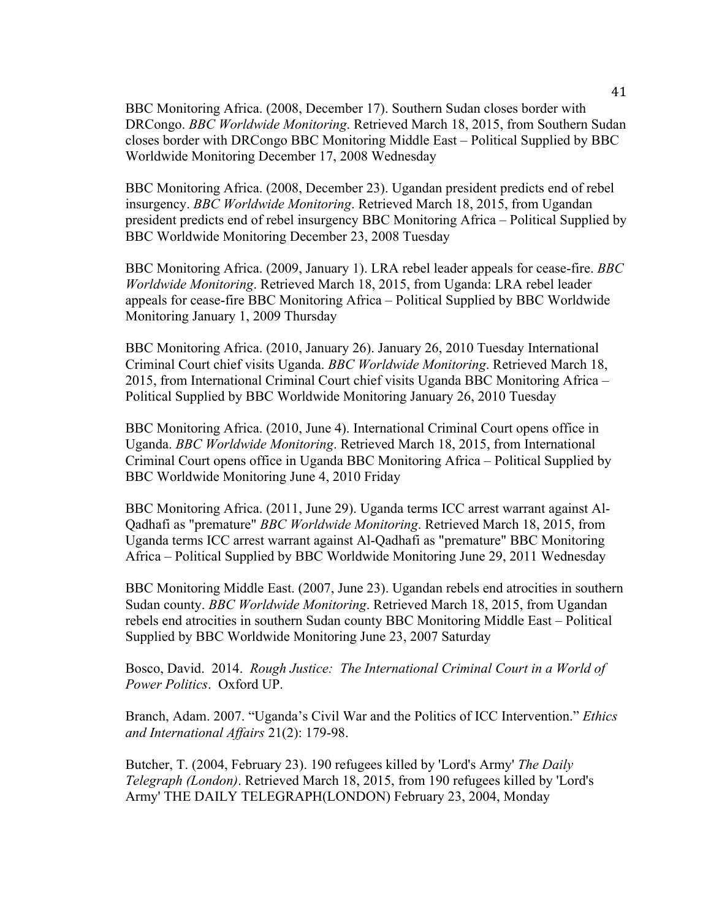BBC Monitoring Africa. (2008, December 17). Southern Sudan closes border with DRCongo. *BBC Worldwide Monitoring*. Retrieved March 18, 2015, from Southern Sudan closes border with DRCongo BBC Monitoring Middle East – Political Supplied by BBC Worldwide Monitoring December 17, 2008 Wednesday

BBC Monitoring Africa. (2008, December 23). Ugandan president predicts end of rebel insurgency. *BBC Worldwide Monitoring*. Retrieved March 18, 2015, from Ugandan president predicts end of rebel insurgency BBC Monitoring Africa – Political Supplied by BBC Worldwide Monitoring December 23, 2008 Tuesday

BBC Monitoring Africa. (2009, January 1). LRA rebel leader appeals for cease-fire. *BBC Worldwide Monitoring*. Retrieved March 18, 2015, from Uganda: LRA rebel leader appeals for cease-fire BBC Monitoring Africa – Political Supplied by BBC Worldwide Monitoring January 1, 2009 Thursday

BBC Monitoring Africa. (2010, January 26). January 26, 2010 Tuesday International Criminal Court chief visits Uganda. *BBC Worldwide Monitoring*. Retrieved March 18, 2015, from International Criminal Court chief visits Uganda BBC Monitoring Africa – Political Supplied by BBC Worldwide Monitoring January 26, 2010 Tuesday

BBC Monitoring Africa. (2010, June 4). International Criminal Court opens office in Uganda. *BBC Worldwide Monitoring*. Retrieved March 18, 2015, from International Criminal Court opens office in Uganda BBC Monitoring Africa – Political Supplied by BBC Worldwide Monitoring June 4, 2010 Friday

BBC Monitoring Africa. (2011, June 29). Uganda terms ICC arrest warrant against Al-Qadhafi as "premature" *BBC Worldwide Monitoring*. Retrieved March 18, 2015, from Uganda terms ICC arrest warrant against Al-Qadhafi as "premature" BBC Monitoring Africa – Political Supplied by BBC Worldwide Monitoring June 29, 2011 Wednesday

BBC Monitoring Middle East. (2007, June 23). Ugandan rebels end atrocities in southern Sudan county. *BBC Worldwide Monitoring*. Retrieved March 18, 2015, from Ugandan rebels end atrocities in southern Sudan county BBC Monitoring Middle East – Political Supplied by BBC Worldwide Monitoring June 23, 2007 Saturday

Bosco, David. 2014. *Rough Justice: The International Criminal Court in a World of Power Politics*. Oxford UP.

Branch, Adam. 2007. "Uganda's Civil War and the Politics of ICC Intervention." *Ethics and International Affairs* 21(2): 179-98.

Butcher, T. (2004, February 23). 190 refugees killed by 'Lord's Army' *The Daily Telegraph (London)*. Retrieved March 18, 2015, from 190 refugees killed by 'Lord's Army' THE DAILY TELEGRAPH(LONDON) February 23, 2004, Monday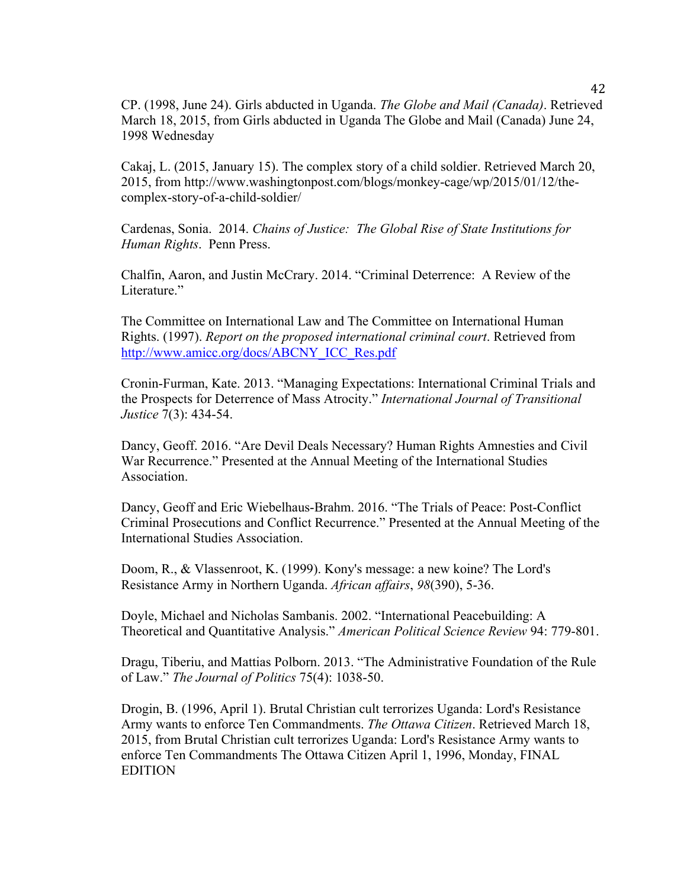CP. (1998, June 24). Girls abducted in Uganda. *The Globe and Mail (Canada)*. Retrieved March 18, 2015, from Girls abducted in Uganda The Globe and Mail (Canada) June 24, 1998 Wednesday

Cakaj, L. (2015, January 15). The complex story of a child soldier. Retrieved March 20, 2015, from http://www.washingtonpost.com/blogs/monkey-cage/wp/2015/01/12/the-complex-story-of-a-child-soldier/

Cardenas, Sonia. 2014. *Chains of Justice: The Global Rise of State Institutions for Human Rights*. Penn Press.

Chalfin, Aaron, and Justin McCrary. 2014. "Criminal Deterrence: A Review of the Literature."

The Committee on International Law and The Committee on International Human Rights. (1997). *Report on the proposed international criminal court*. Retrieved from http://www.amicc.org/docs/ABCNY_ICC_Res.pdf

Cronin-Furman, Kate. 2013. "Managing Expectations: International Criminal Trials and the Prospects for Deterrence of Mass Atrocity." *International Journal of Transitional Justice* 7(3): 434-54.

Dancy, Geoff. 2016. "Are Devil Deals Necessary? Human Rights Amnesties and Civil War Recurrence." Presented at the Annual Meeting of the International Studies Association.

Dancy, Geoff and Eric Wiebelhaus-Brahm. 2016. "The Trials of Peace: Post-Conflict Criminal Prosecutions and Conflict Recurrence." Presented at the Annual Meeting of the International Studies Association.

Doom, R., & Vlassenroot, K. (1999). Kony's message: a new koine? The Lord's Resistance Army in Northern Uganda. *African affairs*, *98*(390), 5-36.

Doyle, Michael and Nicholas Sambanis. 2002. "International Peacebuilding: A Theoretical and Quantitative Analysis." *American Political Science Review* 94: 779-801.

Dragu, Tiberiu, and Mattias Polborn. 2013. "The Administrative Foundation of the Rule of Law." *The Journal of Politics* 75(4): 1038-50.

Drogin, B. (1996, April 1). Brutal Christian cult terrorizes Uganda: Lord's Resistance Army wants to enforce Ten Commandments. *The Ottawa Citizen*. Retrieved March 18, 2015, from Brutal Christian cult terrorizes Uganda: Lord's Resistance Army wants to enforce Ten Commandments The Ottawa Citizen April 1, 1996, Monday, FINAL EDITION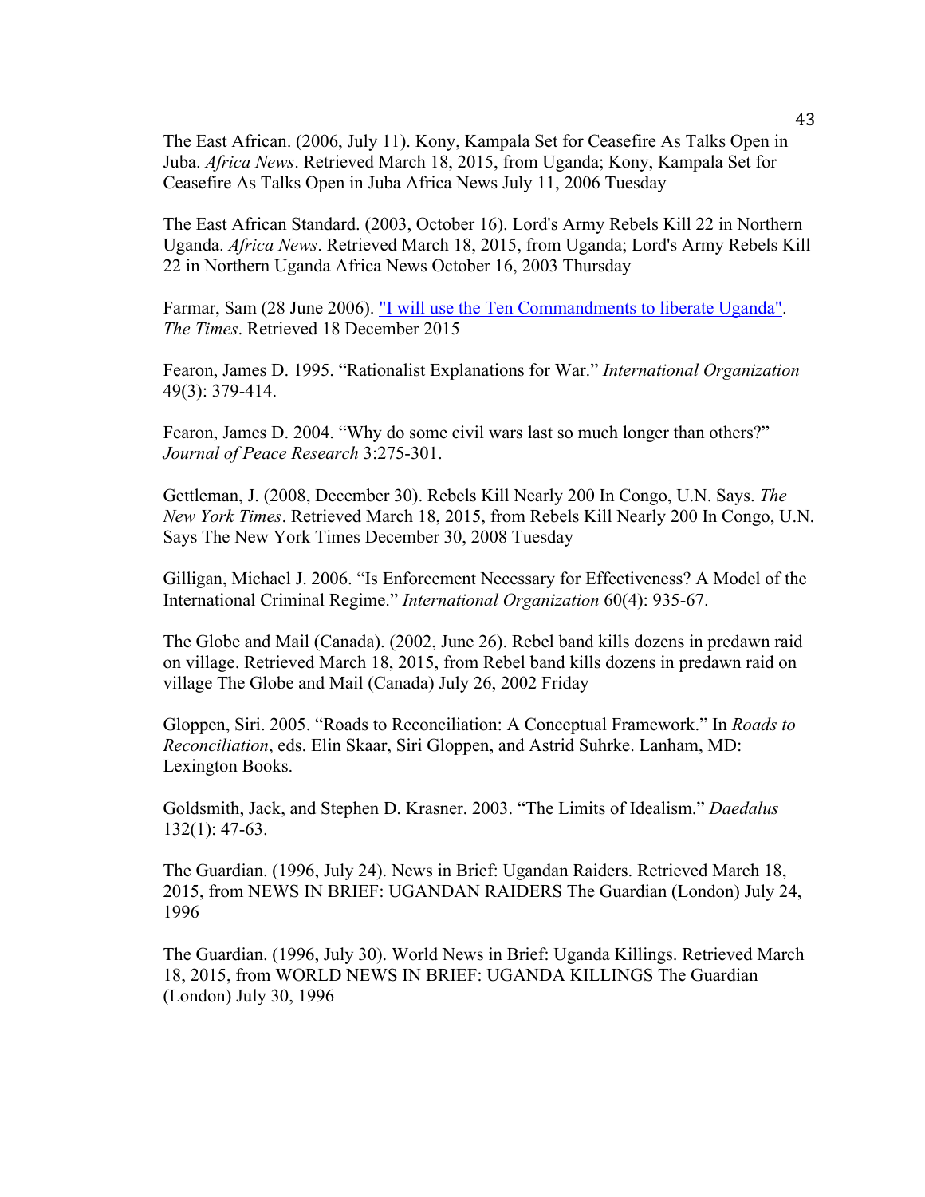The East African. (2006, July 11). Kony, Kampala Set for Ceasefire As Talks Open in Juba. *Africa News*. Retrieved March 18, 2015, from Uganda; Kony, Kampala Set for Ceasefire As Talks Open in Juba Africa News July 11, 2006 Tuesday

The East African Standard. (2003, October 16). Lord's Army Rebels Kill 22 in Northern Uganda. *Africa News*. Retrieved March 18, 2015, from Uganda; Lord's Army Rebels Kill 22 in Northern Uganda Africa News October 16, 2003 Thursday

Farmar, Sam (28 June 2006). "I will use the Ten Commandments to liberate Uganda". *The Times*. Retrieved 18 December 2015

Fearon, James D. 1995. "Rationalist Explanations for War." *International Organization* 49(3): 379-414.

Fearon, James D. 2004. "Why do some civil wars last so much longer than others?" *Journal of Peace Research* 3:275-301.

Gettleman, J. (2008, December 30). Rebels Kill Nearly 200 In Congo, U.N. Says. *The New York Times*. Retrieved March 18, 2015, from Rebels Kill Nearly 200 In Congo, U.N. Says The New York Times December 30, 2008 Tuesday

Gilligan, Michael J. 2006. "Is Enforcement Necessary for Effectiveness? A Model of the International Criminal Regime." *International Organization* 60(4): 935-67.

The Globe and Mail (Canada). (2002, June 26). Rebel band kills dozens in predawn raid on village. Retrieved March 18, 2015, from Rebel band kills dozens in predawn raid on village The Globe and Mail (Canada) July 26, 2002 Friday

Gloppen, Siri. 2005. "Roads to Reconciliation: A Conceptual Framework." In *Roads to Reconciliation*, eds. Elin Skaar, Siri Gloppen, and Astrid Suhrke. Lanham, MD: Lexington Books.

Goldsmith, Jack, and Stephen D. Krasner. 2003. "The Limits of Idealism." *Daedalus* 132(1): 47-63.

The Guardian. (1996, July 24). News in Brief: Ugandan Raiders. Retrieved March 18, 2015, from NEWS IN BRIEF: UGANDAN RAIDERS The Guardian (London) July 24, 1996

The Guardian. (1996, July 30). World News in Brief: Uganda Killings. Retrieved March 18, 2015, from WORLD NEWS IN BRIEF: UGANDA KILLINGS The Guardian (London) July 30, 1996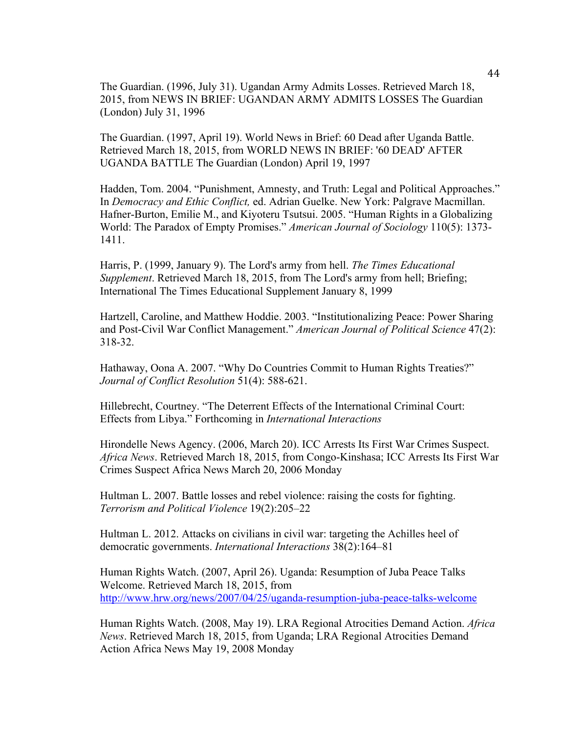The Guardian. (1996, July 31). Ugandan Army Admits Losses. Retrieved March 18, 2015, from NEWS IN BRIEF: UGANDAN ARMY ADMITS LOSSES The Guardian (London) July 31, 1996

The Guardian. (1997, April 19). World News in Brief: 60 Dead after Uganda Battle. Retrieved March 18, 2015, from WORLD NEWS IN BRIEF: '60 DEAD' AFTER UGANDA BATTLE The Guardian (London) April 19, 1997

Hadden, Tom. 2004. "Punishment, Amnesty, and Truth: Legal and Political Approaches." In *Democracy and Ethic Conflict,* ed. Adrian Guelke. New York: Palgrave Macmillan. Hafner-Burton, Emilie M., and Kiyoteru Tsutsui. 2005. "Human Rights in a Globalizing World: The Paradox of Empty Promises." *American Journal of Sociology* 110(5): 1373-1411.

Harris, P. (1999, January 9). The Lord's army from hell. *The Times Educational Supplement*. Retrieved March 18, 2015, from The Lord's army from hell; Briefing; International The Times Educational Supplement January 8, 1999

Hartzell, Caroline, and Matthew Hoddie. 2003. "Institutionalizing Peace: Power Sharing and Post-Civil War Conflict Management." *American Journal of Political Science* 47(2): 318-32.

Hathaway, Oona A. 2007. "Why Do Countries Commit to Human Rights Treaties?" *Journal of Conflict Resolution* 51(4): 588-621.

Hillebrecht, Courtney. "The Deterrent Effects of the International Criminal Court: Effects from Libya." Forthcoming in *International Interactions*

Hirondelle News Agency. (2006, March 20). ICC Arrests Its First War Crimes Suspect. *Africa News*. Retrieved March 18, 2015, from Congo-Kinshasa; ICC Arrests Its First War Crimes Suspect Africa News March 20, 2006 Monday

Hultman L. 2007. Battle losses and rebel violence: raising the costs for fighting. *Terrorism and Political Violence* 19(2):205–22

Hultman L. 2012. Attacks on civilians in civil war: targeting the Achilles heel of democratic governments. *International Interactions* 38(2):164–81

Human Rights Watch. (2007, April 26). Uganda: Resumption of Juba Peace Talks Welcome. Retrieved March 18, 2015, from http://www.hrw.org/news/2007/04/25/uganda-resumption-juba-peace-talks-welcome

Human Rights Watch. (2008, May 19). LRA Regional Atrocities Demand Action. *Africa News*. Retrieved March 18, 2015, from Uganda; LRA Regional Atrocities Demand Action Africa News May 19, 2008 Monday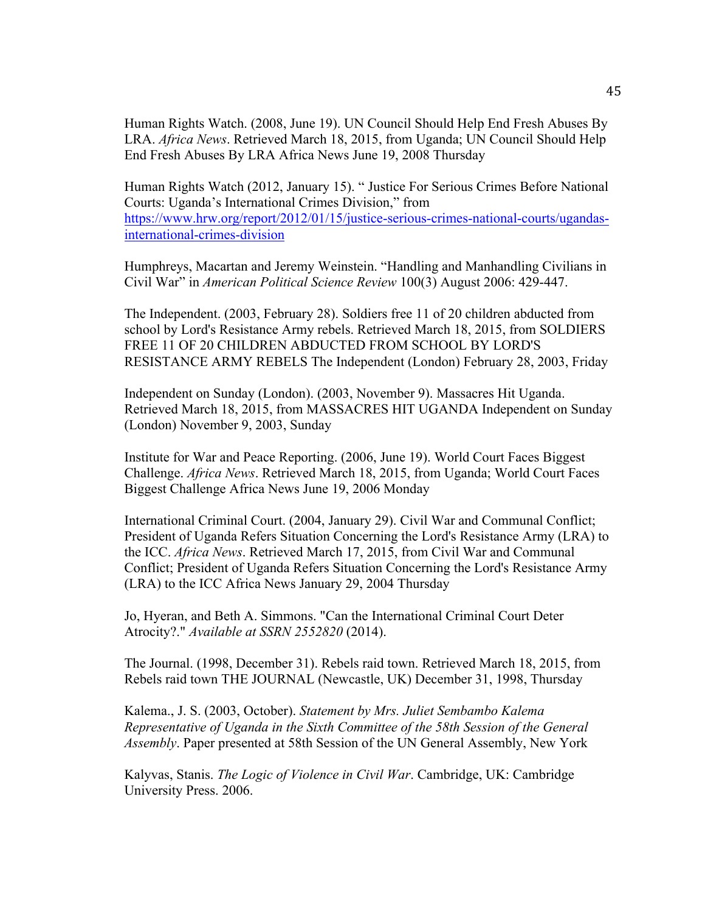Human Rights Watch. (2008, June 19). UN Council Should Help End Fresh Abuses By LRA. *Africa News*. Retrieved March 18, 2015, from Uganda; UN Council Should Help End Fresh Abuses By LRA Africa News June 19, 2008 Thursday

Human Rights Watch (2012, January 15). " Justice For Serious Crimes Before National Courts: Uganda's International Crimes Division," from https://www.hrw.org/report/2012/01/15/justice-serious-crimes-national-courts/ugandas-international-crimes-division

Humphreys, Macartan and Jeremy Weinstein. "Handling and Manhandling Civilians in Civil War" in *American Political Science Review* 100(3) August 2006: 429-447.

The Independent. (2003, February 28). Soldiers free 11 of 20 children abducted from school by Lord's Resistance Army rebels. Retrieved March 18, 2015, from SOLDIERS FREE 11 OF 20 CHILDREN ABDUCTED FROM SCHOOL BY LORD'S RESISTANCE ARMY REBELS The Independent (London) February 28, 2003, Friday

Independent on Sunday (London). (2003, November 9). Massacres Hit Uganda. Retrieved March 18, 2015, from MASSACRES HIT UGANDA Independent on Sunday (London) November 9, 2003, Sunday

Institute for War and Peace Reporting. (2006, June 19). World Court Faces Biggest Challenge. *Africa News*. Retrieved March 18, 2015, from Uganda; World Court Faces Biggest Challenge Africa News June 19, 2006 Monday

International Criminal Court. (2004, January 29). Civil War and Communal Conflict; President of Uganda Refers Situation Concerning the Lord's Resistance Army (LRA) to the ICC. *Africa News*. Retrieved March 17, 2015, from Civil War and Communal Conflict; President of Uganda Refers Situation Concerning the Lord's Resistance Army (LRA) to the ICC Africa News January 29, 2004 Thursday

Jo, Hyeran, and Beth A. Simmons. "Can the International Criminal Court Deter Atrocity?." *Available at SSRN 2552820* (2014).

The Journal. (1998, December 31). Rebels raid town. Retrieved March 18, 2015, from Rebels raid town THE JOURNAL (Newcastle, UK) December 31, 1998, Thursday

Kalema., J. S. (2003, October). *Statement by Mrs. Juliet Sembambo Kalema Representative of Uganda in the Sixth Committee of the 58th Session of the General Assembly*. Paper presented at 58th Session of the UN General Assembly, New York

Kalyvas, Stanis. *The Logic of Violence in Civil War*. Cambridge, UK: Cambridge University Press. 2006.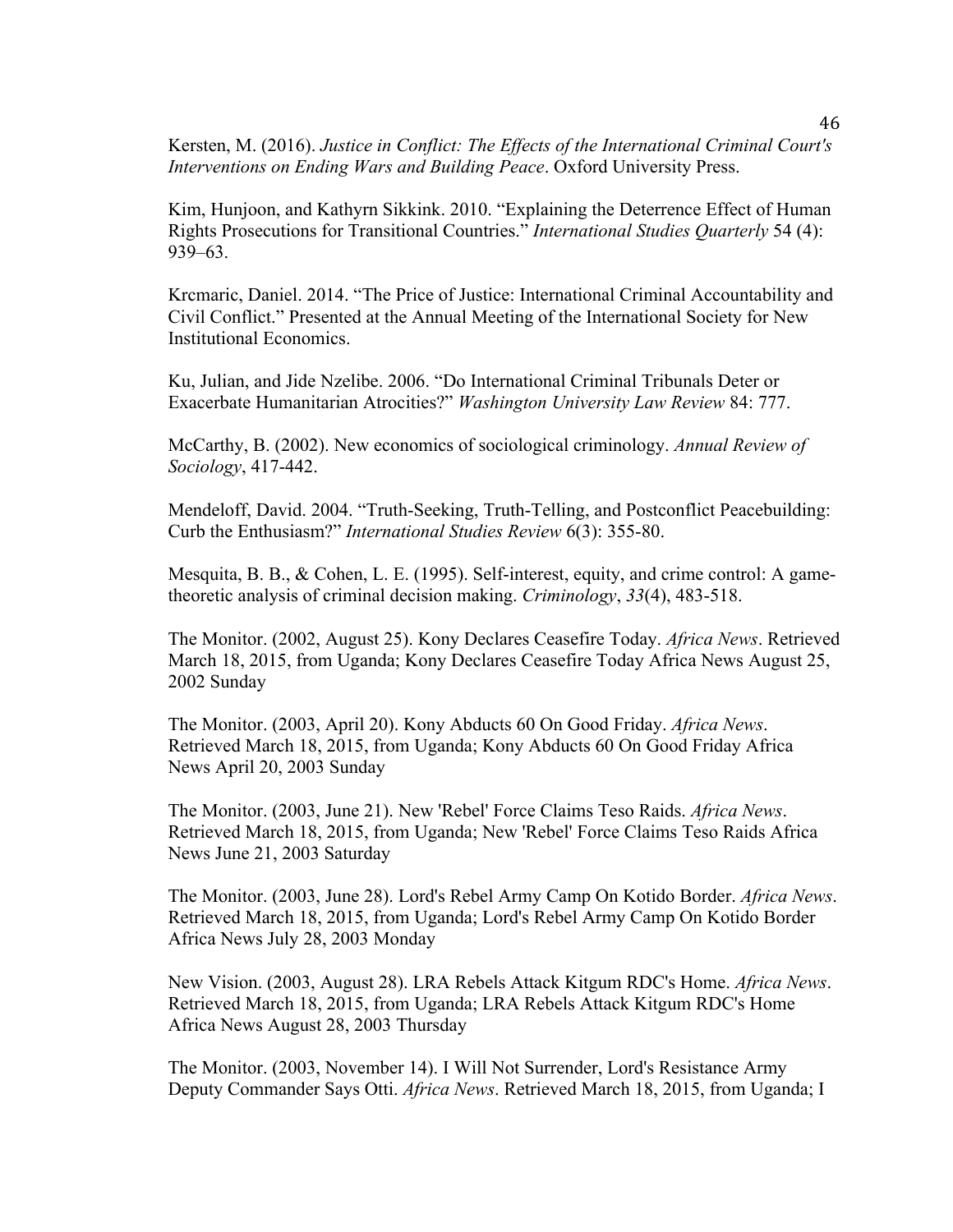Kersten, M. (2016). *Justice in Conflict: The Effects of the International Criminal Court's Interventions on Ending Wars and Building Peace*. Oxford University Press.

Kim, Hunjoon, and Kathyrn Sikkink. 2010. "Explaining the Deterrence Effect of Human Rights Prosecutions for Transitional Countries." *International Studies Quarterly* 54 (4): 939–63.

Krcmaric, Daniel. 2014. "The Price of Justice: International Criminal Accountability and Civil Conflict." Presented at the Annual Meeting of the International Society for New Institutional Economics.

Ku, Julian, and Jide Nzelibe. 2006. "Do International Criminal Tribunals Deter or Exacerbate Humanitarian Atrocities?" *Washington University Law Review* 84: 777.

McCarthy, B. (2002). New economics of sociological criminology. *Annual Review of Sociology*, 417-442.

Mendeloff, David. 2004. "Truth-Seeking, Truth-Telling, and Postconflict Peacebuilding: Curb the Enthusiasm?" *International Studies Review* 6(3): 355-80.

Mesquita, B. B., & Cohen, L. E. (1995). Self-interest, equity, and crime control: A game-theoretic analysis of criminal decision making. *Criminology*, *33*(4), 483-518.

The Monitor. (2002, August 25). Kony Declares Ceasefire Today. *Africa News*. Retrieved March 18, 2015, from Uganda; Kony Declares Ceasefire Today Africa News August 25, 2002 Sunday

The Monitor. (2003, April 20). Kony Abducts 60 On Good Friday. *Africa News*. Retrieved March 18, 2015, from Uganda; Kony Abducts 60 On Good Friday Africa News April 20, 2003 Sunday

The Monitor. (2003, June 21). New 'Rebel' Force Claims Teso Raids. *Africa News*. Retrieved March 18, 2015, from Uganda; New 'Rebel' Force Claims Teso Raids Africa News June 21, 2003 Saturday

The Monitor. (2003, June 28). Lord's Rebel Army Camp On Kotido Border. *Africa News*. Retrieved March 18, 2015, from Uganda; Lord's Rebel Army Camp On Kotido Border Africa News July 28, 2003 Monday

New Vision. (2003, August 28). LRA Rebels Attack Kitgum RDC's Home. *Africa News*. Retrieved March 18, 2015, from Uganda; LRA Rebels Attack Kitgum RDC's Home Africa News August 28, 2003 Thursday

The Monitor. (2003, November 14). I Will Not Surrender, Lord's Resistance Army Deputy Commander Says Otti. *Africa News*. Retrieved March 18, 2015, from Uganda; I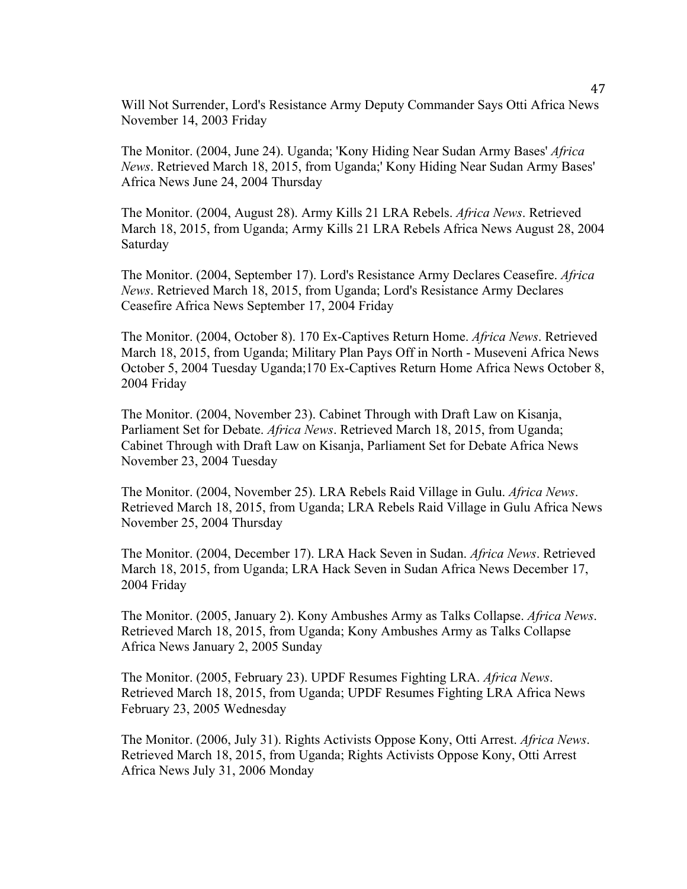Will Not Surrender, Lord's Resistance Army Deputy Commander Says Otti Africa News November 14, 2003 Friday

The Monitor. (2004, June 24). Uganda; 'Kony Hiding Near Sudan Army Bases' *Africa News*. Retrieved March 18, 2015, from Uganda;' Kony Hiding Near Sudan Army Bases' Africa News June 24, 2004 Thursday

The Monitor. (2004, August 28). Army Kills 21 LRA Rebels. *Africa News*. Retrieved March 18, 2015, from Uganda; Army Kills 21 LRA Rebels Africa News August 28, 2004 Saturday

The Monitor. (2004, September 17). Lord's Resistance Army Declares Ceasefire. *Africa News*. Retrieved March 18, 2015, from Uganda; Lord's Resistance Army Declares Ceasefire Africa News September 17, 2004 Friday

The Monitor. (2004, October 8). 170 Ex-Captives Return Home. *Africa News*. Retrieved March 18, 2015, from Uganda; Military Plan Pays Off in North - Museveni Africa News October 5, 2004 Tuesday Uganda;170 Ex-Captives Return Home Africa News October 8, 2004 Friday

The Monitor. (2004, November 23). Cabinet Through with Draft Law on Kisanja, Parliament Set for Debate. *Africa News*. Retrieved March 18, 2015, from Uganda; Cabinet Through with Draft Law on Kisanja, Parliament Set for Debate Africa News November 23, 2004 Tuesday

The Monitor. (2004, November 25). LRA Rebels Raid Village in Gulu. *Africa News*. Retrieved March 18, 2015, from Uganda; LRA Rebels Raid Village in Gulu Africa News November 25, 2004 Thursday

The Monitor. (2004, December 17). LRA Hack Seven in Sudan. *Africa News*. Retrieved March 18, 2015, from Uganda; LRA Hack Seven in Sudan Africa News December 17, 2004 Friday

The Monitor. (2005, January 2). Kony Ambushes Army as Talks Collapse. *Africa News*. Retrieved March 18, 2015, from Uganda; Kony Ambushes Army as Talks Collapse Africa News January 2, 2005 Sunday

The Monitor. (2005, February 23). UPDF Resumes Fighting LRA. *Africa News*. Retrieved March 18, 2015, from Uganda; UPDF Resumes Fighting LRA Africa News February 23, 2005 Wednesday

The Monitor. (2006, July 31). Rights Activists Oppose Kony, Otti Arrest. *Africa News*. Retrieved March 18, 2015, from Uganda; Rights Activists Oppose Kony, Otti Arrest Africa News July 31, 2006 Monday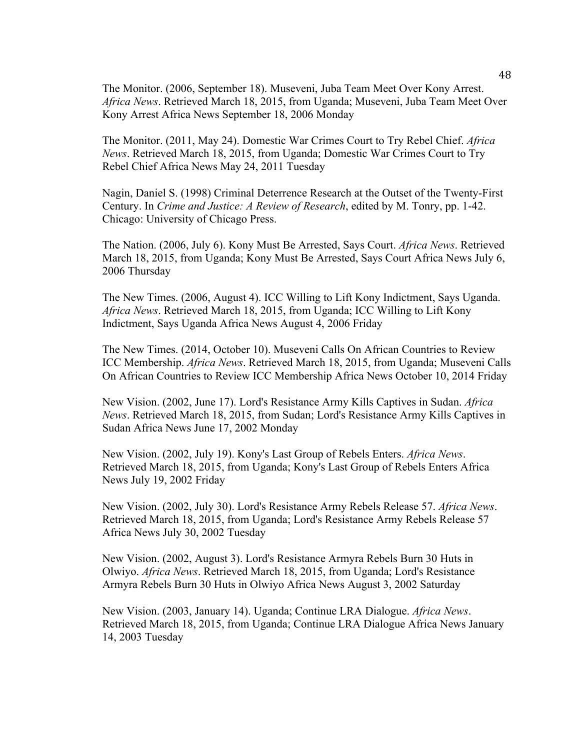The Monitor. (2006, September 18). Museveni, Juba Team Meet Over Kony Arrest. *Africa News*. Retrieved March 18, 2015, from Uganda; Museveni, Juba Team Meet Over Kony Arrest Africa News September 18, 2006 Monday

The Monitor. (2011, May 24). Domestic War Crimes Court to Try Rebel Chief. *Africa News*. Retrieved March 18, 2015, from Uganda; Domestic War Crimes Court to Try Rebel Chief Africa News May 24, 2011 Tuesday

Nagin, Daniel S. (1998) Criminal Deterrence Research at the Outset of the Twenty-First Century. In *Crime and Justice: A Review of Research*, edited by M. Tonry, pp. 1-42. Chicago: University of Chicago Press.

The Nation. (2006, July 6). Kony Must Be Arrested, Says Court. *Africa News*. Retrieved March 18, 2015, from Uganda; Kony Must Be Arrested, Says Court Africa News July 6, 2006 Thursday

The New Times. (2006, August 4). ICC Willing to Lift Kony Indictment, Says Uganda. *Africa News*. Retrieved March 18, 2015, from Uganda; ICC Willing to Lift Kony Indictment, Says Uganda Africa News August 4, 2006 Friday

The New Times. (2014, October 10). Museveni Calls On African Countries to Review ICC Membership. *Africa News*. Retrieved March 18, 2015, from Uganda; Museveni Calls On African Countries to Review ICC Membership Africa News October 10, 2014 Friday

New Vision. (2002, June 17). Lord's Resistance Army Kills Captives in Sudan. *Africa News*. Retrieved March 18, 2015, from Sudan; Lord's Resistance Army Kills Captives in Sudan Africa News June 17, 2002 Monday

New Vision. (2002, July 19). Kony's Last Group of Rebels Enters. *Africa News*. Retrieved March 18, 2015, from Uganda; Kony's Last Group of Rebels Enters Africa News July 19, 2002 Friday

New Vision. (2002, July 30). Lord's Resistance Army Rebels Release 57. *Africa News*. Retrieved March 18, 2015, from Uganda; Lord's Resistance Army Rebels Release 57 Africa News July 30, 2002 Tuesday

New Vision. (2002, August 3). Lord's Resistance Armyra Rebels Burn 30 Huts in Olwiyo. *Africa News*. Retrieved March 18, 2015, from Uganda; Lord's Resistance Armyra Rebels Burn 30 Huts in Olwiyo Africa News August 3, 2002 Saturday

New Vision. (2003, January 14). Uganda; Continue LRA Dialogue. *Africa News*. Retrieved March 18, 2015, from Uganda; Continue LRA Dialogue Africa News January 14, 2003 Tuesday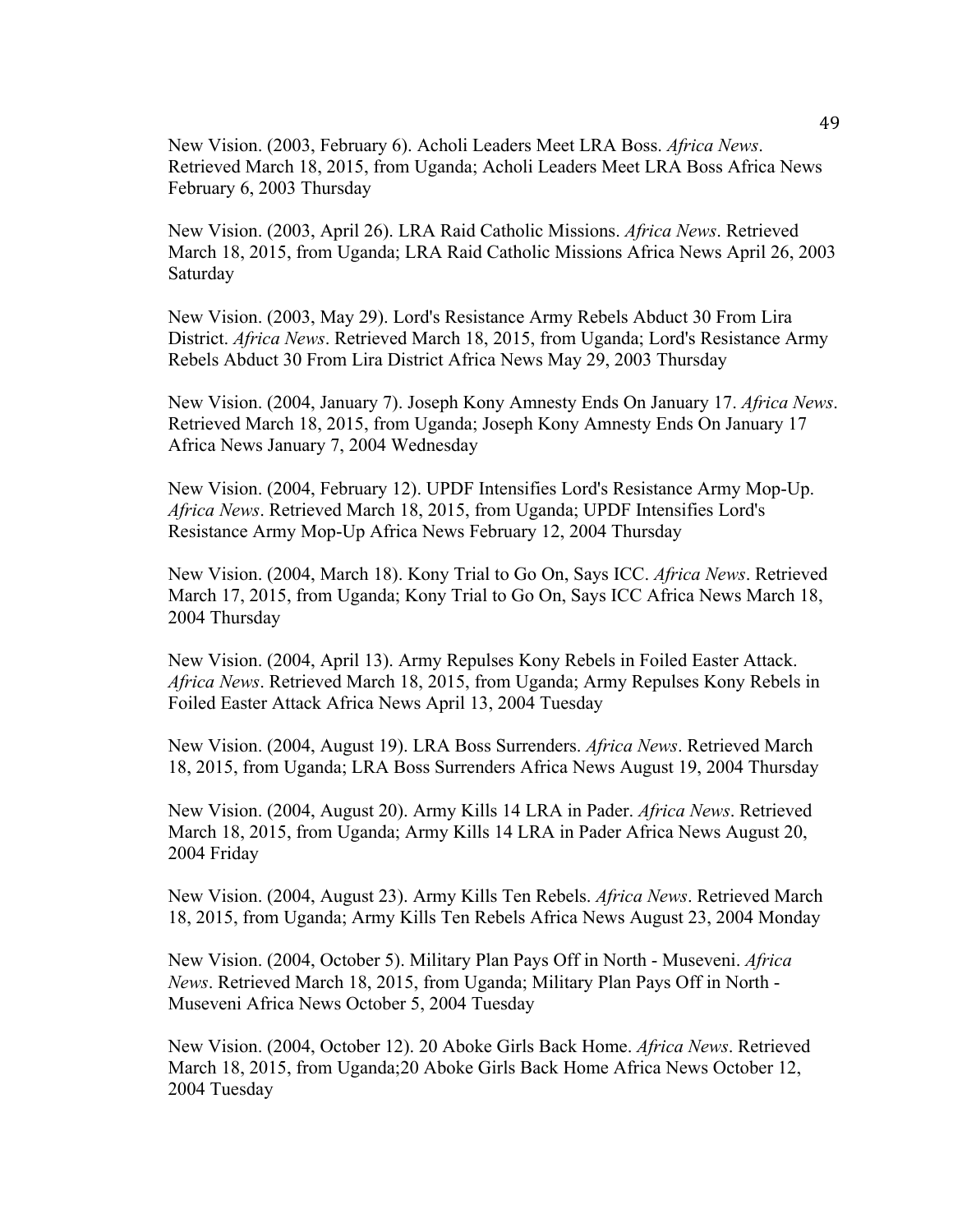New Vision. (2003, February 6). Acholi Leaders Meet LRA Boss. *Africa News*. Retrieved March 18, 2015, from Uganda; Acholi Leaders Meet LRA Boss Africa News February 6, 2003 Thursday

New Vision. (2003, April 26). LRA Raid Catholic Missions. *Africa News*. Retrieved March 18, 2015, from Uganda; LRA Raid Catholic Missions Africa News April 26, 2003 Saturday

New Vision. (2003, May 29). Lord's Resistance Army Rebels Abduct 30 From Lira District. *Africa News*. Retrieved March 18, 2015, from Uganda; Lord's Resistance Army Rebels Abduct 30 From Lira District Africa News May 29, 2003 Thursday

New Vision. (2004, January 7). Joseph Kony Amnesty Ends On January 17. *Africa News*. Retrieved March 18, 2015, from Uganda; Joseph Kony Amnesty Ends On January 17 Africa News January 7, 2004 Wednesday

New Vision. (2004, February 12). UPDF Intensifies Lord's Resistance Army Mop-Up. *Africa News*. Retrieved March 18, 2015, from Uganda; UPDF Intensifies Lord's Resistance Army Mop-Up Africa News February 12, 2004 Thursday

New Vision. (2004, March 18). Kony Trial to Go On, Says ICC. *Africa News*. Retrieved March 17, 2015, from Uganda; Kony Trial to Go On, Says ICC Africa News March 18, 2004 Thursday

New Vision. (2004, April 13). Army Repulses Kony Rebels in Foiled Easter Attack. *Africa News*. Retrieved March 18, 2015, from Uganda; Army Repulses Kony Rebels in Foiled Easter Attack Africa News April 13, 2004 Tuesday

New Vision. (2004, August 19). LRA Boss Surrenders. *Africa News*. Retrieved March 18, 2015, from Uganda; LRA Boss Surrenders Africa News August 19, 2004 Thursday

New Vision. (2004, August 20). Army Kills 14 LRA in Pader. *Africa News*. Retrieved March 18, 2015, from Uganda; Army Kills 14 LRA in Pader Africa News August 20, 2004 Friday

New Vision. (2004, August 23). Army Kills Ten Rebels. *Africa News*. Retrieved March 18, 2015, from Uganda; Army Kills Ten Rebels Africa News August 23, 2004 Monday

New Vision. (2004, October 5). Military Plan Pays Off in North - Museveni. *Africa News*. Retrieved March 18, 2015, from Uganda; Military Plan Pays Off in North - Museveni Africa News October 5, 2004 Tuesday

New Vision. (2004, October 12). 20 Aboke Girls Back Home. *Africa News*. Retrieved March 18, 2015, from Uganda;20 Aboke Girls Back Home Africa News October 12, 2004 Tuesday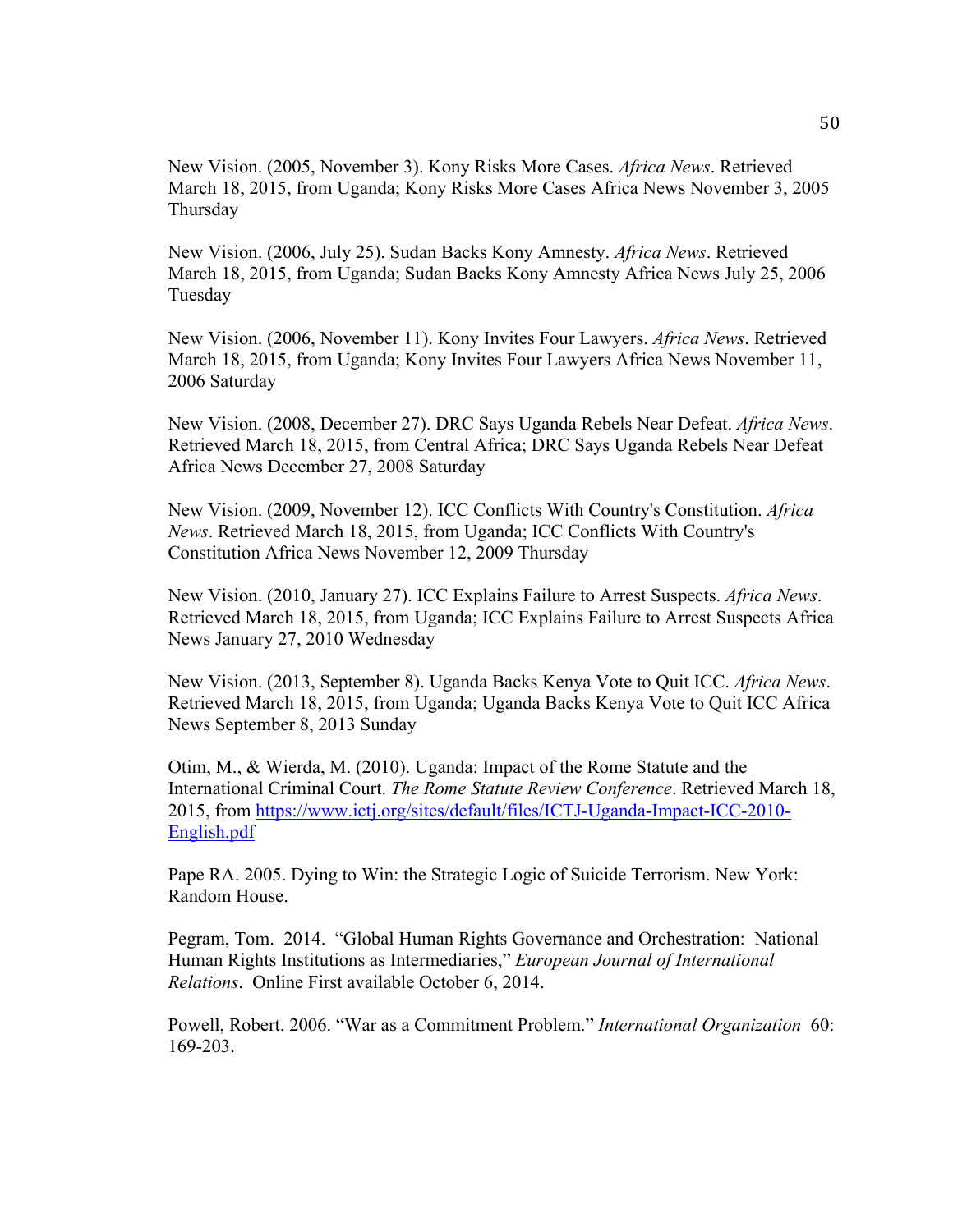New Vision. (2005, November 3). Kony Risks More Cases. *Africa News*. Retrieved March 18, 2015, from Uganda; Kony Risks More Cases Africa News November 3, 2005 Thursday

New Vision. (2006, July 25). Sudan Backs Kony Amnesty. *Africa News*. Retrieved March 18, 2015, from Uganda; Sudan Backs Kony Amnesty Africa News July 25, 2006 Tuesday

New Vision. (2006, November 11). Kony Invites Four Lawyers. *Africa News*. Retrieved March 18, 2015, from Uganda; Kony Invites Four Lawyers Africa News November 11, 2006 Saturday

New Vision. (2008, December 27). DRC Says Uganda Rebels Near Defeat. *Africa News*. Retrieved March 18, 2015, from Central Africa; DRC Says Uganda Rebels Near Defeat Africa News December 27, 2008 Saturday

New Vision. (2009, November 12). ICC Conflicts With Country's Constitution. *Africa News*. Retrieved March 18, 2015, from Uganda; ICC Conflicts With Country's Constitution Africa News November 12, 2009 Thursday

New Vision. (2010, January 27). ICC Explains Failure to Arrest Suspects. *Africa News*. Retrieved March 18, 2015, from Uganda; ICC Explains Failure to Arrest Suspects Africa News January 27, 2010 Wednesday

New Vision. (2013, September 8). Uganda Backs Kenya Vote to Quit ICC. *Africa News*. Retrieved March 18, 2015, from Uganda; Uganda Backs Kenya Vote to Quit ICC Africa News September 8, 2013 Sunday

Otim, M., & Wierda, M. (2010). Uganda: Impact of the Rome Statute and the International Criminal Court. *The Rome Statute Review Conference*. Retrieved March 18, 2015, from https://www.ictj.org/sites/default/files/ICTJ-Uganda-Impact-ICC-2010-English.pdf

Pape RA. 2005. Dying to Win: the Strategic Logic of Suicide Terrorism. New York: Random House.

Pegram, Tom. 2014. "Global Human Rights Governance and Orchestration: National Human Rights Institutions as Intermediaries," *European Journal of International Relations*. Online First available October 6, 2014.

Powell, Robert. 2006. "War as a Commitment Problem." *International Organization* 60: 169-203.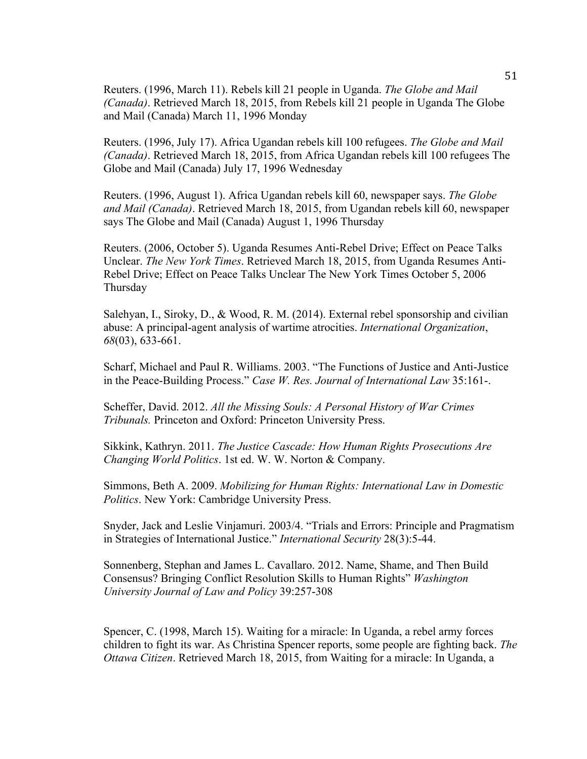Reuters. (1996, March 11). Rebels kill 21 people in Uganda. *The Globe and Mail (Canada)*. Retrieved March 18, 2015, from Rebels kill 21 people in Uganda The Globe and Mail (Canada) March 11, 1996 Monday

Reuters. (1996, July 17). Africa Ugandan rebels kill 100 refugees. *The Globe and Mail (Canada)*. Retrieved March 18, 2015, from Africa Ugandan rebels kill 100 refugees The Globe and Mail (Canada) July 17, 1996 Wednesday

Reuters. (1996, August 1). Africa Ugandan rebels kill 60, newspaper says. *The Globe and Mail (Canada)*. Retrieved March 18, 2015, from Ugandan rebels kill 60, newspaper says The Globe and Mail (Canada) August 1, 1996 Thursday

Reuters. (2006, October 5). Uganda Resumes Anti-Rebel Drive; Effect on Peace Talks Unclear. *The New York Times*. Retrieved March 18, 2015, from Uganda Resumes Anti-Rebel Drive; Effect on Peace Talks Unclear The New York Times October 5, 2006 Thursday

Salehyan, I., Siroky, D., & Wood, R. M. (2014). External rebel sponsorship and civilian abuse: A principal-agent analysis of wartime atrocities. *International Organization*, *68*(03), 633-661.

Scharf, Michael and Paul R. Williams. 2003. "The Functions of Justice and Anti-Justice in the Peace-Building Process." *Case W. Res. Journal of International Law* 35:161-.

Scheffer, David. 2012. *All the Missing Souls: A Personal History of War Crimes Tribunals.* Princeton and Oxford: Princeton University Press.

Sikkink, Kathryn. 2011. *The Justice Cascade: How Human Rights Prosecutions Are Changing World Politics*. 1st ed. W. W. Norton & Company.

Simmons, Beth A. 2009. *Mobilizing for Human Rights: International Law in Domestic Politics*. New York: Cambridge University Press.

Snyder, Jack and Leslie Vinjamuri. 2003/4. "Trials and Errors: Principle and Pragmatism in Strategies of International Justice." *International Security* 28(3):5-44.

Sonnenberg, Stephan and James L. Cavallaro. 2012. Name, Shame, and Then Build Consensus? Bringing Conflict Resolution Skills to Human Rights" *Washington University Journal of Law and Policy* 39:257-308

Spencer, C. (1998, March 15). Waiting for a miracle: In Uganda, a rebel army forces children to fight its war. As Christina Spencer reports, some people are fighting back. *The Ottawa Citizen*. Retrieved March 18, 2015, from Waiting for a miracle: In Uganda, a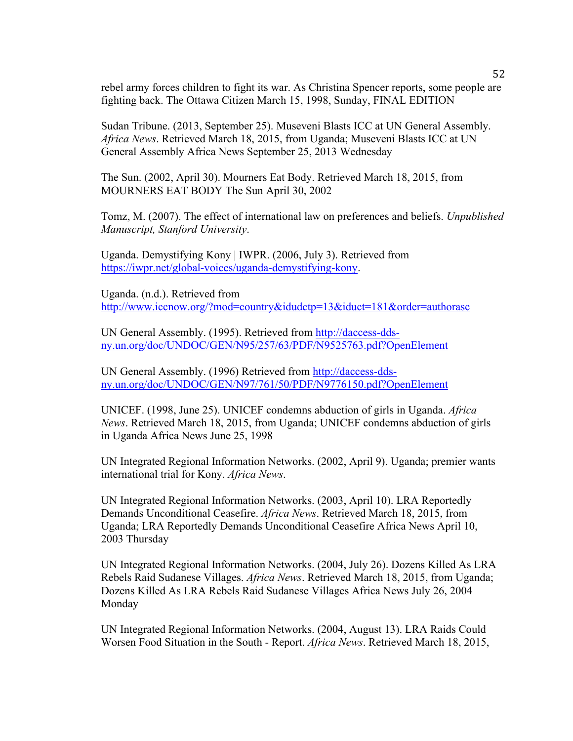rebel army forces children to fight its war. As Christina Spencer reports, some people are fighting back. The Ottawa Citizen March 15, 1998, Sunday, FINAL EDITION

Sudan Tribune. (2013, September 25). Museveni Blasts ICC at UN General Assembly. *Africa News*. Retrieved March 18, 2015, from Uganda; Museveni Blasts ICC at UN General Assembly Africa News September 25, 2013 Wednesday

The Sun. (2002, April 30). Mourners Eat Body. Retrieved March 18, 2015, from MOURNERS EAT BODY The Sun April 30, 2002

Tomz, M. (2007). The effect of international law on preferences and beliefs. *Unpublished Manuscript, Stanford University*.

Uganda. Demystifying Kony | IWPR. (2006, July 3). Retrieved from https://iwpr.net/global-voices/uganda-demystifying-kony.

Uganda. (n.d.). Retrieved from http://www.iccnow.org/?mod=country&idudctp=13&iduct=181&order=authorasc

UN General Assembly. (1995). Retrieved from http://daccess-dds-ny.un.org/doc/UNDOC/GEN/N95/257/63/PDF/N9525763.pdf?OpenElement

UN General Assembly. (1996) Retrieved from http://daccess-dds-ny.un.org/doc/UNDOC/GEN/N97/761/50/PDF/N9776150.pdf?OpenElement

UNICEF. (1998, June 25). UNICEF condemns abduction of girls in Uganda. *Africa News*. Retrieved March 18, 2015, from Uganda; UNICEF condemns abduction of girls in Uganda Africa News June 25, 1998

UN Integrated Regional Information Networks. (2002, April 9). Uganda; premier wants international trial for Kony. *Africa News*.

UN Integrated Regional Information Networks. (2003, April 10). LRA Reportedly Demands Unconditional Ceasefire. *Africa News*. Retrieved March 18, 2015, from Uganda; LRA Reportedly Demands Unconditional Ceasefire Africa News April 10, 2003 Thursday

UN Integrated Regional Information Networks. (2004, July 26). Dozens Killed As LRA Rebels Raid Sudanese Villages. *Africa News*. Retrieved March 18, 2015, from Uganda; Dozens Killed As LRA Rebels Raid Sudanese Villages Africa News July 26, 2004 Monday

UN Integrated Regional Information Networks. (2004, August 13). LRA Raids Could Worsen Food Situation in the South - Report. *Africa News*. Retrieved March 18, 2015,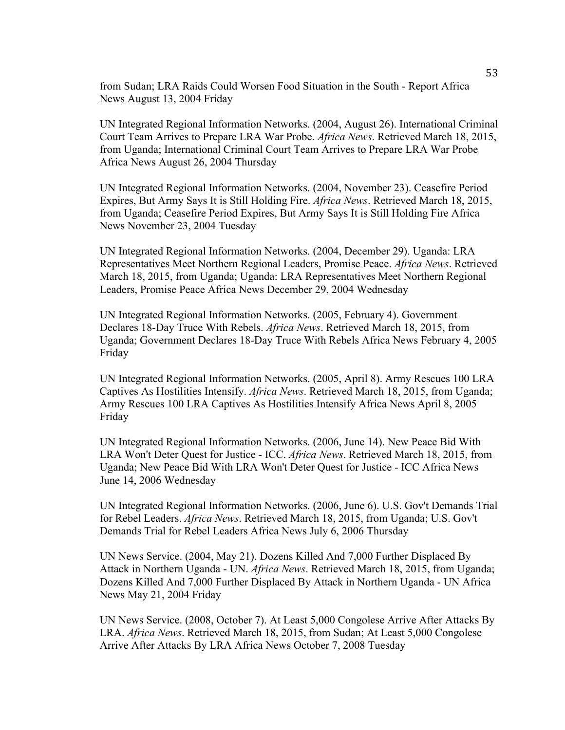from Sudan; LRA Raids Could Worsen Food Situation in the South - Report Africa News August 13, 2004 Friday

UN Integrated Regional Information Networks. (2004, August 26). International Criminal Court Team Arrives to Prepare LRA War Probe. *Africa News*. Retrieved March 18, 2015, from Uganda; International Criminal Court Team Arrives to Prepare LRA War Probe Africa News August 26, 2004 Thursday

UN Integrated Regional Information Networks. (2004, November 23). Ceasefire Period Expires, But Army Says It is Still Holding Fire. *Africa News*. Retrieved March 18, 2015, from Uganda; Ceasefire Period Expires, But Army Says It is Still Holding Fire Africa News November 23, 2004 Tuesday

UN Integrated Regional Information Networks. (2004, December 29). Uganda: LRA Representatives Meet Northern Regional Leaders, Promise Peace. *Africa News*. Retrieved March 18, 2015, from Uganda; Uganda: LRA Representatives Meet Northern Regional Leaders, Promise Peace Africa News December 29, 2004 Wednesday

UN Integrated Regional Information Networks. (2005, February 4). Government Declares 18-Day Truce With Rebels. *Africa News*. Retrieved March 18, 2015, from Uganda; Government Declares 18-Day Truce With Rebels Africa News February 4, 2005 Friday

UN Integrated Regional Information Networks. (2005, April 8). Army Rescues 100 LRA Captives As Hostilities Intensify. *Africa News*. Retrieved March 18, 2015, from Uganda; Army Rescues 100 LRA Captives As Hostilities Intensify Africa News April 8, 2005 Friday

UN Integrated Regional Information Networks. (2006, June 14). New Peace Bid With LRA Won't Deter Quest for Justice - ICC. *Africa News*. Retrieved March 18, 2015, from Uganda; New Peace Bid With LRA Won't Deter Quest for Justice - ICC Africa News June 14, 2006 Wednesday

UN Integrated Regional Information Networks. (2006, June 6). U.S. Gov't Demands Trial for Rebel Leaders. *Africa News*. Retrieved March 18, 2015, from Uganda; U.S. Gov't Demands Trial for Rebel Leaders Africa News July 6, 2006 Thursday

UN News Service. (2004, May 21). Dozens Killed And 7,000 Further Displaced By Attack in Northern Uganda - UN. *Africa News*. Retrieved March 18, 2015, from Uganda; Dozens Killed And 7,000 Further Displaced By Attack in Northern Uganda - UN Africa News May 21, 2004 Friday

UN News Service. (2008, October 7). At Least 5,000 Congolese Arrive After Attacks By LRA. *Africa News*. Retrieved March 18, 2015, from Sudan; At Least 5,000 Congolese Arrive After Attacks By LRA Africa News October 7, 2008 Tuesday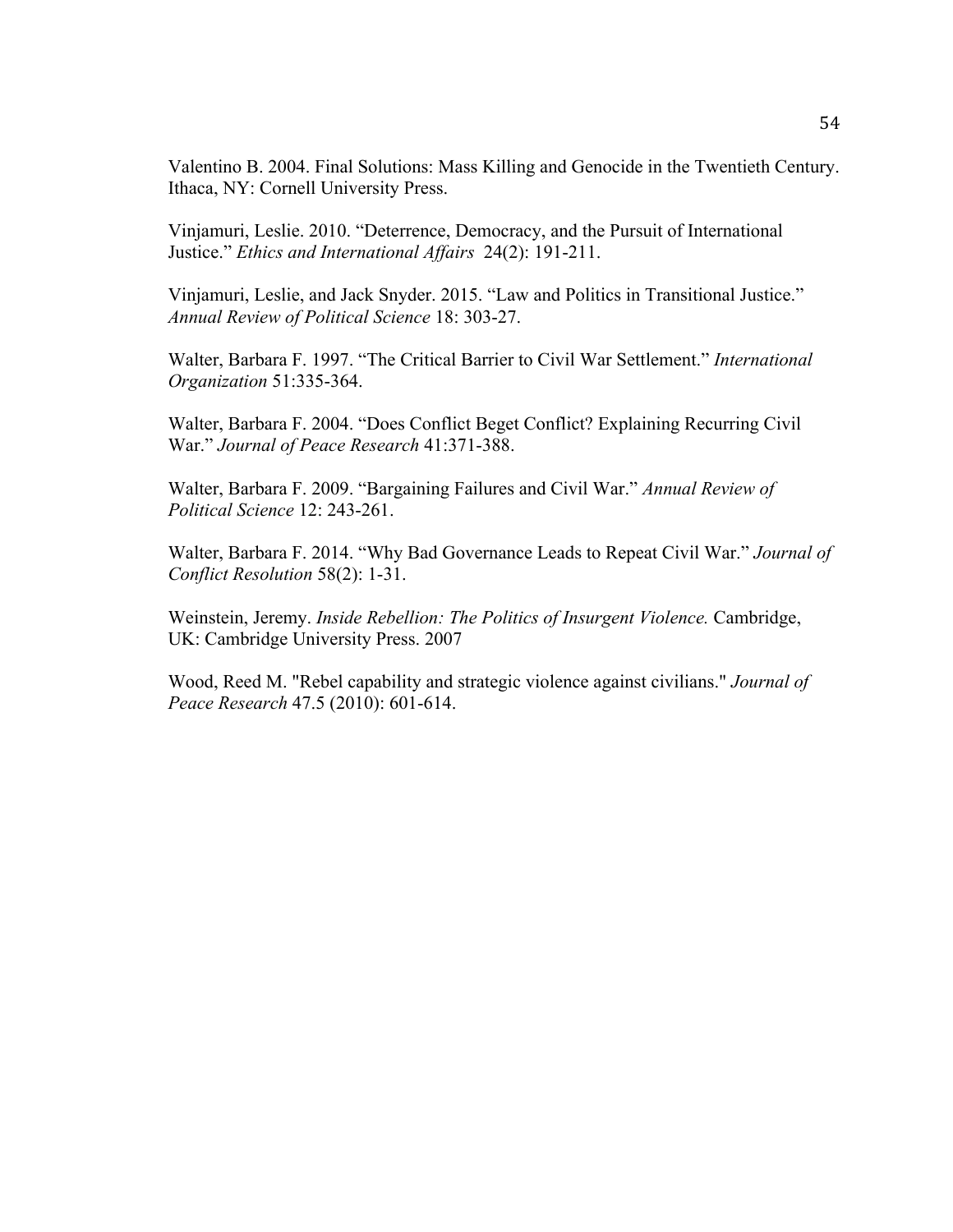Valentino B. 2004. Final Solutions: Mass Killing and Genocide in the Twentieth Century. Ithaca, NY: Cornell University Press.

Vinjamuri, Leslie. 2010. "Deterrence, Democracy, and the Pursuit of International Justice." *Ethics and International Affairs* 24(2): 191-211.

Vinjamuri, Leslie, and Jack Snyder. 2015. "Law and Politics in Transitional Justice." *Annual Review of Political Science* 18: 303-27.

Walter, Barbara F. 1997. "The Critical Barrier to Civil War Settlement." *International Organization* 51:335-364.

Walter, Barbara F. 2004. "Does Conflict Beget Conflict? Explaining Recurring Civil War." *Journal of Peace Research* 41:371-388.

Walter, Barbara F. 2009. "Bargaining Failures and Civil War." *Annual Review of Political Science* 12: 243-261.

Walter, Barbara F. 2014. "Why Bad Governance Leads to Repeat Civil War." *Journal of Conflict Resolution* 58(2): 1-31.

Weinstein, Jeremy. *Inside Rebellion: The Politics of Insurgent Violence.* Cambridge, UK: Cambridge University Press. 2007

Wood, Reed M. "Rebel capability and strategic violence against civilians." *Journal of Peace Research* 47.5 (2010): 601-614.